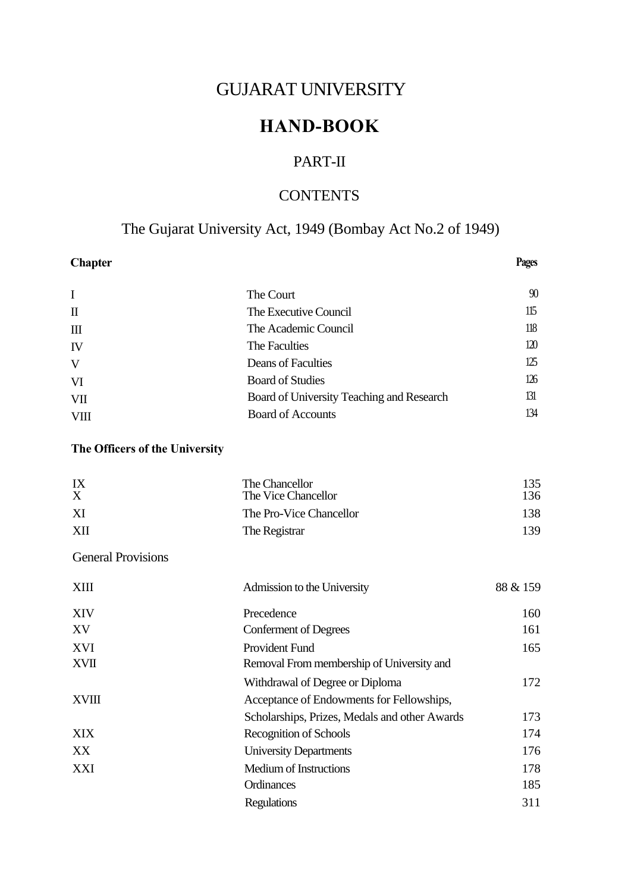# GUJARAT UNIVERSITY

# HAND-BOOK

## PART-II

## CONTENTS

## The Gujarat University Act, 1949 (Bombay Act No.2 of 1949)

| Chapter | | Pages |
|---|---|---|
| I | The Court | 90 |
| II | The Executive Council | 115 |
| III | The Academic Council | 118 |
| IV | The Faculties | 120 |
| V | Deans of Faculties | 125 |
| VI | Board of Studies | 126 |
| VII | Board of University Teaching and Research | 131 |
| VIII | Board of Accounts | 134 |

**The Officers of the University**

| | | |
|---|---|---|
| IX | The Chancellor | 135 |
| X | The Vice Chancellor | 136 |
| XI | The Pro-Vice Chancellor | 138 |
| XII | The Registrar | 139 |

General Provisions

| | | |
|---|---|---|
| XIII | Admission to the University | 88 & 159 |
| XIV | Precedence | 160 |
| XV | Conferment of Degrees | 161 |
| XVI | Provident Fund | 165 |
| XVII | Removal From membership of University and Withdrawal of Degree or Diploma | 172 |
| XVIII | Acceptance of Endowments for Fellowships, Scholarships, Prizes, Medals and other Awards | 173 |
| XIX | Recognition of Schools | 174 |
| XX | University Departments | 176 |
| XXI | Medium of Instructions | 178 |
| | Ordinances | 185 |
| | Regulations | 311 |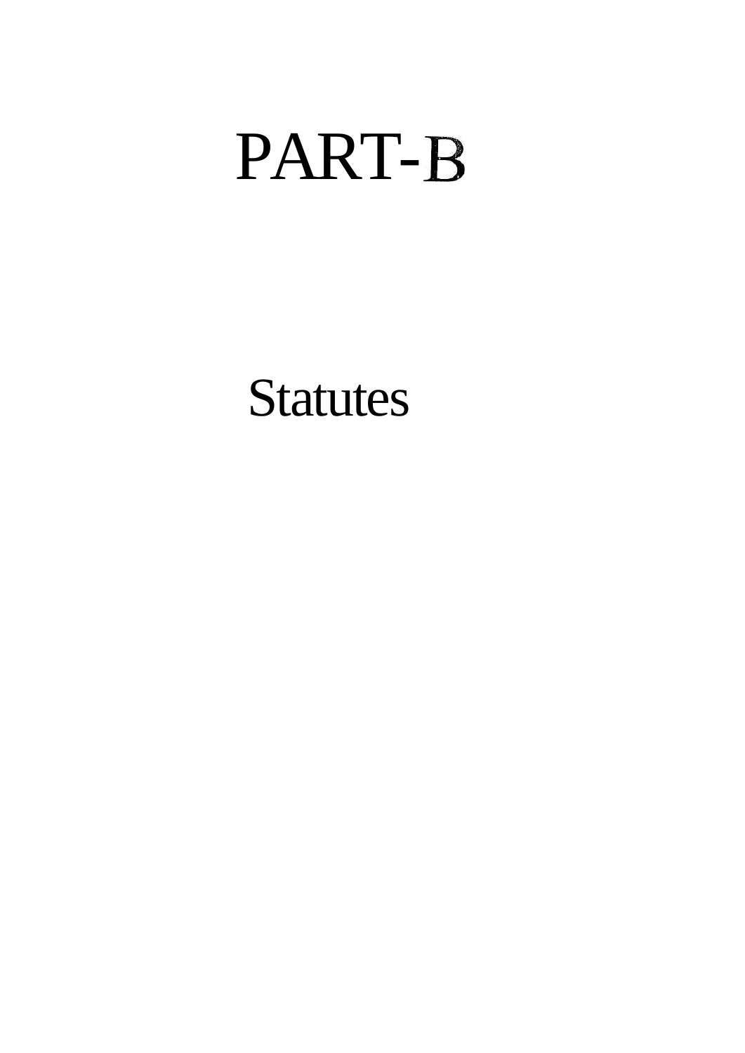# PART-B

## Statutes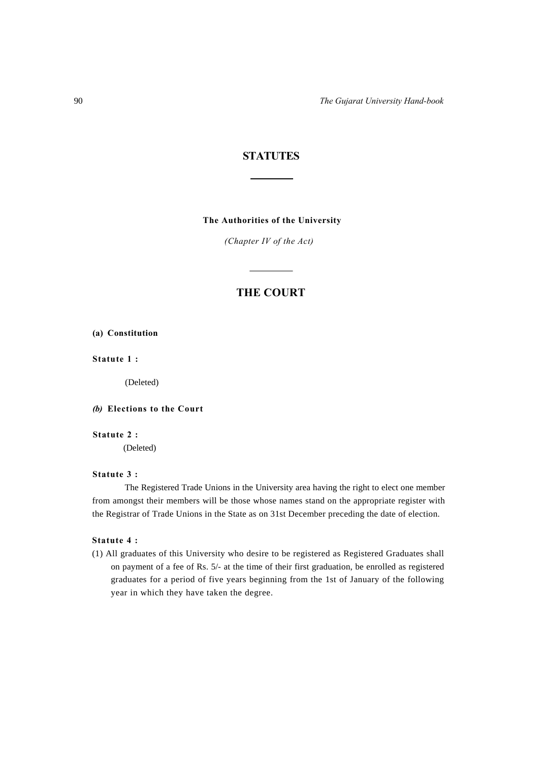# STATUTES

## The Authorities of the University

*(Chapter IV of the Act)*

## THE COURT

**(a) Constitution**

**Statute 1 :**

(Deleted)

***(b)* Elections to the Court**

**Statute 2 :**

(Deleted)

**Statute 3 :**

The Registered Trade Unions in the University area having the right to elect one member from amongst their members will be those whose names stand on the appropriate register with the Registrar of Trade Unions in the State as on 31st December preceding the date of election.

**Statute 4 :**

(1) All graduates of this University who desire to be registered as Registered Graduates shall on payment of a fee of Rs. 5/- at the time of their first graduation, be enrolled as registered graduates for a period of five years beginning from the 1st of January of the following year in which they have taken the degree.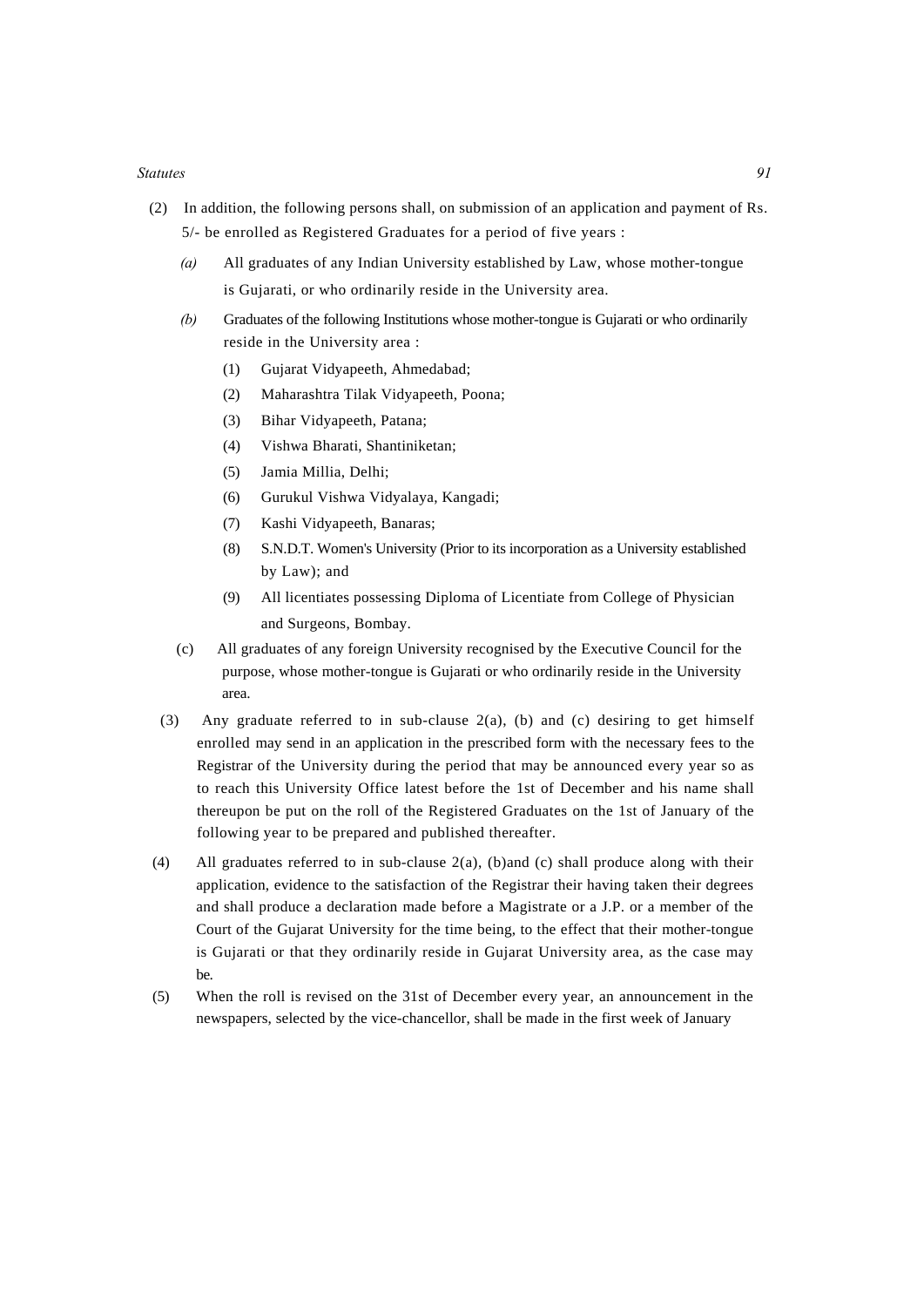(2) In addition, the following persons shall, on submission of an application and payment of Rs. 5/- be enrolled as Registered Graduates for a period of five years :

*(a)* All graduates of any Indian University established by Law, whose mother-tongue is Gujarati, or who ordinarily reside in the University area.

*(b)* Graduates of the following Institutions whose mother-tongue is Gujarati or who ordinarily reside in the University area :

(1) Gujarat Vidyapeeth, Ahmedabad;

(2) Maharashtra Tilak Vidyapeeth, Poona;

(3) Bihar Vidyapeeth, Patana;

(4) Vishwa Bharati, Shantiniketan;

(5) Jamia Millia, Delhi;

(6) Gurukul Vishwa Vidyalaya, Kangadi;

(7) Kashi Vidyapeeth, Banaras;

(8) S.N.D.T. Women's University (Prior to its incorporation as a University established by Law); and

(9) All licentiates possessing Diploma of Licentiate from College of Physician and Surgeons, Bombay.

(c) All graduates of any foreign University recognised by the Executive Council for the purpose, whose mother-tongue is Gujarati or who ordinarily reside in the University area.

(3) Any graduate referred to in sub-clause 2(a), (b) and (c) desiring to get himself enrolled may send in an application in the prescribed form with the necessary fees to the Registrar of the University during the period that may be announced every year so as to reach this University Office latest before the 1st of December and his name shall thereupon be put on the roll of the Registered Graduates on the 1st of January of the following year to be prepared and published thereafter.

(4) All graduates referred to in sub-clause 2(a), (b)and (c) shall produce along with their application, evidence to the satisfaction of the Registrar their having taken their degrees and shall produce a declaration made before a Magistrate or a J.P. or a member of the Court of the Gujarat University for the time being, to the effect that their mother-tongue is Gujarati or that they ordinarily reside in Gujarat University area, as the case may be.

(5) When the roll is revised on the 31st of December every year, an announcement in the newspapers, selected by the vice-chancellor, shall be made in the first week of January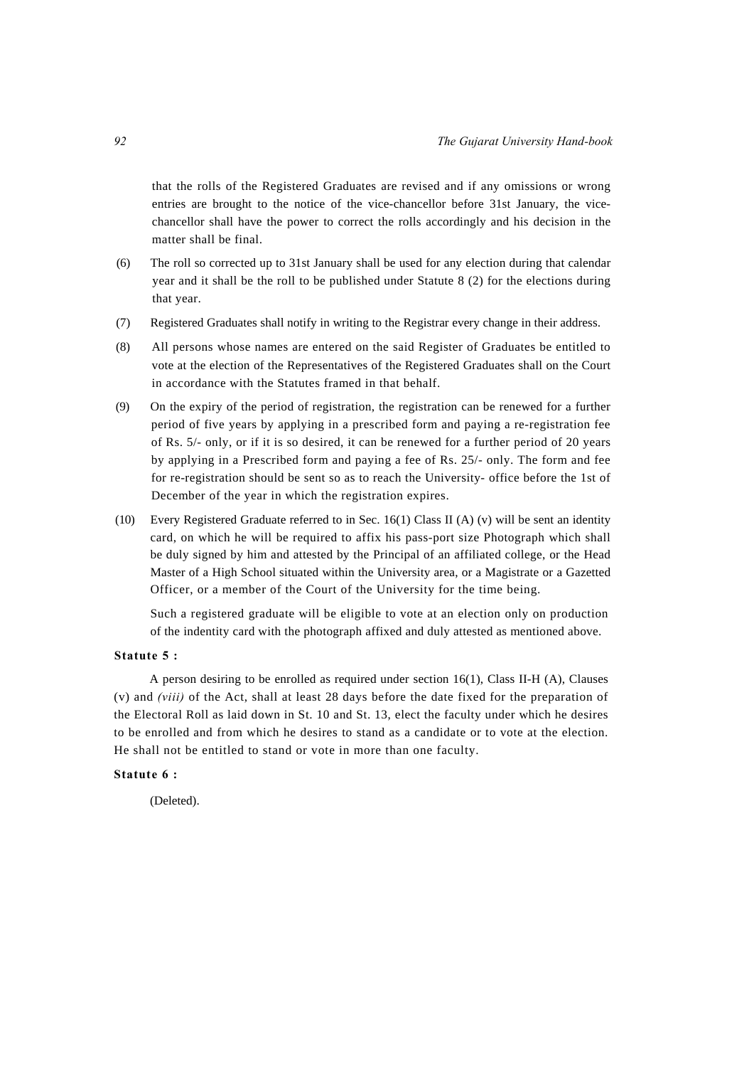that the rolls of the Registered Graduates are revised and if any omissions or wrong entries are brought to the notice of the vice-chancellor before 31st January, the vice-chancellor shall have the power to correct the rolls accordingly and his decision in the matter shall be final.

(6) The roll so corrected up to 31st January shall be used for any election during that calendar year and it shall be the roll to be published under Statute 8 (2) for the elections during that year.

(7) Registered Graduates shall notify in writing to the Registrar every change in their address.

(8) All persons whose names are entered on the said Register of Graduates be entitled to vote at the election of the Representatives of the Registered Graduates shall on the Court in accordance with the Statutes framed in that behalf.

(9) On the expiry of the period of registration, the registration can be renewed for a further period of five years by applying in a prescribed form and paying a re-registration fee of Rs. 5/- only, or if it is so desired, it can be renewed for a further period of 20 years by applying in a Prescribed form and paying a fee of Rs. 25/- only. The form and fee for re-registration should be sent so as to reach the University- office before the 1st of December of the year in which the registration expires.

(10) Every Registered Graduate referred to in Sec. 16(1) Class II (A) (v) will be sent an identity card, on which he will be required to affix his pass-port size Photograph which shall be duly signed by him and attested by the Principal of an affiliated college, or the Head Master of a High School situated within the University area, or a Magistrate or a Gazetted Officer, or a member of the Court of the University for the time being.

Such a registered graduate will be eligible to vote at an election only on production of the indentity card with the photograph affixed and duly attested as mentioned above.

**Statute 5 :**

A person desiring to be enrolled as required under section 16(1), Class II-H (A), Clauses (v) and *(viii)* of the Act, shall at least 28 days before the date fixed for the preparation of the Electoral Roll as laid down in St. 10 and St. 13, elect the faculty under which he desires to be enrolled and from which he desires to stand as a candidate or to vote at the election. He shall not be entitled to stand or vote in more than one faculty.

**Statute 6 :**

(Deleted).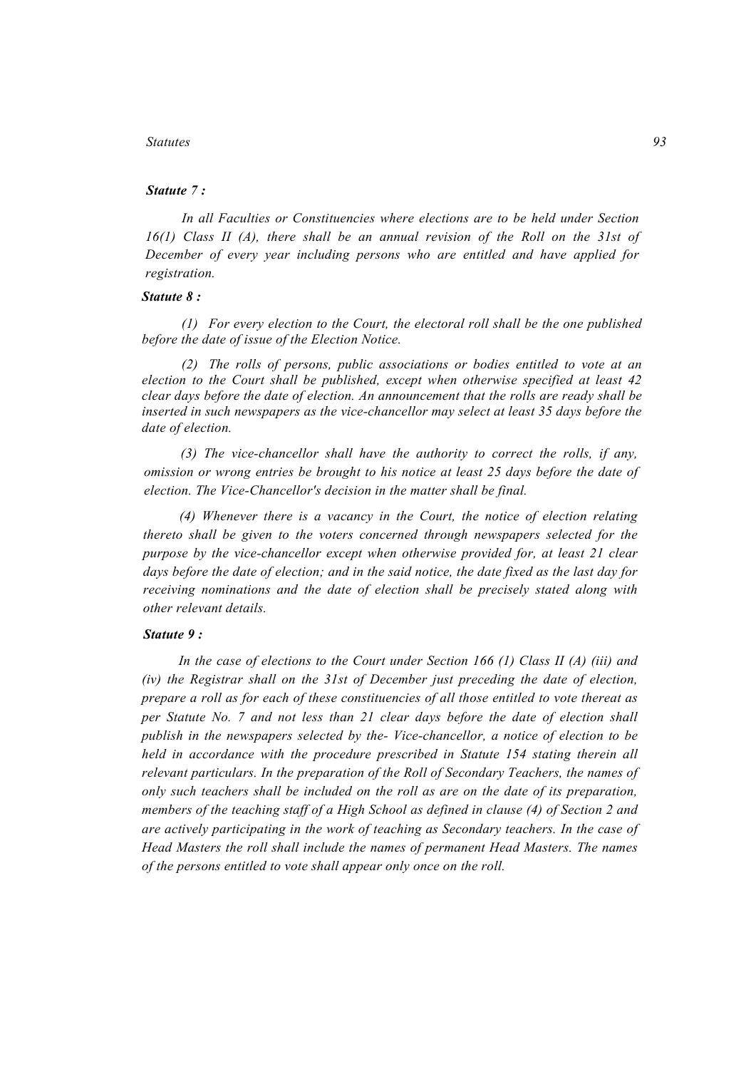***Statute 7 :***

*In all Faculties or Constituencies where elections are to be held under Section 16(1) Class II (A), there shall be an annual revision of the Roll on the 31st of December of every year including persons who are entitled and have applied for registration.*

***Statute 8 :***

*(1) For every election to the Court, the electoral roll shall be the one published before the date of issue of the Election Notice.*

*(2) The rolls of persons, public associations or bodies entitled to vote at an election to the Court shall be published, except when otherwise specified at least 42 clear days before the date of election. An announcement that the rolls are ready shall be inserted in such newspapers as the vice-chancellor may select at least 35 days before the date of election.*

*(3) The vice-chancellor shall have the authority to correct the rolls, if any, omission or wrong entries be brought to his notice at least 25 days before the date of election. The Vice-Chancellor's decision in the matter shall be final.*

*(4) Whenever there is a vacancy in the Court, the notice of election relating thereto shall be given to the voters concerned through newspapers selected for the purpose by the vice-chancellor except when otherwise provided for, at least 21 clear days before the date of election; and in the said notice, the date fixed as the last day for receiving nominations and the date of election shall be precisely stated along with other relevant details.*

***Statute 9 :***

*In the case of elections to the Court under Section 166 (1) Class II (A) (iii) and (iv) the Registrar shall on the 31st of December just preceding the date of election, prepare a roll as for each of these constituencies of all those entitled to vote thereat as per Statute No. 7 and not less than 21 clear days before the date of election shall publish in the newspapers selected by the- Vice-chancellor, a notice of election to be held in accordance with the procedure prescribed in Statute 154 stating therein all relevant particulars. In the preparation of the Roll of Secondary Teachers, the names of only such teachers shall be included on the roll as are on the date of its preparation, members of the teaching staff of a High School as defined in clause (4) of Section 2 and are actively participating in the work of teaching as Secondary teachers. In the case of Head Masters the roll shall include the names of permanent Head Masters. The names of the persons entitled to vote shall appear only once on the roll.*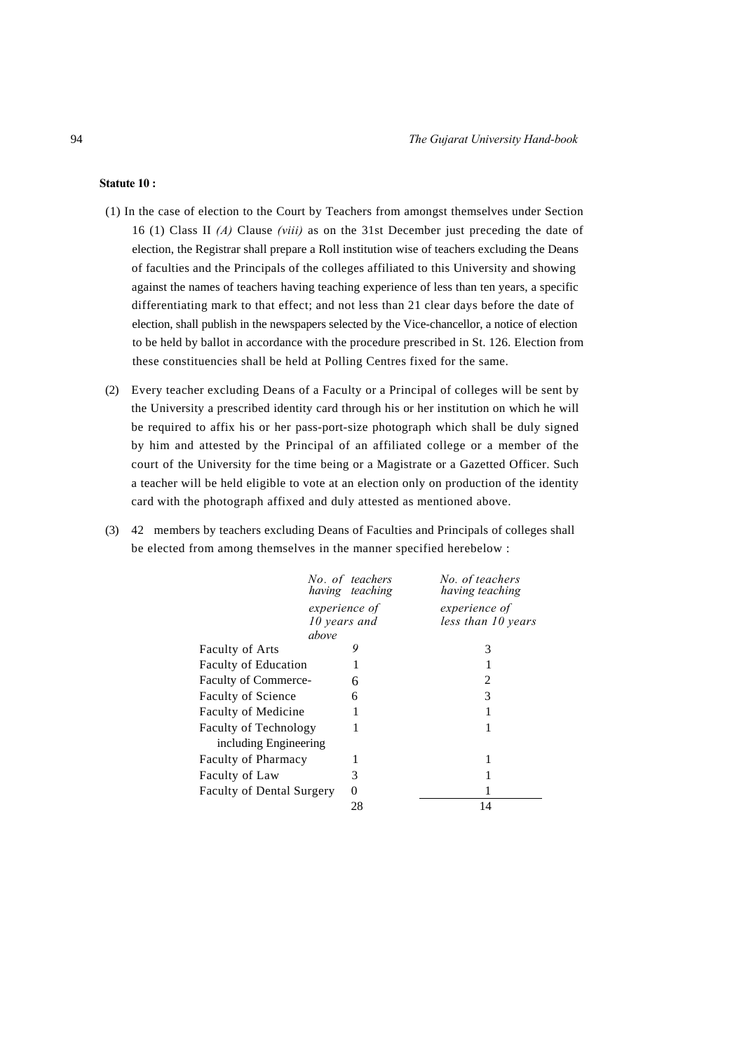**Statute 10 :**

(1) In the case of election to the Court by Teachers from amongst themselves under Section 16 (1) Class II *(A)* Clause *(viii)* as on the 31st December just preceding the date of election, the Registrar shall prepare a Roll institution wise of teachers excluding the Deans of faculties and the Principals of the colleges affiliated to this University and showing against the names of teachers having teaching experience of less than ten years, a specific differentiating mark to that effect; and not less than 21 clear days before the date of election, shall publish in the newspapers selected by the Vice-chancellor, a notice of election to be held by ballot in accordance with the procedure prescribed in St. 126. Election from these constituencies shall be held at Polling Centres fixed for the same.

(2) Every teacher excluding Deans of a Faculty or a Principal of colleges will be sent by the University a prescribed identity card through his or her institution on which he will be required to affix his or her pass-port-size photograph which shall be duly signed by him and attested by the Principal of an affiliated college or a member of the court of the University for the time being or a Magistrate or a Gazetted Officer. Such a teacher will be held eligible to vote at an election only on production of the identity card with the photograph affixed and duly attested as mentioned above.

(3) 42 members by teachers excluding Deans of Faculties and Principals of colleges shall be elected from among themselves in the manner specified herebelow :

| | *No. of teachers having teaching experience of 10 years and above* | *No. of teachers having teaching experience of less than 10 years* |
|---|---|---|
| Faculty of Arts | 9 | 3 |
| Faculty of Education | 1 | 1 |
| Faculty of Commerce- | 6 | 2 |
| Faculty of Science | 6 | 3 |
| Faculty of Medicine | 1 | 1 |
| Faculty of Technology including Engineering | 1 | 1 |
| Faculty of Pharmacy | 1 | 1 |
| Faculty of Law | 3 | 1 |
| Faculty of Dental Surgery | 0 | 1 |
| | 28 | 14 |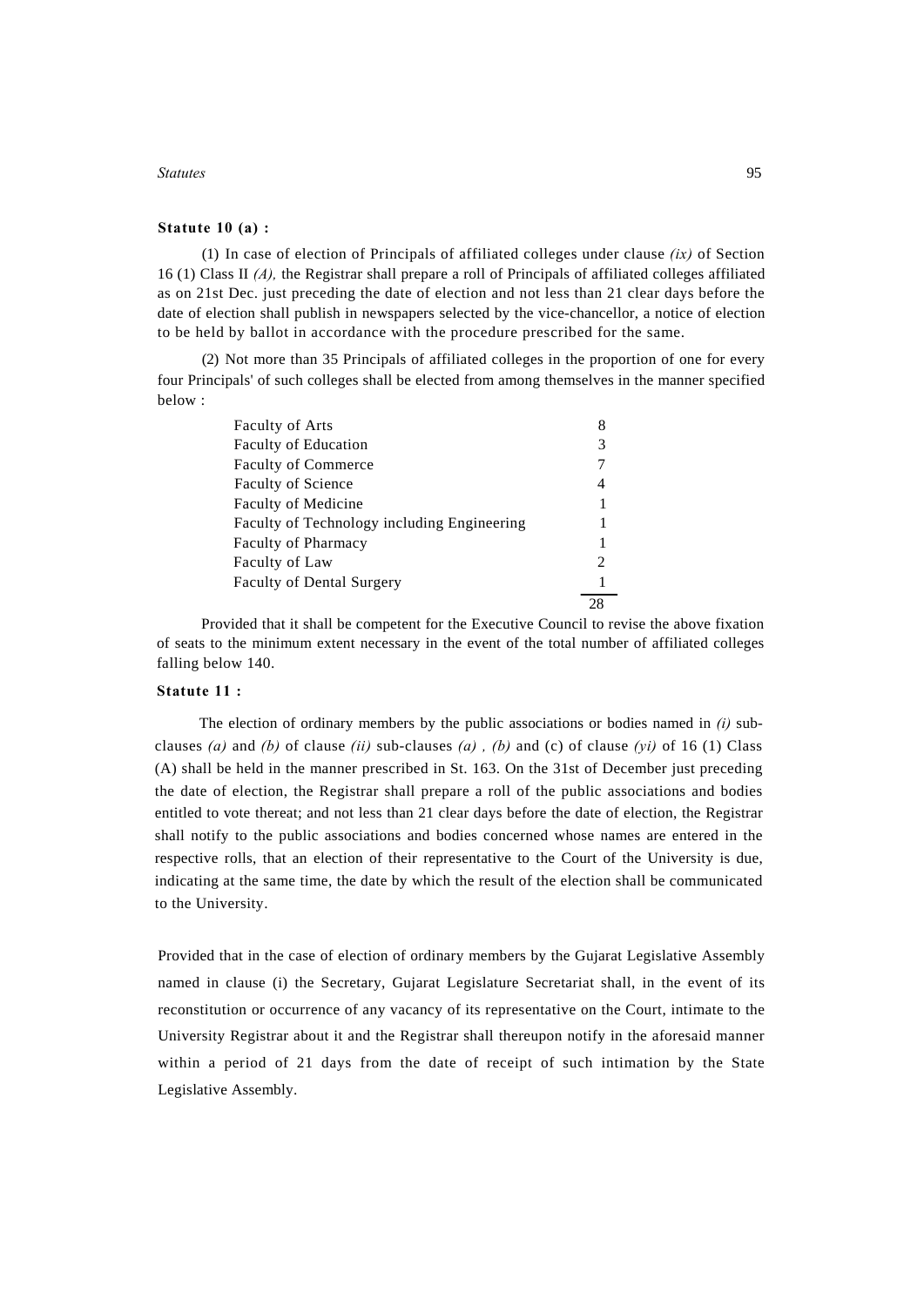### Statute 10 (a) :

(1) In case of election of Principals of affiliated colleges under clause *(ix)* of Section 16 (1) Class II *(A),* the Registrar shall prepare a roll of Principals of affiliated colleges affiliated as on 21st Dec. just preceding the date of election and not less than 21 clear days before the date of election shall publish in newspapers selected by the vice-chancellor, a notice of election to be held by ballot in accordance with the procedure prescribed for the same.

(2) Not more than 35 Principals of affiliated colleges in the proportion of one for every four Principals' of such colleges shall be elected from among themselves in the manner specified below :

| | |
|---|---|
| Faculty of Arts | 8 |
| Faculty of Education | 3 |
| Faculty of Commerce | 7 |
| Faculty of Science | 4 |
| Faculty of Medicine | 1 |
| Faculty of Technology including Engineering | 1 |
| Faculty of Pharmacy | 1 |
| Faculty of Law | 2 |
| Faculty of Dental Surgery | 1 |
| | 28 |

Provided that it shall be competent for the Executive Council to revise the above fixation of seats to the minimum extent necessary in the event of the total number of affiliated colleges falling below 140.

### Statute 11 :

The election of ordinary members by the public associations or bodies named in *(i)* sub-clauses *(a)* and *(b)* of clause *(ii)* sub-clauses *(a) , (b)* and (c) of clause *(yi)* of 16 (1) Class (A) shall be held in the manner prescribed in St. 163. On the 31st of December just preceding the date of election, the Registrar shall prepare a roll of the public associations and bodies entitled to vote thereat; and not less than 21 clear days before the date of election, the Registrar shall notify to the public associations and bodies concerned whose names are entered in the respective rolls, that an election of their representative to the Court of the University is due, indicating at the same time, the date by which the result of the election shall be communicated to the University.

Provided that in the case of election of ordinary members by the Gujarat Legislative Assembly named in clause (i) the Secretary, Gujarat Legislature Secretariat shall, in the event of its reconstitution or occurrence of any vacancy of its representative on the Court, intimate to the University Registrar about it and the Registrar shall thereupon notify in the aforesaid manner within a period of 21 days from the date of receipt of such intimation by the State Legislative Assembly.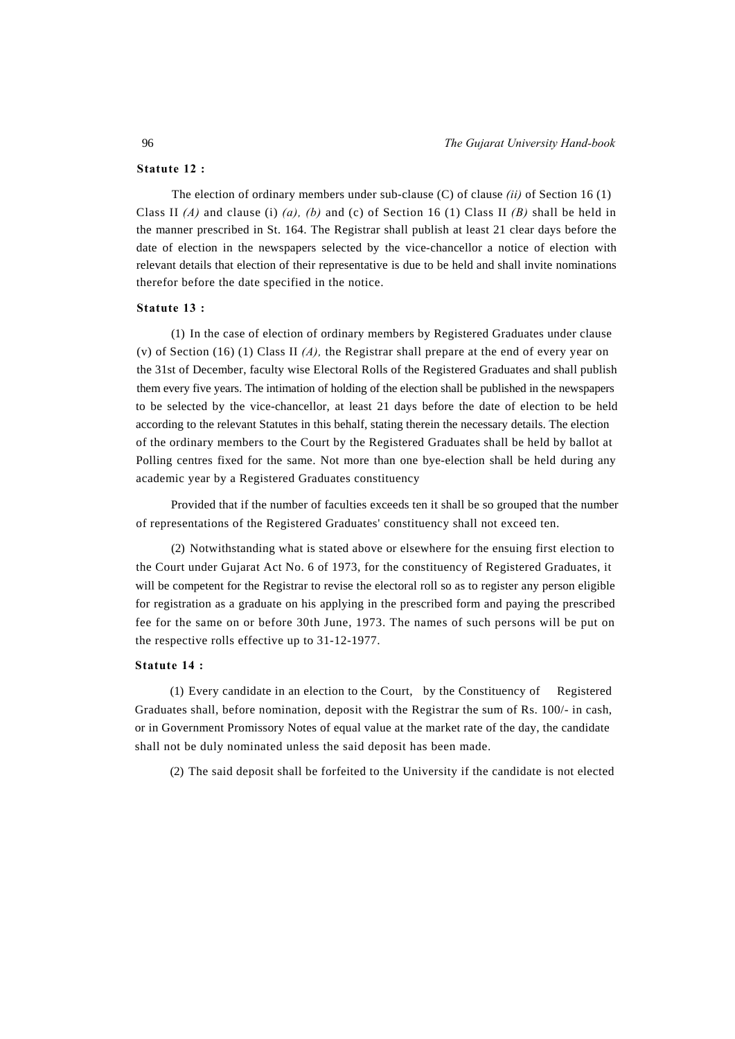**Statute 12 :**

The election of ordinary members under sub-clause (C) of clause *(ii)* of Section 16 (1) Class II *(A)* and clause (i) *(a), (b)* and (c) of Section 16 (1) Class II *(B)* shall be held in the manner prescribed in St. 164. The Registrar shall publish at least 21 clear days before the date of election in the newspapers selected by the vice-chancellor a notice of election with relevant details that election of their representative is due to be held and shall invite nominations therefor before the date specified in the notice.

**Statute 13 :**

(1) In the case of election of ordinary members by Registered Graduates under clause (v) of Section (16) (1) Class II *(A),* the Registrar shall prepare at the end of every year on the 31st of December, faculty wise Electoral Rolls of the Registered Graduates and shall publish them every five years. The intimation of holding of the election shall be published in the newspapers to be selected by the vice-chancellor, at least 21 days before the date of election to be held according to the relevant Statutes in this behalf, stating therein the necessary details. The election of the ordinary members to the Court by the Registered Graduates shall be held by ballot at Polling centres fixed for the same. Not more than one bye-election shall be held during any academic year by a Registered Graduates constituency

Provided that if the number of faculties exceeds ten it shall be so grouped that the number of representations of the Registered Graduates' constituency shall not exceed ten.

(2) Notwithstanding what is stated above or elsewhere for the ensuing first election to the Court under Gujarat Act No. 6 of 1973, for the constituency of Registered Graduates, it will be competent for the Registrar to revise the electoral roll so as to register any person eligible for registration as a graduate on his applying in the prescribed form and paying the prescribed fee for the same on or before 30th June, 1973. The names of such persons will be put on the respective rolls effective up to 31-12-1977.

**Statute 14 :**

(1) Every candidate in an election to the Court, by the Constituency of Registered Graduates shall, before nomination, deposit with the Registrar the sum of Rs. 100/- in cash, or in Government Promissory Notes of equal value at the market rate of the day, the candidate shall not be duly nominated unless the said deposit has been made.

(2) The said deposit shall be forfeited to the University if the candidate is not elected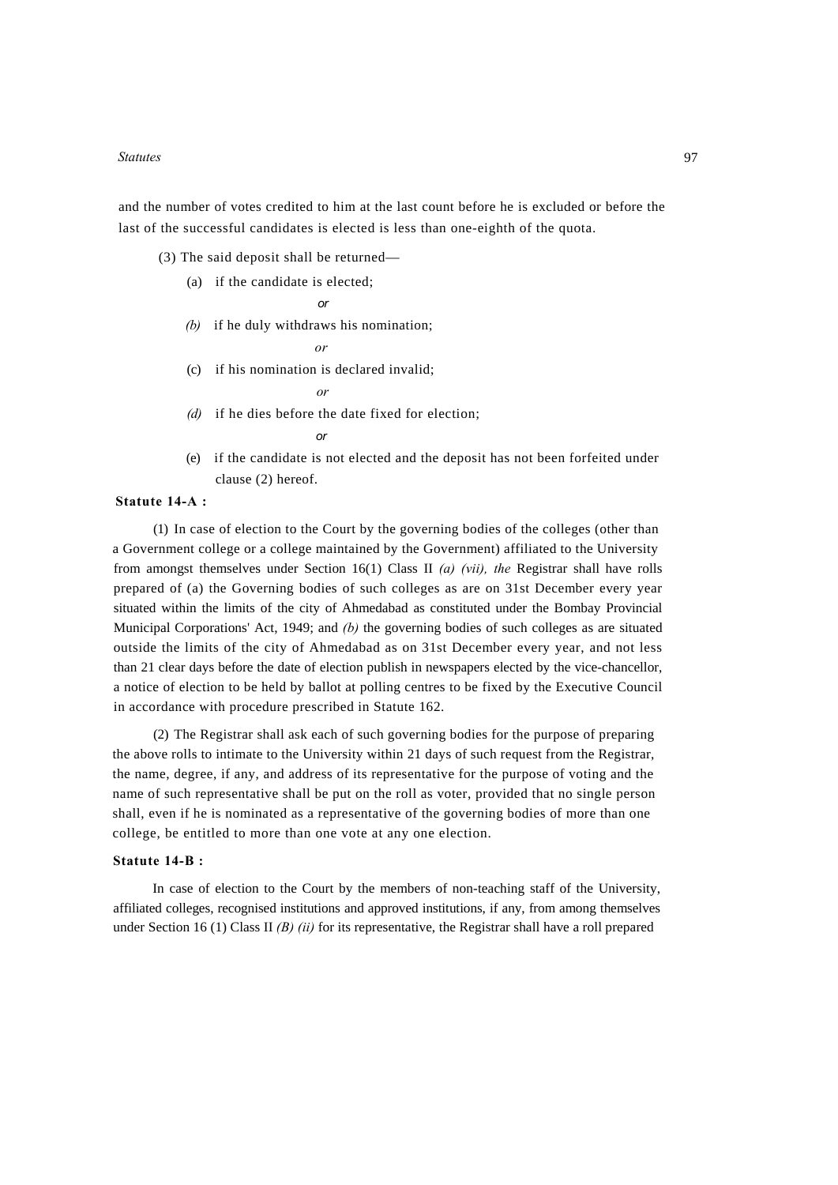and the number of votes credited to him at the last count before he is excluded or before the last of the successful candidates is elected is less than one-eighth of the quota.

(3) The said deposit shall be returned—

(a) if the candidate is elected;

*or*

*(b)* if he duly withdraws his nomination;

*or*

(c) if his nomination is declared invalid;

*or*

*(d)* if he dies before the date fixed for election;

*or*

(e) if the candidate is not elected and the deposit has not been forfeited under clause (2) hereof.

**Statute 14-A :**

(1) In case of election to the Court by the governing bodies of the colleges (other than a Government college or a college maintained by the Government) affiliated to the University from amongst themselves under Section 16(1) Class II *(a) (vii), the* Registrar shall have rolls prepared of (a) the Governing bodies of such colleges as are on 31st December every year situated within the limits of the city of Ahmedabad as constituted under the Bombay Provincial Municipal Corporations' Act, 1949; and *(b)* the governing bodies of such colleges as are situated outside the limits of the city of Ahmedabad as on 31st December every year, and not less than 21 clear days before the date of election publish in newspapers elected by the vice-chancellor, a notice of election to be held by ballot at polling centres to be fixed by the Executive Council in accordance with procedure prescribed in Statute 162.

(2) The Registrar shall ask each of such governing bodies for the purpose of preparing the above rolls to intimate to the University within 21 days of such request from the Registrar, the name, degree, if any, and address of its representative for the purpose of voting and the name of such representative shall be put on the roll as voter, provided that no single person shall, even if he is nominated as a representative of the governing bodies of more than one college, be entitled to more than one vote at any one election.

**Statute 14-B :**

In case of election to the Court by the members of non-teaching staff of the University, affiliated colleges, recognised institutions and approved institutions, if any, from among themselves under Section 16 (1) Class II *(B) (ii)* for its representative, the Registrar shall have a roll prepared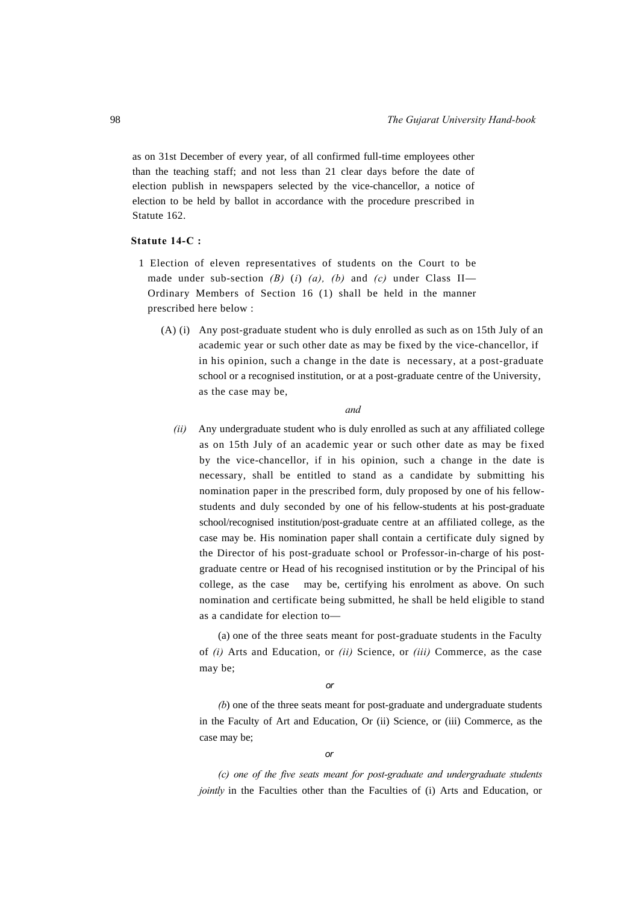as on 31st December of every year, of all confirmed full-time employees other than the teaching staff; and not less than 21 clear days before the date of election publish in newspapers selected by the vice-chancellor, a notice of election to be held by ballot in accordance with the procedure prescribed in Statute 162.

**Statute 14-C :**

1 Election of eleven representatives of students on the Court to be made under sub-section *(B)* (*i*) *(a), (b)* and *(c)* under Class II—Ordinary Members of Section 16 (1) shall be held in the manner prescribed here below :

(A) (i) Any post-graduate student who is duly enrolled as such as on 15th July of an academic year or such other date as may be fixed by the vice-chancellor, if in his opinion, such a change in the date is necessary, at a post-graduate school or a recognised institution, or at a post-graduate centre of the University, as the case may be,

*and*

*(ii)* Any undergraduate student who is duly enrolled as such at any affiliated college as on 15th July of an academic year or such other date as may be fixed by the vice-chancellor, if in his opinion, such a change in the date is necessary, shall be entitled to stand as a candidate by submitting his nomination paper in the prescribed form, duly proposed by one of his fellow-students and duly seconded by one of his fellow-students at his post-graduate school/recognised institution/post-graduate centre at an affiliated college, as the case may be. His nomination paper shall contain a certificate duly signed by the Director of his post-graduate school or Professor-in-charge of his post-graduate centre or Head of his recognised institution or by the Principal of his college, as the case may be, certifying his enrolment as above. On such nomination and certificate being submitted, he shall be held eligible to stand as a candidate for election to—

(a) one of the three seats meant for post-graduate students in the Faculty of *(i)* Arts and Education, or *(ii)* Science, or *(iii)* Commerce, as the case may be;

*or*

*(b*) one of the three seats meant for post-graduate and undergraduate students in the Faculty of Art and Education, Or (ii) Science, or (iii) Commerce, as the case may be;

*or*

*(c) one of the five seats meant for post-graduate and undergraduate students jointly* in the Faculties other than the Faculties of (i) Arts and Education, or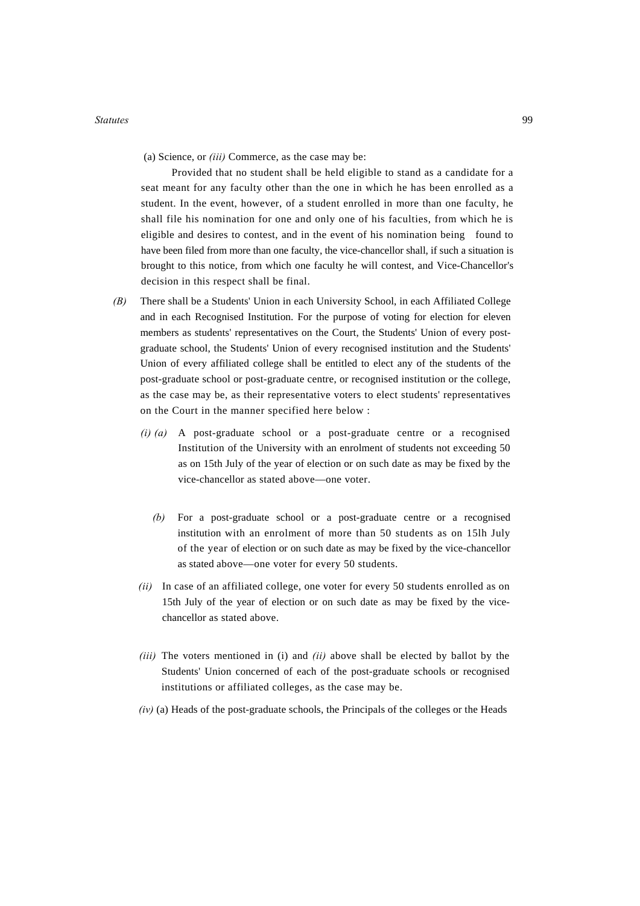(a) Science, or *(iii)* Commerce, as the case may be:

Provided that no student shall be held eligible to stand as a candidate for a seat meant for any faculty other than the one in which he has been enrolled as a student. In the event, however, of a student enrolled in more than one faculty, he shall file his nomination for one and only one of his faculties, from which he is eligible and desires to contest, and in the event of his nomination being found to have been filed from more than one faculty, the vice-chancellor shall, if such a situation is brought to this notice, from which one faculty he will contest, and Vice-Chancellor's decision in this respect shall be final.

*(B)* There shall be a Students' Union in each University School, in each Affiliated College and in each Recognised Institution. For the purpose of voting for election for eleven members as students' representatives on the Court, the Students' Union of every post-graduate school, the Students' Union of every recognised institution and the Students' Union of every affiliated college shall be entitled to elect any of the students of the post-graduate school or post-graduate centre, or recognised institution or the college, as the case may be, as their representative voters to elect students' representatives on the Court in the manner specified here below :

*(i) (a)* A post-graduate school or a post-graduate centre or a recognised Institution of the University with an enrolment of students not exceeding 50 as on 15th July of the year of election or on such date as may be fixed by the vice-chancellor as stated above—one voter.

*(b)* For a post-graduate school or a post-graduate centre or a recognised institution with an enrolment of more than 50 students as on 15lh July of the year of election or on such date as may be fixed by the vice-chancellor as stated above—one voter for every 50 students.

*(ii)* In case of an affiliated college, one voter for every 50 students enrolled as on 15th July of the year of election or on such date as may be fixed by the vice-chancellor as stated above.

*(iii)* The voters mentioned in (i) and *(ii)* above shall be elected by ballot by the Students' Union concerned of each of the post-graduate schools or recognised institutions or affiliated colleges, as the case may be.

*(iv)* (a) Heads of the post-graduate schools, the Principals of the colleges or the Heads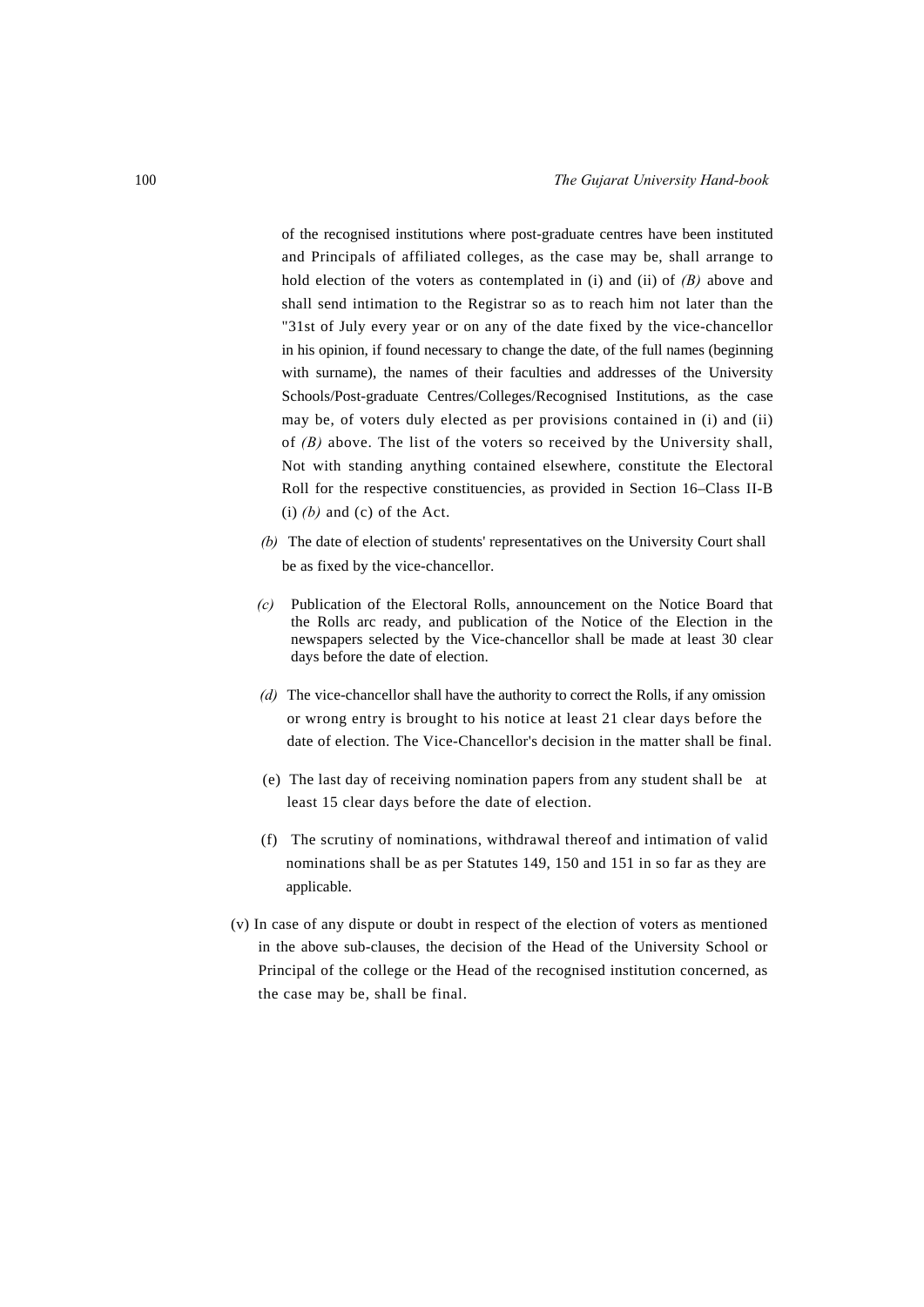of the recognised institutions where post-graduate centres have been instituted and Principals of affiliated colleges, as the case may be, shall arrange to hold election of the voters as contemplated in (i) and (ii) of *(B)* above and shall send intimation to the Registrar so as to reach him not later than the "31st of July every year or on any of the date fixed by the vice-chancellor in his opinion, if found necessary to change the date, of the full names (beginning with surname), the names of their faculties and addresses of the University Schools/Post-graduate Centres/Colleges/Recognised Institutions, as the case may be, of voters duly elected as per provisions contained in (i) and (ii) of *(B)* above. The list of the voters so received by the University shall, Not with standing anything contained elsewhere, constitute the Electoral Roll for the respective constituencies, as provided in Section 16–Class II-B (i) *(b)* and (c) of the Act.

*(b)* The date of election of students' representatives on the University Court shall be as fixed by the vice-chancellor.

*(c)* Publication of the Electoral Rolls, announcement on the Notice Board that the Rolls arc ready, and publication of the Notice of the Election in the newspapers selected by the Vice-chancellor shall be made at least 30 clear days before the date of election.

*(d)* The vice-chancellor shall have the authority to correct the Rolls, if any omission or wrong entry is brought to his notice at least 21 clear days before the date of election. The Vice-Chancellor's decision in the matter shall be final.

(e) The last day of receiving nomination papers from any student shall be at least 15 clear days before the date of election.

(f) The scrutiny of nominations, withdrawal thereof and intimation of valid nominations shall be as per Statutes 149, 150 and 151 in so far as they are applicable.

(v) In case of any dispute or doubt in respect of the election of voters as mentioned in the above sub-clauses, the decision of the Head of the University School or Principal of the college or the Head of the recognised institution concerned, as the case may be, shall be final.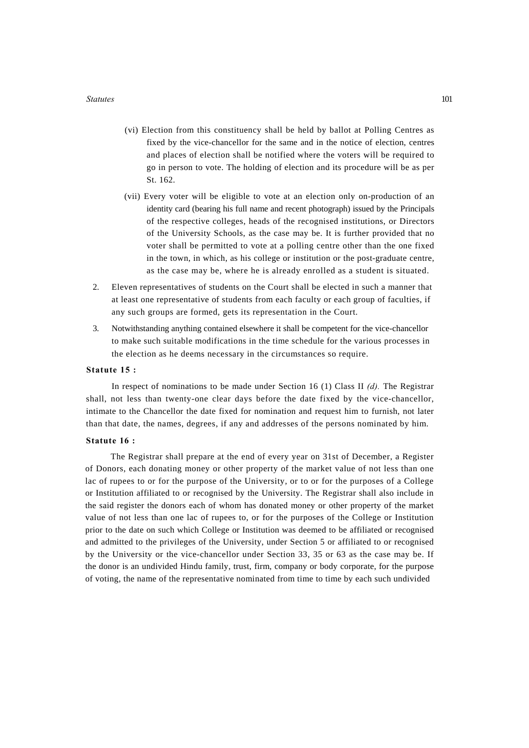(vi) Election from this constituency shall be held by ballot at Polling Centres as fixed by the vice-chancellor for the same and in the notice of election, centres and places of election shall be notified where the voters will be required to go in person to vote. The holding of election and its procedure will be as per St. 162.

(vii) Every voter will be eligible to vote at an election only on-production of an identity card (bearing his full name and recent photograph) issued by the Principals of the respective colleges, heads of the recognised institutions, or Directors of the University Schools, as the case may be. It is further provided that no voter shall be permitted to vote at a polling centre other than the one fixed in the town, in which, as his college or institution or the post-graduate centre, as the case may be, where he is already enrolled as a student is situated.

2. Eleven representatives of students on the Court shall be elected in such a manner that at least one representative of students from each faculty or each group of faculties, if any such groups are formed, gets its representation in the Court.

3. Notwithstanding anything contained elsewhere it shall be competent for the vice-chancellor to make such suitable modifications in the time schedule for the various processes in the election as he deems necessary in the circumstances so require.

**Statute 15 :**

In respect of nominations to be made under Section 16 (1) Class II *(d).* The Registrar shall, not less than twenty-one clear days before the date fixed by the vice-chancellor, intimate to the Chancellor the date fixed for nomination and request him to furnish, not later than that date, the names, degrees, if any and addresses of the persons nominated by him.

**Statute 16 :**

The Registrar shall prepare at the end of every year on 31st of December, a Register of Donors, each donating money or other property of the market value of not less than one lac of rupees to or for the purpose of the University, or to or for the purposes of a College or Institution affiliated to or recognised by the University. The Registrar shall also include in the said register the donors each of whom has donated money or other property of the market value of not less than one lac of rupees to, or for the purposes of the College or Institution prior to the date on such which College or Institution was deemed to be affiliated or recognised and admitted to the privileges of the University, under Section 5 or affiliated to or recognised by the University or the vice-chancellor under Section 33, 35 or 63 as the case may be. If the donor is an undivided Hindu family, trust, firm, company or body corporate, for the purpose of voting, the name of the representative nominated from time to time by each such undivided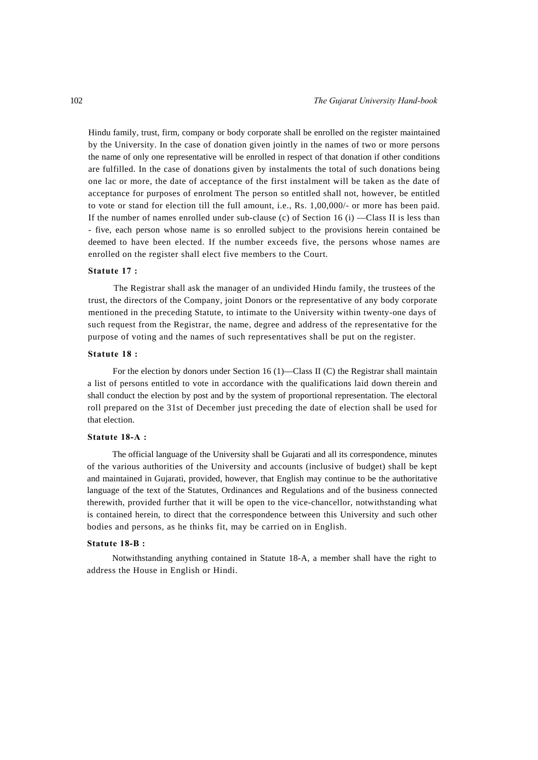Hindu family, trust, firm, company or body corporate shall be enrolled on the register maintained by the University. In the case of donation given jointly in the names of two or more persons the name of only one representative will be enrolled in respect of that donation if other conditions are fulfilled. In the case of donations given by instalments the total of such donations being one lac or more, the date of acceptance of the first instalment will be taken as the date of acceptance for purposes of enrolment The person so entitled shall not, however, be entitled to vote or stand for election till the full amount, i.e., Rs. 1,00,000/- or more has been paid. If the number of names enrolled under sub-clause (c) of Section 16 (i) —Class II is less than - five, each person whose name is so enrolled subject to the provisions herein contained be deemed to have been elected. If the number exceeds five, the persons whose names are enrolled on the register shall elect five members to the Court.

**Statute 17 :**

The Registrar shall ask the manager of an undivided Hindu family, the trustees of the trust, the directors of the Company, joint Donors or the representative of any body corporate mentioned in the preceding Statute, to intimate to the University within twenty-one days of such request from the Registrar, the name, degree and address of the representative for the purpose of voting and the names of such representatives shall be put on the register.

**Statute 18 :**

For the election by donors under Section 16 (1)—Class II (C) the Registrar shall maintain a list of persons entitled to vote in accordance with the qualifications laid down therein and shall conduct the election by post and by the system of proportional representation. The electoral roll prepared on the 31st of December just preceding the date of election shall be used for that election.

**Statute 18-A :**

The official language of the University shall be Gujarati and all its correspondence, minutes of the various authorities of the University and accounts (inclusive of budget) shall be kept and maintained in Gujarati, provided, however, that English may continue to be the authoritative language of the text of the Statutes, Ordinances and Regulations and of the business connected therewith, provided further that it will be open to the vice-chancellor, notwithstanding what is contained herein, to direct that the correspondence between this University and such other bodies and persons, as he thinks fit, may be carried on in English.

**Statute 18-B :**

Notwithstanding anything contained in Statute 18-A, a member shall have the right to address the House in English or Hindi.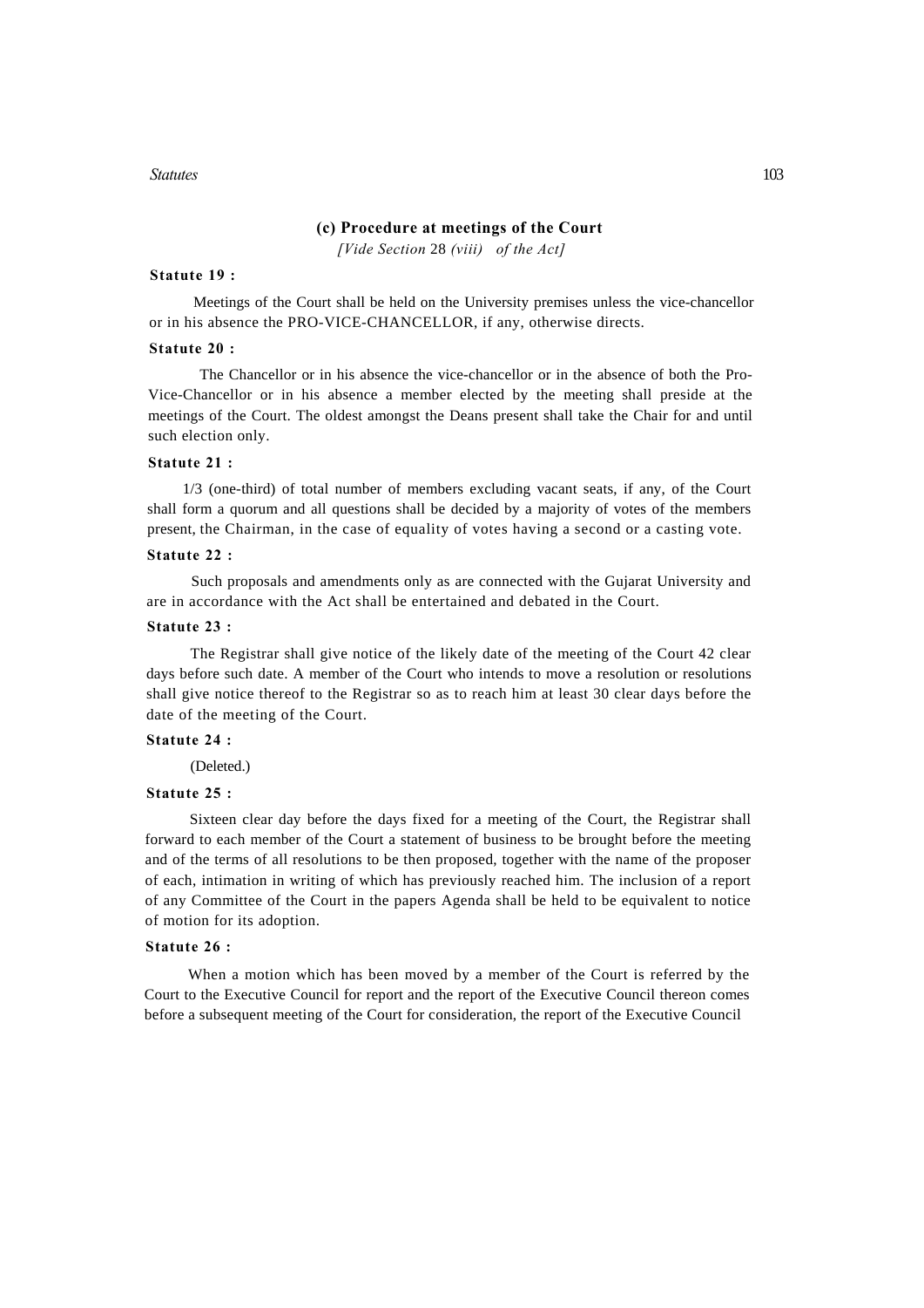### (c) Procedure at meetings of the Court

*[Vide Section* 28 *(viii) of the Act]*

**Statute 19 :**

Meetings of the Court shall be held on the University premises unless the vice-chancellor or in his absence the PRO-VICE-CHANCELLOR, if any, otherwise directs.

**Statute 20 :**

The Chancellor or in his absence the vice-chancellor or in the absence of both the Pro-Vice-Chancellor or in his absence a member elected by the meeting shall preside at the meetings of the Court. The oldest amongst the Deans present shall take the Chair for and until such election only.

**Statute 21 :**

1/3 (one-third) of total number of members excluding vacant seats, if any, of the Court shall form a quorum and all questions shall be decided by a majority of votes of the members present, the Chairman, in the case of equality of votes having a second or a casting vote.

**Statute 22 :**

Such proposals and amendments only as are connected with the Gujarat University and are in accordance with the Act shall be entertained and debated in the Court.

**Statute 23 :**

The Registrar shall give notice of the likely date of the meeting of the Court 42 clear days before such date. A member of the Court who intends to move a resolution or resolutions shall give notice thereof to the Registrar so as to reach him at least 30 clear days before the date of the meeting of the Court.

**Statute 24 :**

(Deleted.)

**Statute 25 :**

Sixteen clear day before the days fixed for a meeting of the Court, the Registrar shall forward to each member of the Court a statement of business to be brought before the meeting and of the terms of all resolutions to be then proposed, together with the name of the proposer of each, intimation in writing of which has previously reached him. The inclusion of a report of any Committee of the Court in the papers Agenda shall be held to be equivalent to notice of motion for its adoption.

**Statute 26 :**

When a motion which has been moved by a member of the Court is referred by the Court to the Executive Council for report and the report of the Executive Council thereon comes before a subsequent meeting of the Court for consideration, the report of the Executive Council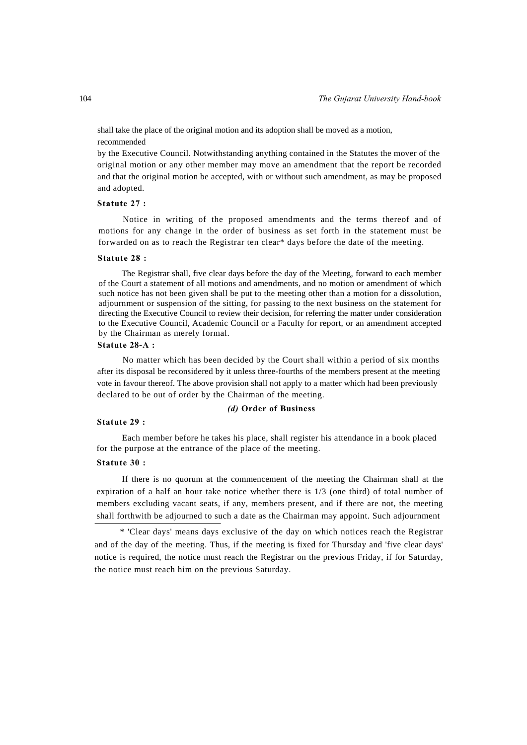shall take the place of the original motion and its adoption shall be moved as a motion, recommended by the Executive Council. Notwithstanding anything contained in the Statutes the mover of the original motion or any other member may move an amendment that the report be recorded and that the original motion be accepted, with or without such amendment, as may be proposed and adopted.

**Statute 27 :**

Notice in writing of the proposed amendments and the terms thereof and of motions for any change in the order of business as set forth in the statement must be forwarded on as to reach the Registrar ten clear* days before the date of the meeting.

**Statute 28 :**

The Registrar shall, five clear days before the day of the Meeting, forward to each member of the Court a statement of all motions and amendments, and no motion or amendment of which such notice has not been given shall be put to the meeting other than a motion for a dissolution, adjournment or suspension of the sitting, for passing to the next business on the statement for directing the Executive Council to review their decision, for referring the matter under consideration to the Executive Council, Academic Council or a Faculty for report, or an amendment accepted by the Chairman as merely formal.

**Statute 28-A :**

No matter which has been decided by the Court shall within a period of six months after its disposal be reconsidered by it unless three-fourths of the members present at the meeting vote in favour thereof. The above provision shall not apply to a matter which had been previously declared to be out of order by the Chairman of the meeting.

### *(d)* Order of Business

**Statute 29 :**

Each member before he takes his place, shall register his attendance in a book placed for the purpose at the entrance of the place of the meeting.

**Statute 30 :**

If there is no quorum at the commencement of the meeting the Chairman shall at the expiration of a half an hour take notice whether there is 1/3 (one third) of total number of members excluding vacant seats, if any, members present, and if there are not, the meeting shall forthwith be adjourned to such a date as the Chairman may appoint. Such adjournment

---

\* 'Clear days' means days exclusive of the day on which notices reach the Registrar and of the day of the meeting. Thus, if the meeting is fixed for Thursday and 'five clear days' notice is required, the notice must reach the Registrar on the previous Friday, if for Saturday, the notice must reach him on the previous Saturday.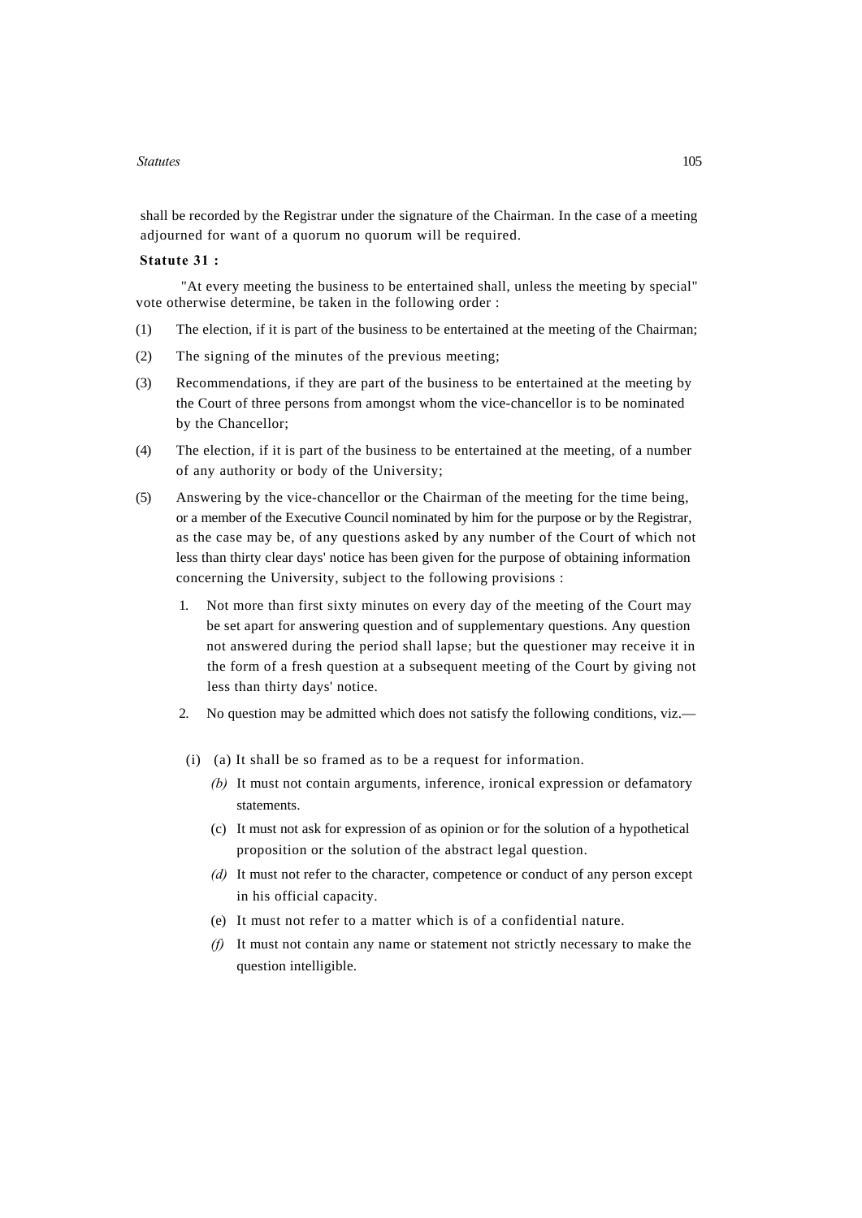shall be recorded by the Registrar under the signature of the Chairman. In the case of a meeting adjourned for want of a quorum no quorum will be required.

**Statute 31 :**

"At every meeting the business to be entertained shall, unless the meeting by special" vote otherwise determine, be taken in the following order :

(1) The election, if it is part of the business to be entertained at the meeting of the Chairman;

(2) The signing of the minutes of the previous meeting;

(3) Recommendations, if they are part of the business to be entertained at the meeting by the Court of three persons from amongst whom the vice-chancellor is to be nominated by the Chancellor;

(4) The election, if it is part of the business to be entertained at the meeting, of a number of any authority or body of the University;

(5) Answering by the vice-chancellor or the Chairman of the meeting for the time being, or a member of the Executive Council nominated by him for the purpose or by the Registrar, as the case may be, of any questions asked by any number of the Court of which not less than thirty clear days' notice has been given for the purpose of obtaining information concerning the University, subject to the following provisions :

1. Not more than first sixty minutes on every day of the meeting of the Court may be set apart for answering question and of supplementary questions. Any question not answered during the period shall lapse; but the questioner may receive it in the form of a fresh question at a subsequent meeting of the Court by giving not less than thirty days' notice.

2. No question may be admitted which does not satisfy the following conditions, viz.—

(i) (a) It shall be so framed as to be a request for information.

*(b)* It must not contain arguments, inference, ironical expression or defamatory statements.

(c) It must not ask for expression of as opinion or for the solution of a hypothetical proposition or the solution of the abstract legal question.

*(d)* It must not refer to the character, competence or conduct of any person except in his official capacity.

(e) It must not refer to a matter which is of a confidential nature.

*(f)* It must not contain any name or statement not strictly necessary to make the question intelligible.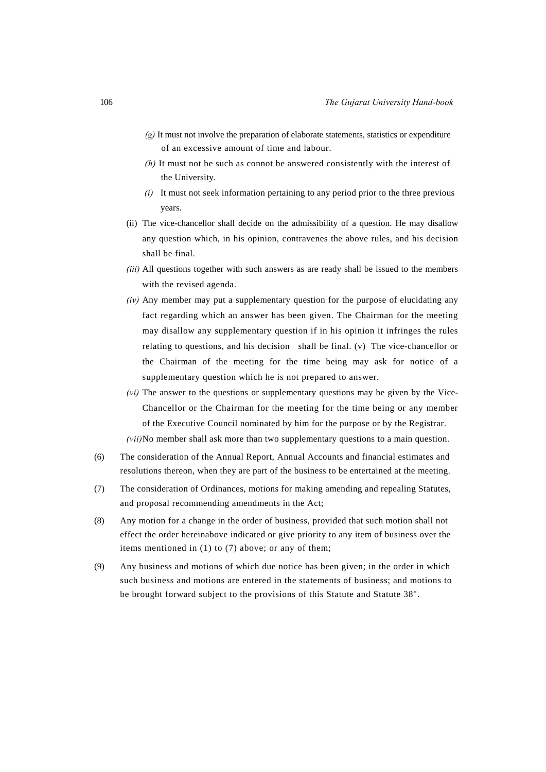*(g)* It must not involve the preparation of elaborate statements, statistics or expenditure of an excessive amount of time and labour.

*(h)* It must not be such as connot be answered consistently with the interest of the University.

*(i)* It must not seek information pertaining to any period prior to the three previous years.

(ii) The vice-chancellor shall decide on the admissibility of a question. He may disallow any question which, in his opinion, contravenes the above rules, and his decision shall be final.

*(iii)* All questions together with such answers as are ready shall be issued to the members with the revised agenda.

*(iv)* Any member may put a supplementary question for the purpose of elucidating any fact regarding which an answer has been given. The Chairman for the meeting may disallow any supplementary question if in his opinion it infringes the rules relating to questions, and his decision shall be final. (v) The vice-chancellor or the Chairman of the meeting for the time being may ask for notice of a supplementary question which he is not prepared to answer.

*(vi)* The answer to the questions or supplementary questions may be given by the Vice-Chancellor or the Chairman for the meeting for the time being or any member of the Executive Council nominated by him for the purpose or by the Registrar.

*(vii)* No member shall ask more than two supplementary questions to a main question.

(6) The consideration of the Annual Report, Annual Accounts and financial estimates and resolutions thereon, when they are part of the business to be entertained at the meeting.

(7) The consideration of Ordinances, motions for making amending and repealing Statutes, and proposal recommending amendments in the Act;

(8) Any motion for a change in the order of business, provided that such motion shall not effect the order hereinabove indicated or give priority to any item of business over the items mentioned in (1) to (7) above; or any of them;

(9) Any business and motions of which due notice has been given; in the order in which such business and motions are entered in the statements of business; and motions to be brought forward subject to the provisions of this Statute and Statute 38".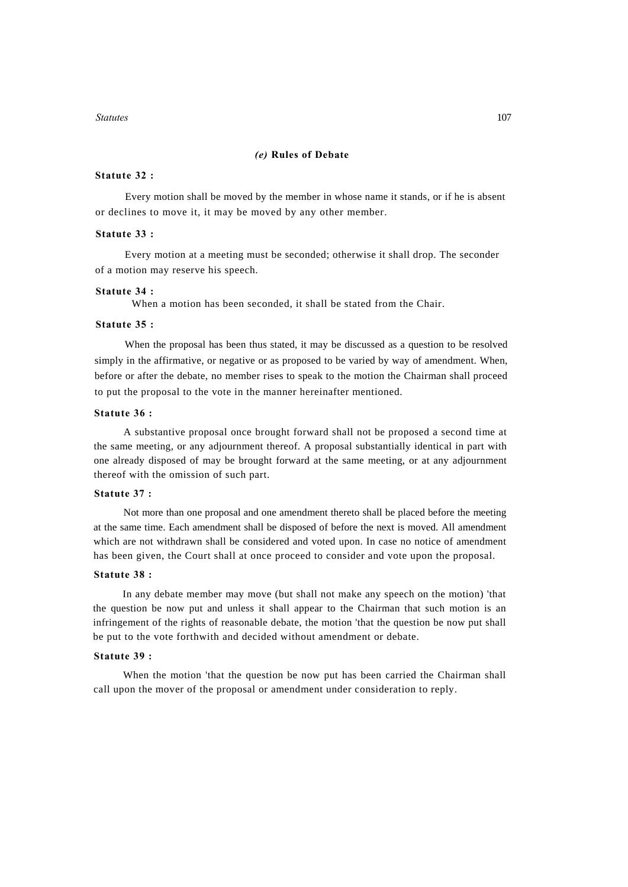### *(e)* Rules of Debate

**Statute 32 :**

Every motion shall be moved by the member in whose name it stands, or if he is absent or declines to move it, it may be moved by any other member.

**Statute 33 :**

Every motion at a meeting must be seconded; otherwise it shall drop. The seconder of a motion may reserve his speech.

**Statute 34 :**

When a motion has been seconded, it shall be stated from the Chair.

**Statute 35 :**

When the proposal has been thus stated, it may be discussed as a question to be resolved simply in the affirmative, or negative or as proposed to be varied by way of amendment. When, before or after the debate, no member rises to speak to the motion the Chairman shall proceed to put the proposal to the vote in the manner hereinafter mentioned.

**Statute 36 :**

A substantive proposal once brought forward shall not be proposed a second time at the same meeting, or any adjournment thereof. A proposal substantially identical in part with one already disposed of may be brought forward at the same meeting, or at any adjournment thereof with the omission of such part.

**Statute 37 :**

Not more than one proposal and one amendment thereto shall be placed before the meeting at the same time. Each amendment shall be disposed of before the next is moved. All amendment which are not withdrawn shall be considered and voted upon. In case no notice of amendment has been given, the Court shall at once proceed to consider and vote upon the proposal.

**Statute 38 :**

In any debate member may move (but shall not make any speech on the motion) 'that the question be now put and unless it shall appear to the Chairman that such motion is an infringement of the rights of reasonable debate, the motion 'that the question be now put shall be put to the vote forthwith and decided without amendment or debate.

**Statute 39 :**

When the motion 'that the question be now put has been carried the Chairman shall call upon the mover of the proposal or amendment under consideration to reply.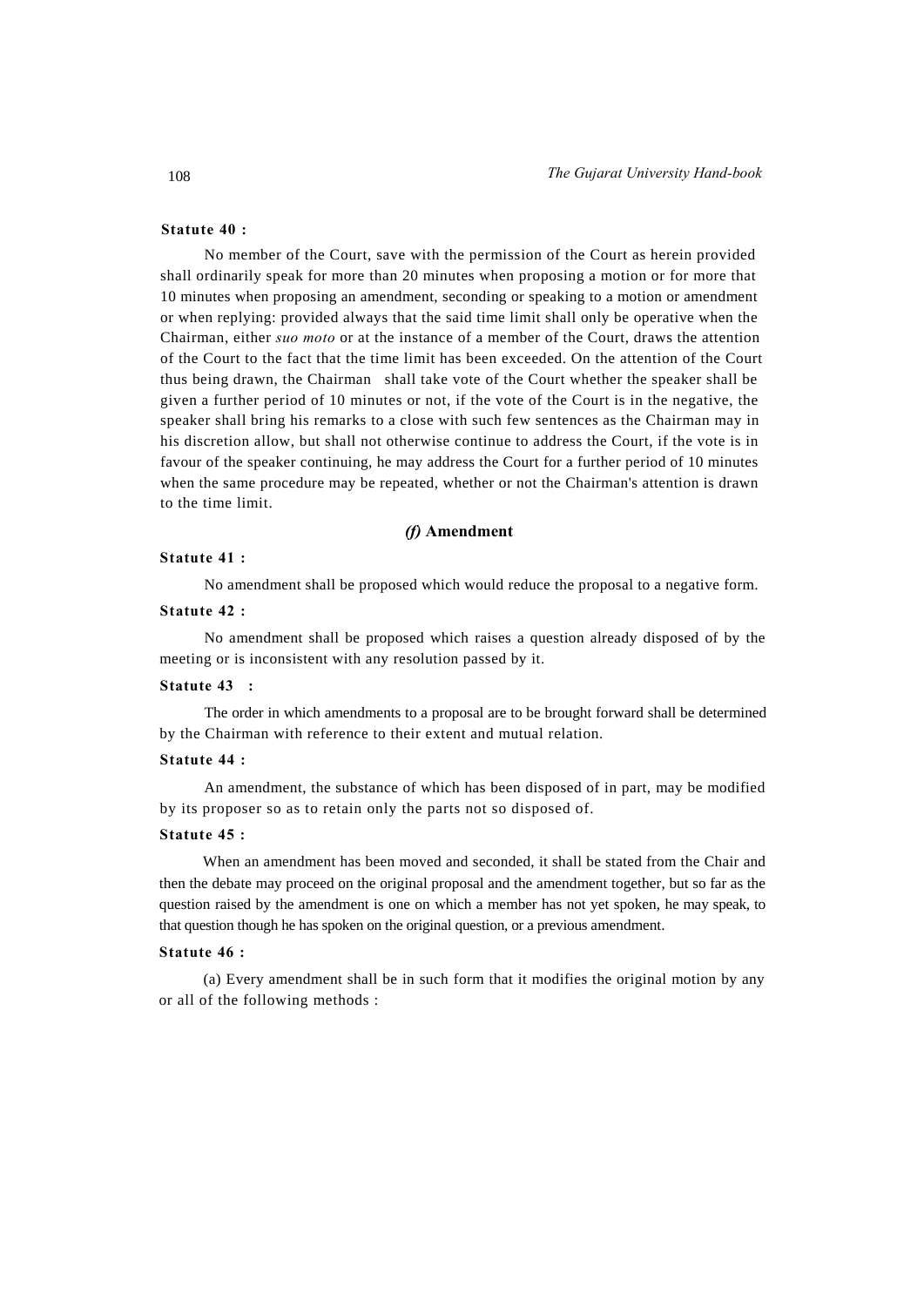**Statute 40 :**

No member of the Court, save with the permission of the Court as herein provided shall ordinarily speak for more than 20 minutes when proposing a motion or for more that 10 minutes when proposing an amendment, seconding or speaking to a motion or amendment or when replying: provided always that the said time limit shall only be operative when the Chairman, either *suo moto* or at the instance of a member of the Court, draws the attention of the Court to the fact that the time limit has been exceeded. On the attention of the Court thus being drawn, the Chairman shall take vote of the Court whether the speaker shall be given a further period of 10 minutes or not, if the vote of the Court is in the negative, the speaker shall bring his remarks to a close with such few sentences as the Chairman may in his discretion allow, but shall not otherwise continue to address the Court, if the vote is in favour of the speaker continuing, he may address the Court for a further period of 10 minutes when the same procedure may be repeated, whether or not the Chairman's attention is drawn to the time limit.

### *(f)* Amendment

**Statute 41 :**

No amendment shall be proposed which would reduce the proposal to a negative form.

**Statute 42 :**

No amendment shall be proposed which raises a question already disposed of by the meeting or is inconsistent with any resolution passed by it.

**Statute 43 :**

The order in which amendments to a proposal are to be brought forward shall be determined by the Chairman with reference to their extent and mutual relation.

**Statute 44 :**

An amendment, the substance of which has been disposed of in part, may be modified by its proposer so as to retain only the parts not so disposed of.

**Statute 45 :**

When an amendment has been moved and seconded, it shall be stated from the Chair and then the debate may proceed on the original proposal and the amendment together, but so far as the question raised by the amendment is one on which a member has not yet spoken, he may speak, to that question though he has spoken on the original question, or a previous amendment.

**Statute 46 :**

(a) Every amendment shall be in such form that it modifies the original motion by any or all of the following methods :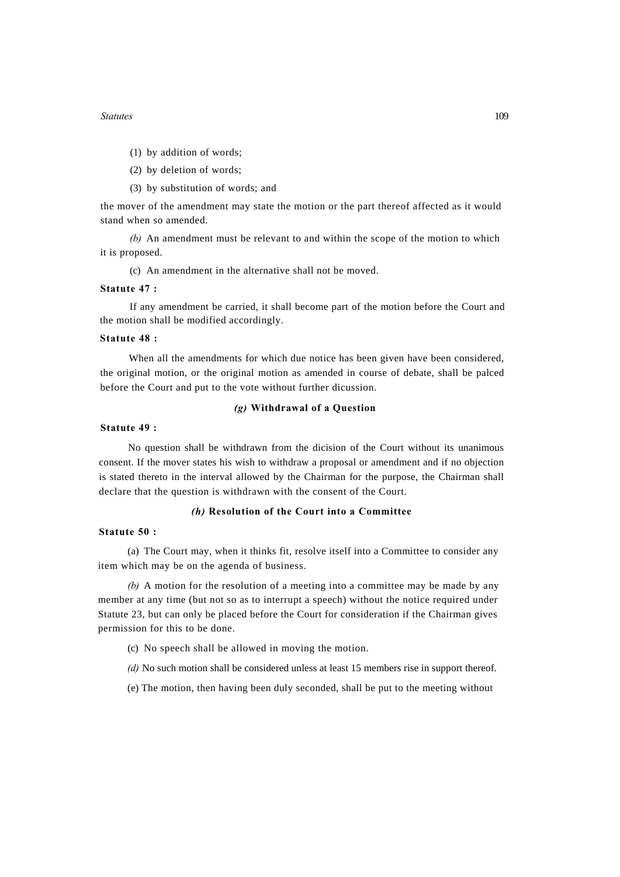(1) by addition of words;

(2) by deletion of words;

(3) by substitution of words; and

the mover of the amendment may state the motion or the part thereof affected as it would stand when so amended.

*(b)* An amendment must be relevant to and within the scope of the motion to which it is proposed.

(c) An amendment in the alternative shall not be moved.

**Statute 47 :**

If any amendment be carried, it shall become part of the motion before the Court and the motion shall be modified accordingly.

**Statute 48 :**

When all the amendments for which due notice has been given have been considered, the original motion, or the original motion as amended in course of debate, shall be palced before the Court and put to the vote without further dicussion.

### *(g)* Withdrawal of a Question

**Statute 49 :**

No question shall be withdrawn from the dicision of the Court without its unanimous consent. If the mover states his wish to withdraw a proposal or amendment and if no objection is stated thereto in the interval allowed by the Chairman for the purpose, the Chairman shall declare that the question is withdrawn with the consent of the Court.

### *(h)* Resolution of the Court into a Committee

**Statute 50 :**

(a) The Court may, when it thinks fit, resolve itself into a Committee to consider any item which may be on the agenda of business.

*(b)* A motion for the resolution of a meeting into a committee may be made by any member at any time (but not so as to interrupt a speech) without the notice required under Statute 23, but can only be placed before the Court for consideration if the Chairman gives permission for this to be done.

(c) No speech shall be allowed in moving the motion.

*(d)* No such motion shall be considered unless at least 15 members rise in support thereof.

(e) The motion, then having been duly seconded, shall be put to the meeting without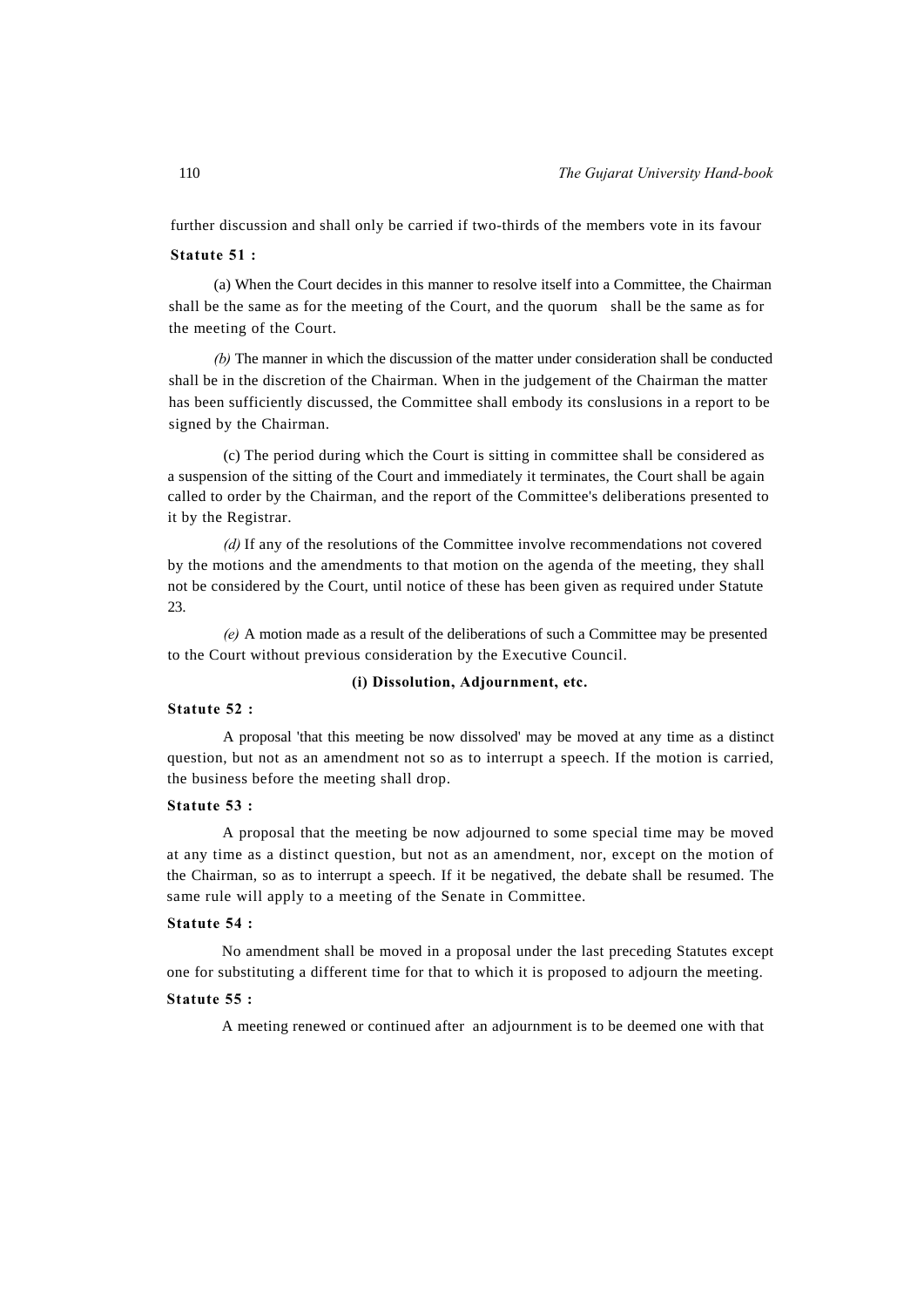further discussion and shall only be carried if two-thirds of the members vote in its favour

**Statute 51 :**

(a) When the Court decides in this manner to resolve itself into a Committee, the Chairman shall be the same as for the meeting of the Court, and the quorum shall be the same as for the meeting of the Court.

*(b)* The manner in which the discussion of the matter under consideration shall be conducted shall be in the discretion of the Chairman. When in the judgement of the Chairman the matter has been sufficiently discussed, the Committee shall embody its conslusions in a report to be signed by the Chairman.

(c) The period during which the Court is sitting in committee shall be considered as a suspension of the sitting of the Court and immediately it terminates, the Court shall be again called to order by the Chairman, and the report of the Committee's deliberations presented to it by the Registrar.

*(d)* If any of the resolutions of the Committee involve recommendations not covered by the motions and the amendments to that motion on the agenda of the meeting, they shall not be considered by the Court, until notice of these has been given as required under Statute 23.

*(e)* A motion made as a result of the deliberations of such a Committee may be presented to the Court without previous consideration by the Executive Council.

**(i) Dissolution, Adjournment, etc.**

**Statute 52 :**

A proposal 'that this meeting be now dissolved' may be moved at any time as a distinct question, but not as an amendment not so as to interrupt a speech. If the motion is carried, the business before the meeting shall drop.

**Statute 53 :**

A proposal that the meeting be now adjourned to some special time may be moved at any time as a distinct question, but not as an amendment, nor, except on the motion of the Chairman, so as to interrupt a speech. If it be negatived, the debate shall be resumed. The same rule will apply to a meeting of the Senate in Committee.

**Statute 54 :**

No amendment shall be moved in a proposal under the last preceding Statutes except one for substituting a different time for that to which it is proposed to adjourn the meeting.

**Statute 55 :**

A meeting renewed or continued after an adjournment is to be deemed one with that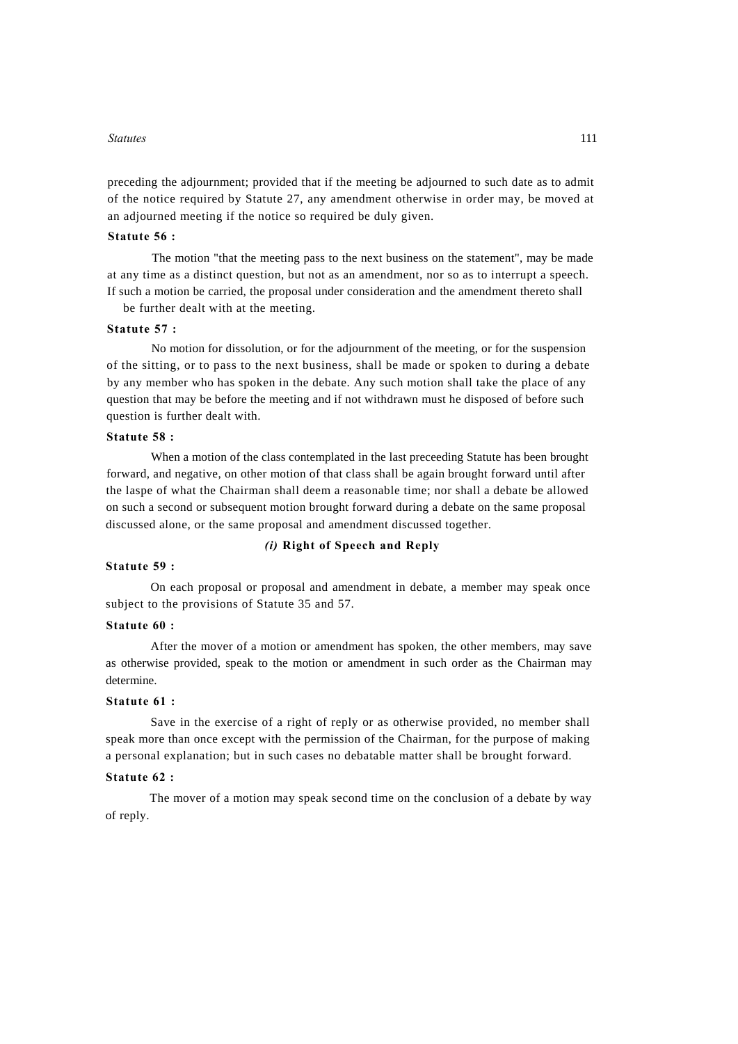preceding the adjournment; provided that if the meeting be adjourned to such date as to admit of the notice required by Statute 27, any amendment otherwise in order may, be moved at an adjourned meeting if the notice so required be duly given.

**Statute 56 :**

The motion "that the meeting pass to the next business on the statement", may be made at any time as a distinct question, but not as an amendment, nor so as to interrupt a speech. If such a motion be carried, the proposal under consideration and the amendment thereto shall be further dealt with at the meeting.

**Statute 57 :**

No motion for dissolution, or for the adjournment of the meeting, or for the suspension of the sitting, or to pass to the next business, shall be made or spoken to during a debate by any member who has spoken in the debate. Any such motion shall take the place of any question that may be before the meeting and if not withdrawn must he disposed of before such question is further dealt with.

**Statute 58 :**

When a motion of the class contemplated in the last preceeding Statute has been brought forward, and negative, on other motion of that class shall be again brought forward until after the laspe of what the Chairman shall deem a reasonable time; nor shall a debate be allowed on such a second or subsequent motion brought forward during a debate on the same proposal discussed alone, or the same proposal and amendment discussed together.

### *(i)* Right of Speech and Reply

**Statute 59 :**

On each proposal or proposal and amendment in debate, a member may speak once subject to the provisions of Statute 35 and 57.

**Statute 60 :**

After the mover of a motion or amendment has spoken, the other members, may save as otherwise provided, speak to the motion or amendment in such order as the Chairman may determine.

**Statute 61 :**

Save in the exercise of a right of reply or as otherwise provided, no member shall speak more than once except with the permission of the Chairman, for the purpose of making a personal explanation; but in such cases no debatable matter shall be brought forward.

**Statute 62 :**

The mover of a motion may speak second time on the conclusion of a debate by way of reply.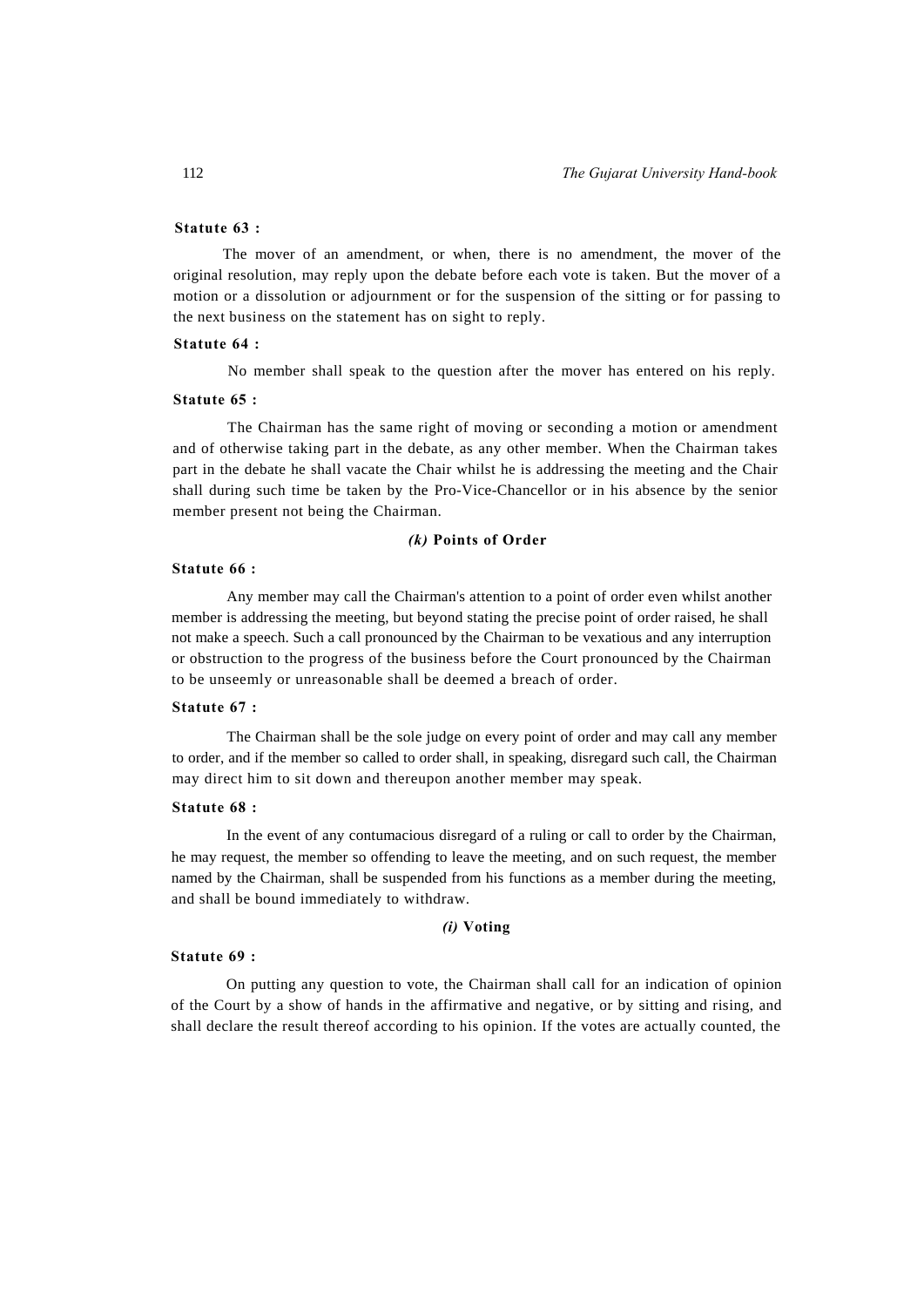**Statute 63 :**

The mover of an amendment, or when, there is no amendment, the mover of the original resolution, may reply upon the debate before each vote is taken. But the mover of a motion or a dissolution or adjournment or for the suspension of the sitting or for passing to the next business on the statement has on sight to reply.

**Statute 64 :**

No member shall speak to the question after the mover has entered on his reply.

**Statute 65 :**

The Chairman has the same right of moving or seconding a motion or amendment and of otherwise taking part in the debate, as any other member. When the Chairman takes part in the debate he shall vacate the Chair whilst he is addressing the meeting and the Chair shall during such time be taken by the Pro-Vice-Chancellor or in his absence by the senior member present not being the Chairman.

### *(k)* Points of Order

**Statute 66 :**

Any member may call the Chairman's attention to a point of order even whilst another member is addressing the meeting, but beyond stating the precise point of order raised, he shall not make a speech. Such a call pronounced by the Chairman to be vexatious and any interruption or obstruction to the progress of the business before the Court pronounced by the Chairman to be unseemly or unreasonable shall be deemed a breach of order.

**Statute 67 :**

The Chairman shall be the sole judge on every point of order and may call any member to order, and if the member so called to order shall, in speaking, disregard such call, the Chairman may direct him to sit down and thereupon another member may speak.

**Statute 68 :**

In the event of any contumacious disregard of a ruling or call to order by the Chairman, he may request, the member so offending to leave the meeting, and on such request, the member named by the Chairman, shall be suspended from his functions as a member during the meeting, and shall be bound immediately to withdraw.

### *(i)* Voting

**Statute 69 :**

On putting any question to vote, the Chairman shall call for an indication of opinion of the Court by a show of hands in the affirmative and negative, or by sitting and rising, and shall declare the result thereof according to his opinion. If the votes are actually counted, the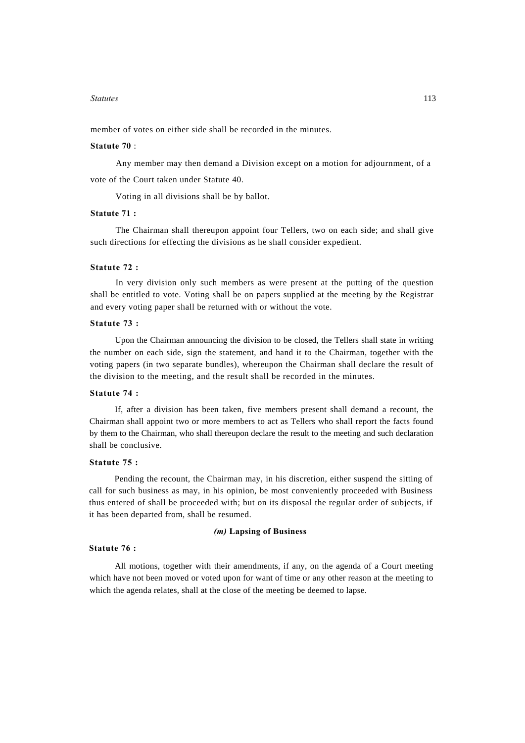member of votes on either side shall be recorded in the minutes.

**Statute 70** :

Any member may then demand a Division except on a motion for adjournment, of a vote of the Court taken under Statute 40.

Voting in all divisions shall be by ballot.

**Statute 71 :**

The Chairman shall thereupon appoint four Tellers, two on each side; and shall give such directions for effecting the divisions as he shall consider expedient.

**Statute 72 :**

In very division only such members as were present at the putting of the question shall be entitled to vote. Voting shall be on papers supplied at the meeting by the Registrar and every voting paper shall be returned with or without the vote.

**Statute 73 :**

Upon the Chairman announcing the division to be closed, the Tellers shall state in writing the number on each side, sign the statement, and hand it to the Chairman, together with the voting papers (in two separate bundles), whereupon the Chairman shall declare the result of the division to the meeting, and the result shall be recorded in the minutes.

**Statute 74 :**

If, after a division has been taken, five members present shall demand a recount, the Chairman shall appoint two or more members to act as Tellers who shall report the facts found by them to the Chairman, who shall thereupon declare the result to the meeting and such declaration shall be conclusive.

**Statute 75 :**

Pending the recount, the Chairman may, in his discretion, either suspend the sitting of call for such business as may, in his opinion, be most conveniently proceeded with Business thus entered of shall be proceeded with; but on its disposal the regular order of subjects, if it has been departed from, shall be resumed.

### *(m)* **Lapsing of Business**

**Statute 76 :**

All motions, together with their amendments, if any, on the agenda of a Court meeting which have not been moved or voted upon for want of time or any other reason at the meeting to which the agenda relates, shall at the close of the meeting be deemed to lapse.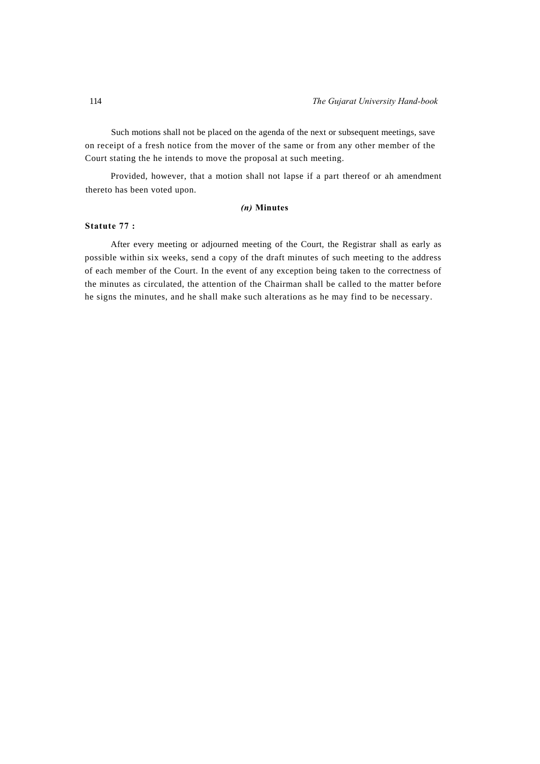Such motions shall not be placed on the agenda of the next or subsequent meetings, save on receipt of a fresh notice from the mover of the same or from any other member of the Court stating the he intends to move the proposal at such meeting.

Provided, however, that a motion shall not lapse if a part thereof or ah amendment thereto has been voted upon.

### *(n)* Minutes

**Statute 77 :**

After every meeting or adjourned meeting of the Court, the Registrar shall as early as possible within six weeks, send a copy of the draft minutes of such meeting to the address of each member of the Court. In the event of any exception being taken to the correctness of the minutes as circulated, the attention of the Chairman shall be called to the matter before he signs the minutes, and he shall make such alterations as he may find to be necessary.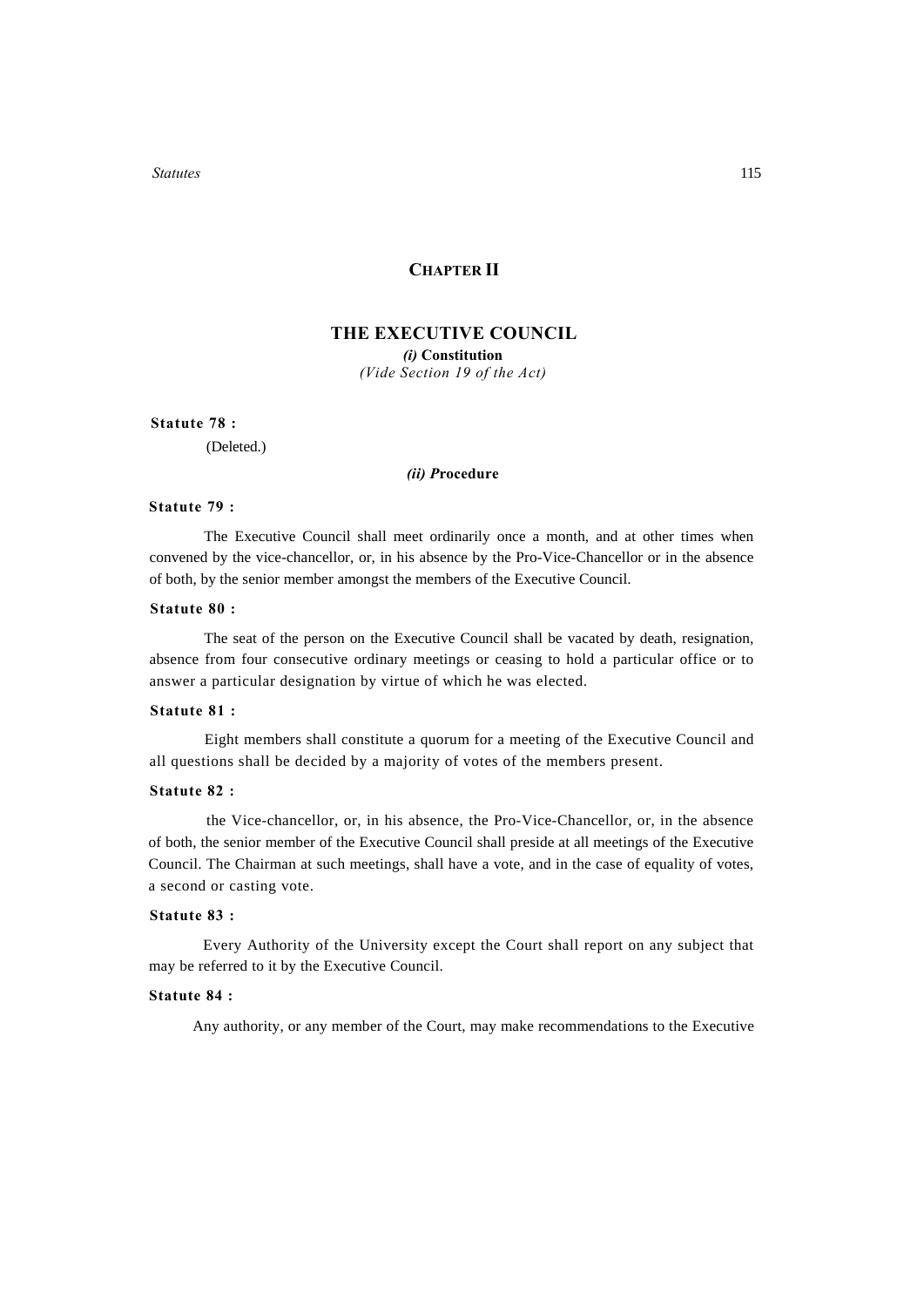## CHAPTER II

## THE EXECUTIVE COUNCIL

***(i)* Constitution**

*(Vide Section 19 of the Act)*

**Statute 78 :**

(Deleted.)

***(ii) P*rocedure**

**Statute 79 :**

The Executive Council shall meet ordinarily once a month, and at other times when convened by the vice-chancellor, or, in his absence by the Pro-Vice-Chancellor or in the absence of both, by the senior member amongst the members of the Executive Council.

**Statute 80 :**

The seat of the person on the Executive Council shall be vacated by death, resignation, absence from four consecutive ordinary meetings or ceasing to hold a particular office or to answer a particular designation by virtue of which he was elected.

**Statute 81 :**

Eight members shall constitute a quorum for a meeting of the Executive Council and all questions shall be decided by a majority of votes of the members present.

**Statute 82 :**

the Vice-chancellor, or, in his absence, the Pro-Vice-Chancellor, or, in the absence of both, the senior member of the Executive Council shall preside at all meetings of the Executive Council. The Chairman at such meetings, shall have a vote, and in the case of equality of votes, a second or casting vote.

**Statute 83 :**

Every Authority of the University except the Court shall report on any subject that may be referred to it by the Executive Council.

**Statute 84 :**

Any authority, or any member of the Court, may make recommendations to the Executive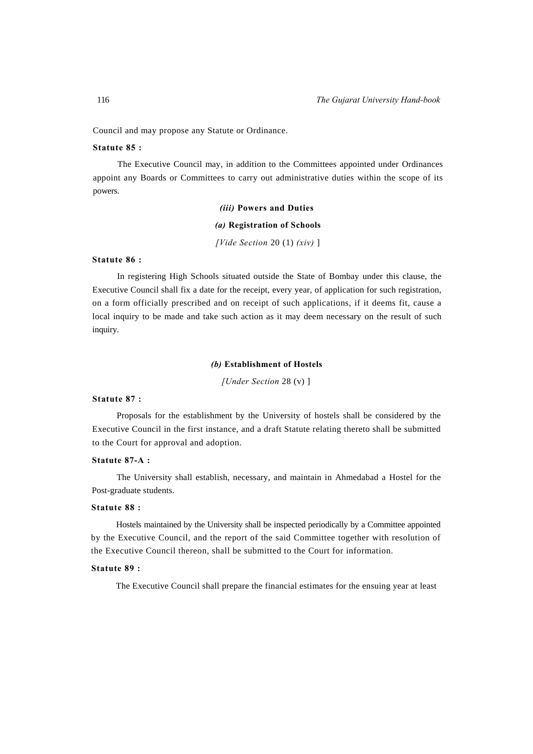Council and may propose any Statute or Ordinance.

**Statute 85 :**

The Executive Council may, in addition to the Committees appointed under Ordinances appoint any Boards or Committees to carry out administrative duties within the scope of its powers.

### *(iii)* **Powers and Duties**

#### *(a)* **Registration of Schools**

*[Vide Section* 20 (1) *(xiv)* ]

**Statute 86 :**

In registering High Schools situated outside the State of Bombay under this clause, the Executive Council shall fix a date for the receipt, every year, of application for such registration, on a form officially prescribed and on receipt of such applications, if it deems fit, cause a local inquiry to be made and take such action as it may deem necessary on the result of such inquiry.

#### *(b)* **Establishment of Hostels**

*[Under Section* 28 (v) ]

**Statute 87 :**

Proposals for the establishment by the University of hostels shall be considered by the Executive Council in the first instance, and a draft Statute relating thereto shall be submitted to the Court for approval and adoption.

**Statute 87-A :**

The University shall establish, necessary, and maintain in Ahmedabad a Hostel for the Post-graduate students.

**Statute 88 :**

Hostels maintained by the University shall be inspected periodically by a Committee appointed by the Executive Council, and the report of the said Committee together with resolution of the Executive Council thereon, shall be submitted to the Court for information.

**Statute 89 :**

The Executive Council shall prepare the financial estimates for the ensuing year at least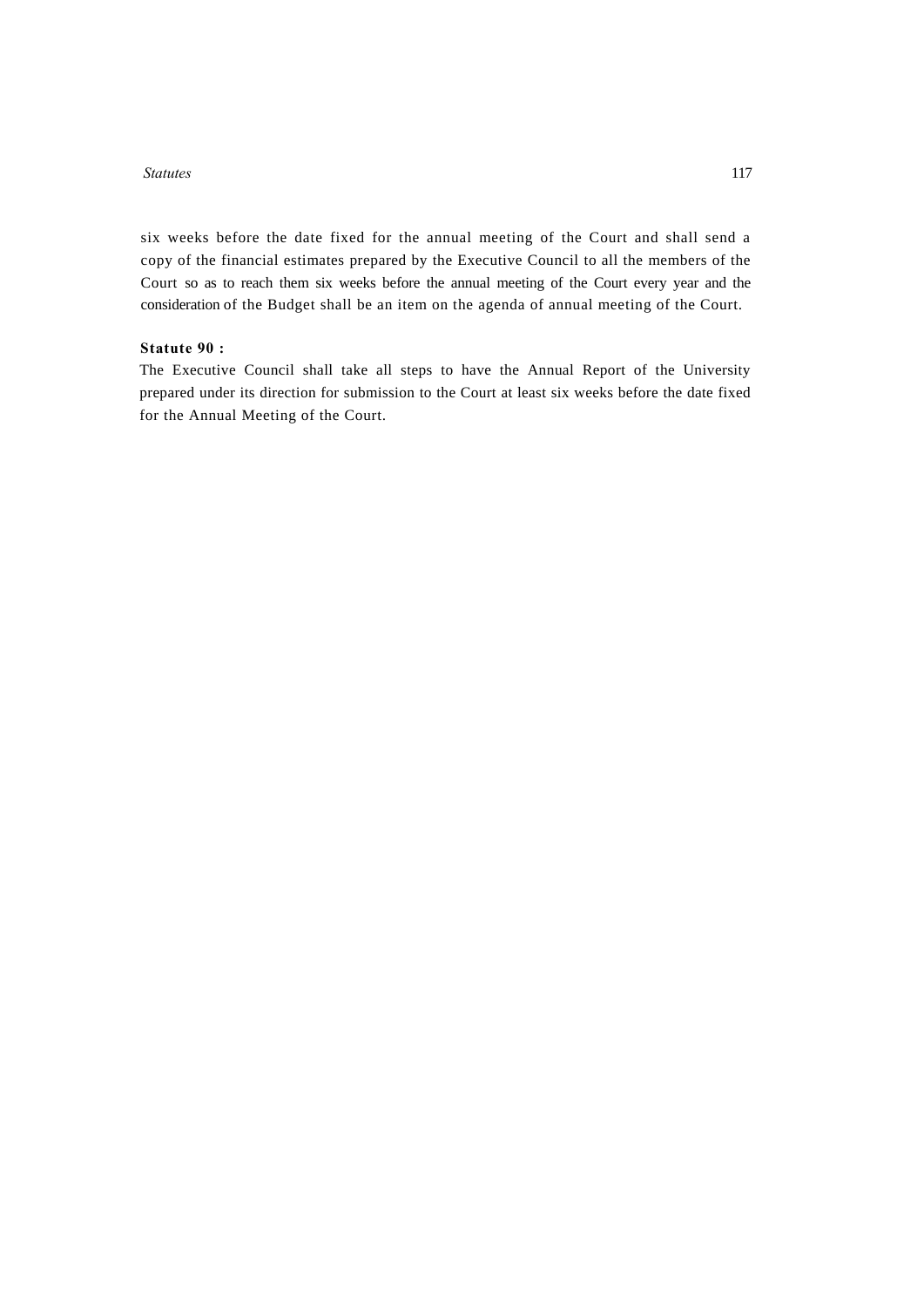six weeks before the date fixed for the annual meeting of the Court and shall send a copy of the financial estimates prepared by the Executive Council to all the members of the Court so as to reach them six weeks before the annual meeting of the Court every year and the consideration of the Budget shall be an item on the agenda of annual meeting of the Court.

**Statute 90 :**

The Executive Council shall take all steps to have the Annual Report of the University prepared under its direction for submission to the Court at least six weeks before the date fixed for the Annual Meeting of the Court.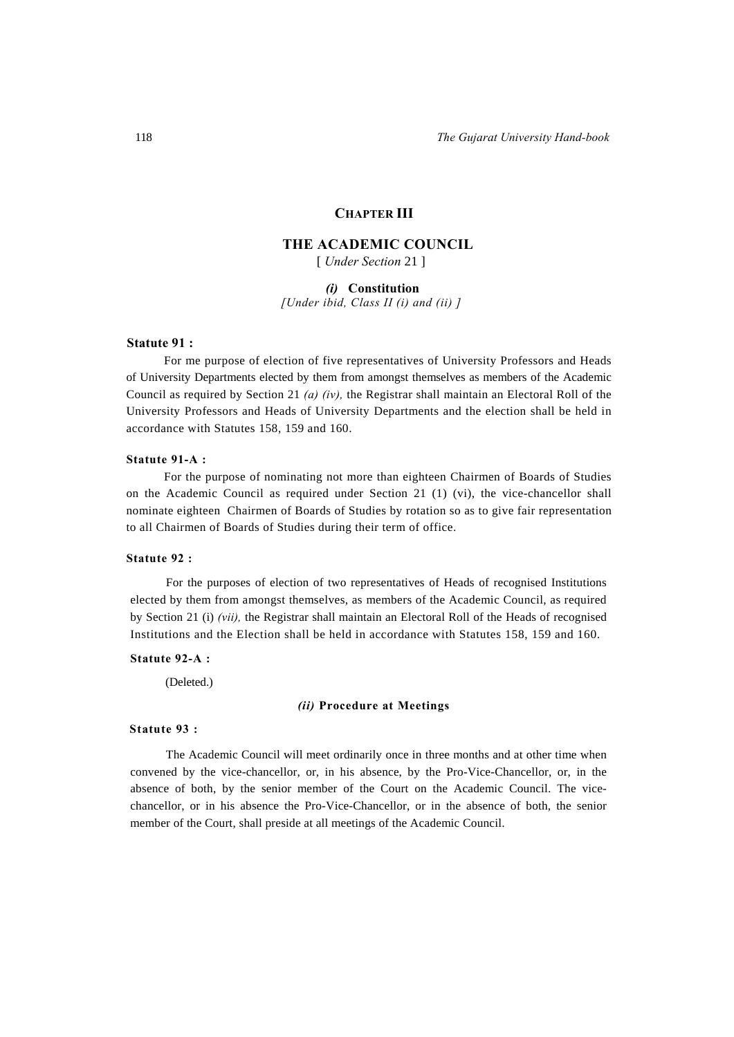## CHAPTER III

## THE ACADEMIC COUNCIL

[ *Under Section* 21 ]

### *(i)* Constitution

*[Under ibid, Class II (i) and (ii) ]*

**Statute 91 :**

For me purpose of election of five representatives of University Professors and Heads of University Departments elected by them from amongst themselves as members of the Academic Council as required by Section 21 *(a) (iv),* the Registrar shall maintain an Electoral Roll of the University Professors and Heads of University Departments and the election shall be held in accordance with Statutes 158, 159 and 160.

**Statute 91-A :**

For the purpose of nominating not more than eighteen Chairmen of Boards of Studies on the Academic Council as required under Section 21 (1) (vi), the vice-chancellor shall nominate eighteen Chairmen of Boards of Studies by rotation so as to give fair representation to all Chairmen of Boards of Studies during their term of office.

**Statute 92 :**

For the purposes of election of two representatives of Heads of recognised Institutions elected by them from amongst themselves, as members of the Academic Council, as required by Section 21 (i) *(vii),* the Registrar shall maintain an Electoral Roll of the Heads of recognised Institutions and the Election shall be held in accordance with Statutes 158, 159 and 160.

**Statute 92-A :**

(Deleted.)

### *(ii)* Procedure at Meetings

**Statute 93 :**

The Academic Council will meet ordinarily once in three months and at other time when convened by the vice-chancellor, or, in his absence, by the Pro-Vice-Chancellor, or, in the absence of both, by the senior member of the Court on the Academic Council. The vice-chancellor, or in his absence the Pro-Vice-Chancellor, or in the absence of both, the senior member of the Court, shall preside at all meetings of the Academic Council.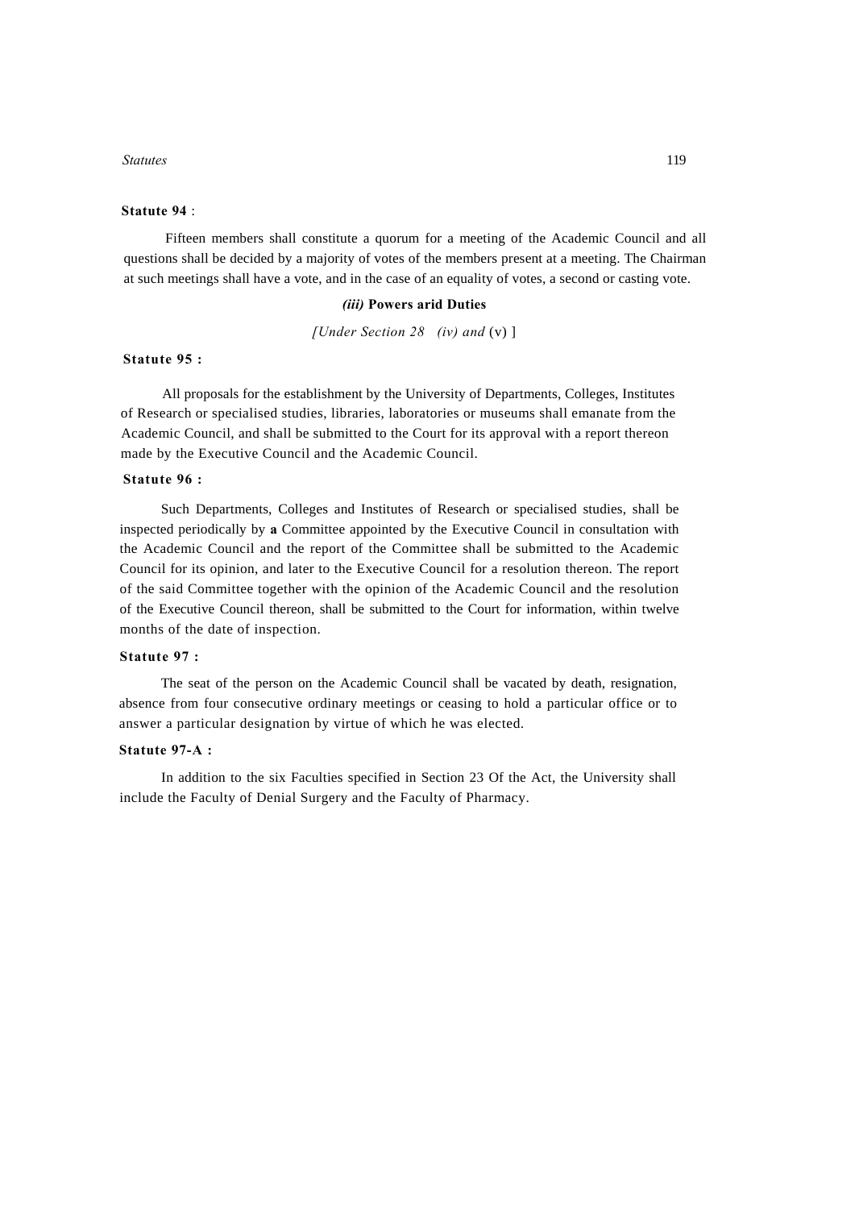**Statute 94** :

Fifteen members shall constitute a quorum for a meeting of the Academic Council and all questions shall be decided by a majority of votes of the members present at a meeting. The Chairman at such meetings shall have a vote, and in the case of an equality of votes, a second or casting vote.

### *(iii)* **Powers arid Duties**

*[Under Section 28 (iv) and* (v) ]

**Statute 95 :**

All proposals for the establishment by the University of Departments, Colleges, Institutes of Research or specialised studies, libraries, laboratories or museums shall emanate from the Academic Council, and shall be submitted to the Court for its approval with a report thereon made by the Executive Council and the Academic Council.

**Statute 96 :**

Such Departments, Colleges and Institutes of Research or specialised studies, shall be inspected periodically by **a** Committee appointed by the Executive Council in consultation with the Academic Council and the report of the Committee shall be submitted to the Academic Council for its opinion, and later to the Executive Council for a resolution thereon. The report of the said Committee together with the opinion of the Academic Council and the resolution of the Executive Council thereon, shall be submitted to the Court for information, within twelve months of the date of inspection.

**Statute 97 :**

The seat of the person on the Academic Council shall be vacated by death, resignation, absence from four consecutive ordinary meetings or ceasing to hold a particular office or to answer a particular designation by virtue of which he was elected.

**Statute 97-A :**

In addition to the six Faculties specified in Section 23 Of the Act, the University shall include the Faculty of Denial Surgery and the Faculty of Pharmacy.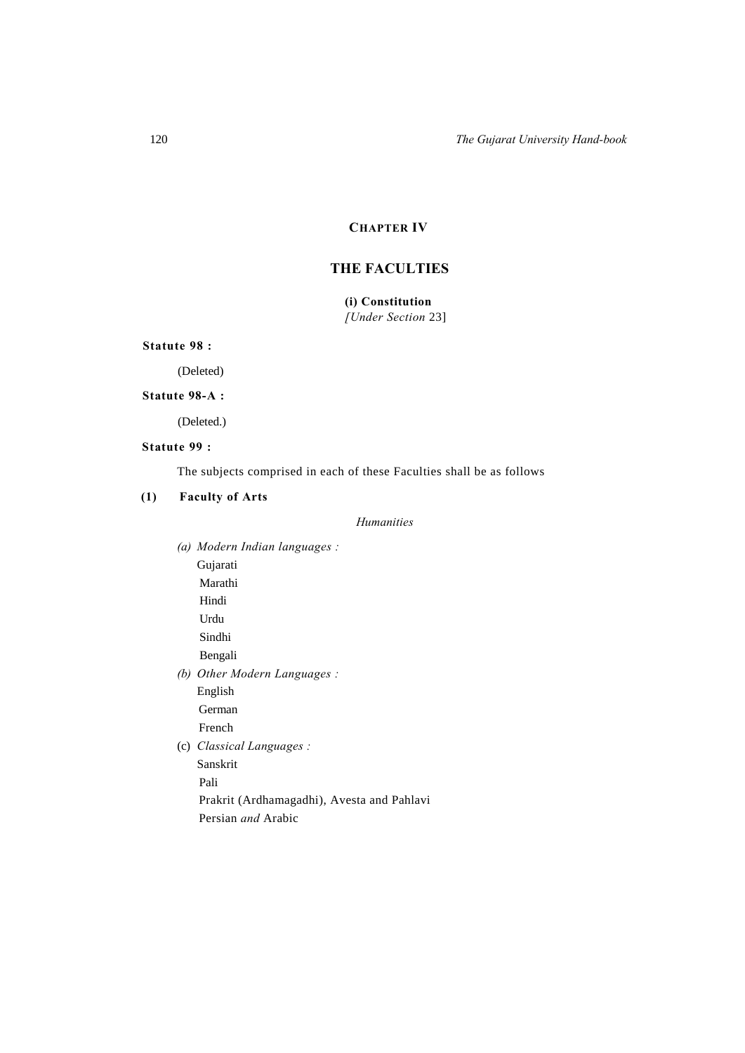## CHAPTER IV

# THE FACULTIES

### (i) Constitution

*[Under Section* 23]

**Statute 98 :**

(Deleted)

**Statute 98-A :**

(Deleted.)

**Statute 99 :**

The subjects comprised in each of these Faculties shall be as follows

**(1) Faculty of Arts**

*Humanities*

*(a) Modern Indian languages :*
- Gujarati
- Marathi
- Hindi
- Urdu
- Sindhi
- Bengali

*(b) Other Modern Languages :*
- English
- German
- French

(c) *Classical Languages :*
- Sanskrit
- Pali
- Prakrit (Ardhamagadhi), Avesta and Pahlavi
- Persian *and* Arabic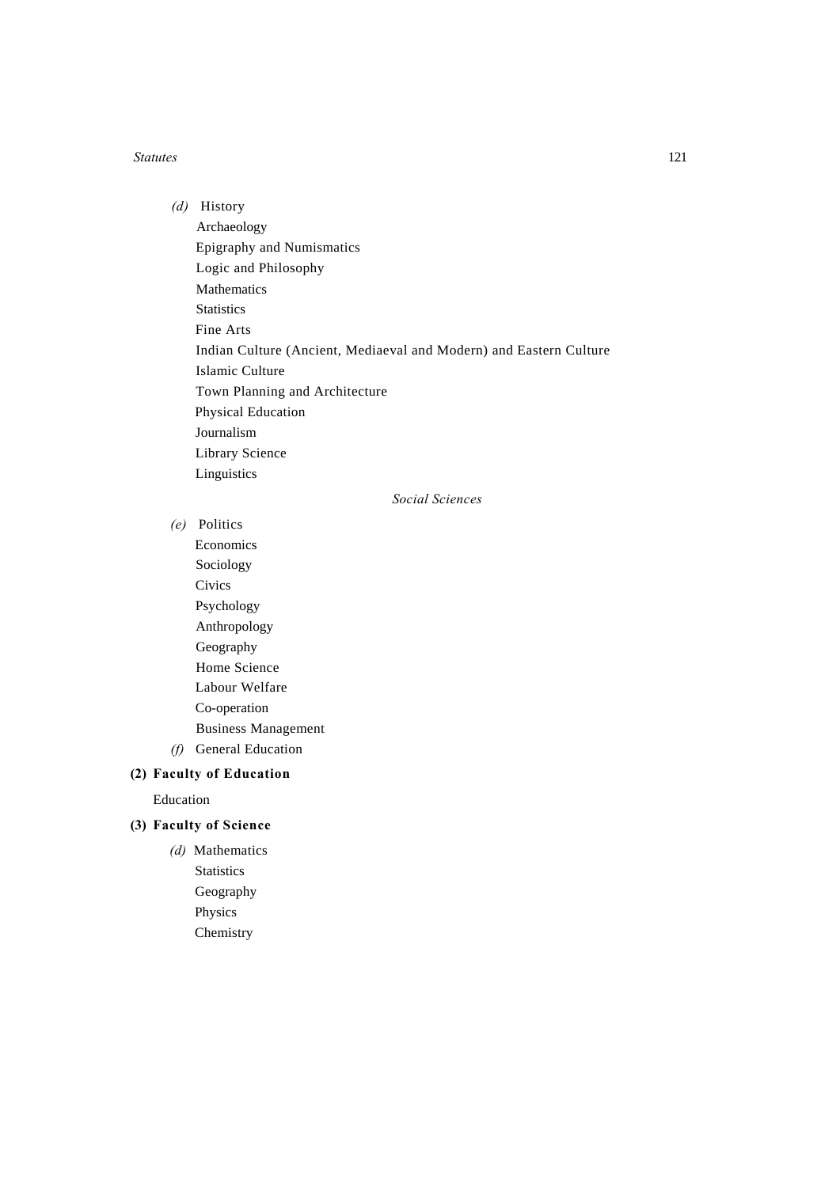*(d)* History
Archaeology
Epigraphy and Numismatics
Logic and Philosophy
Mathematics
Statistics
Fine Arts
Indian Culture (Ancient, Mediaeval and Modern) and Eastern Culture
Islamic Culture
Town Planning and Architecture
Physical Education
Journalism
Library Science
Linguistics

*Social Sciences*

*(e)* Politics
Economics
Sociology
Civics
Psychology
Anthropology
Geography
Home Science
Labour Welfare
Co-operation
Business Management

*(f)* General Education

**(2) Faculty of Education**

Education

**(3) Faculty of Science**

*(d)* Mathematics
Statistics
Geography
Physics
Chemistry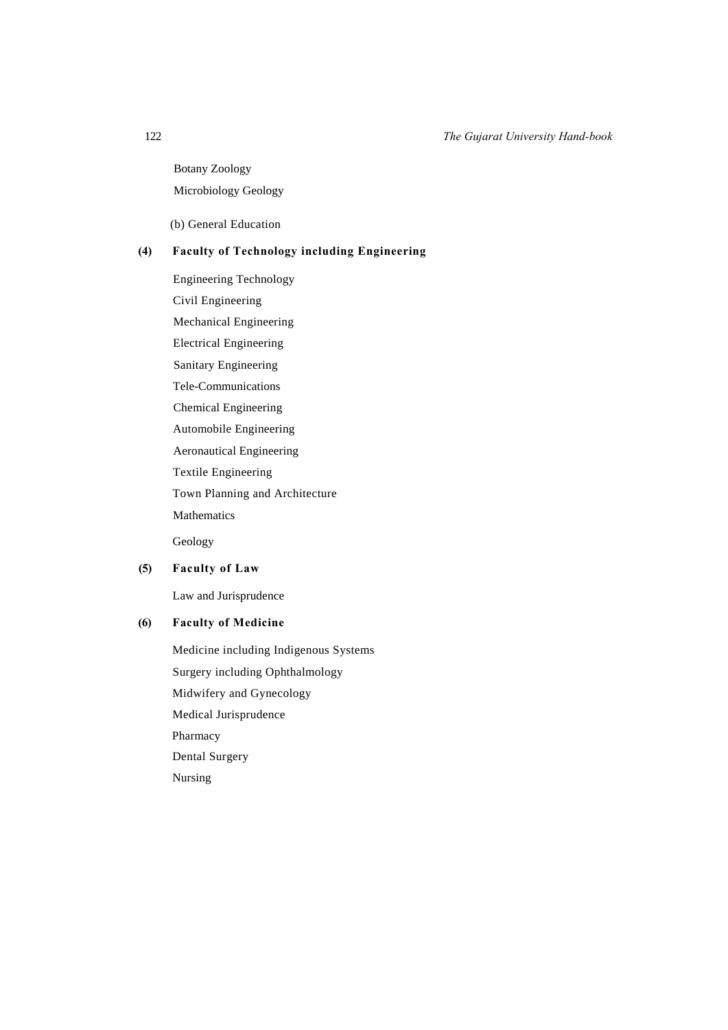Botany Zoology

Microbiology Geology

(b) General Education

**(4) Faculty of Technology including Engineering**

Engineering Technology

Civil Engineering

Mechanical Engineering

Electrical Engineering

Sanitary Engineering

Tele-Communications

Chemical Engineering

Automobile Engineering

Aeronautical Engineering

Textile Engineering

Town Planning and Architecture

Mathematics

Geology

**(5) Faculty of Law**

Law and Jurisprudence

**(6) Faculty of Medicine**

Medicine including Indigenous Systems

Surgery including Ophthalmology

Midwifery and Gynecology

Medical Jurisprudence

Pharmacy

Dental Surgery

Nursing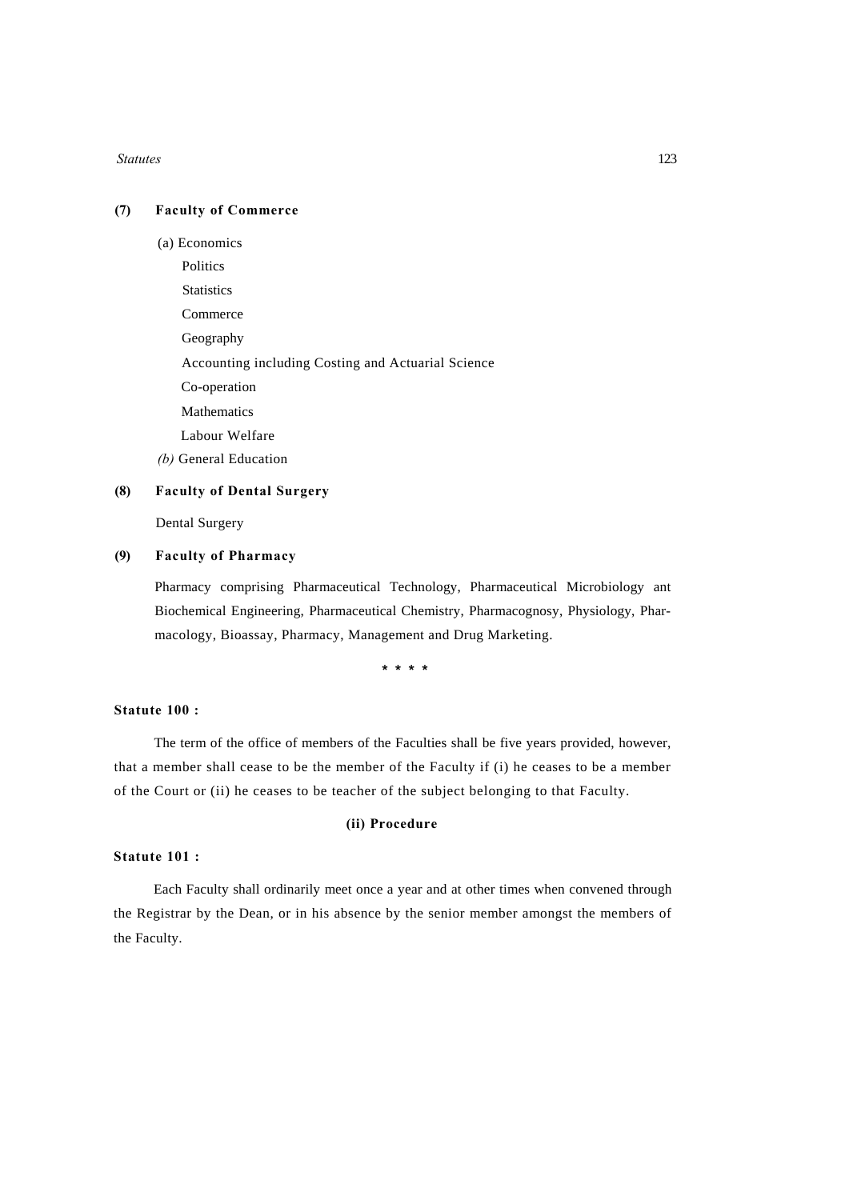**(7) Faculty of Commerce**

(a) Economics

Politics

Statistics

Commerce

Geography

Accounting including Costing and Actuarial Science

Co-operation

Mathematics

Labour Welfare

*(b)* General Education

**(8) Faculty of Dental Surgery**

Dental Surgery

**(9) Faculty of Pharmacy**

Pharmacy comprising Pharmaceutical Technology, Pharmaceutical Microbiology ant Biochemical Engineering, Pharmaceutical Chemistry, Pharmacognosy, Physiology, Pharmacology, Bioassay, Pharmacy, Management and Drug Marketing.

\* \* \* \*

**Statute 100 :**

The term of the office of members of the Faculties shall be five years provided, however, that a member shall cease to be the member of the Faculty if (i) he ceases to be a member of the Court or (ii) he ceases to be teacher of the subject belonging to that Faculty.

**(ii) Procedure**

**Statute 101 :**

Each Faculty shall ordinarily meet once a year and at other times when convened through the Registrar by the Dean, or in his absence by the senior member amongst the members of the Faculty.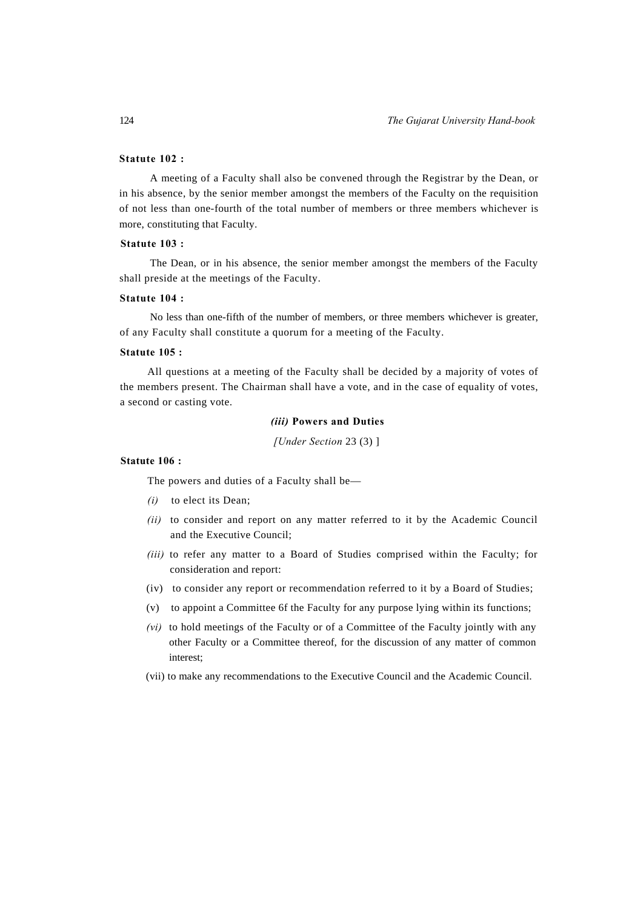**Statute 102 :**

A meeting of a Faculty shall also be convened through the Registrar by the Dean, or in his absence, by the senior member amongst the members of the Faculty on the requisition of not less than one-fourth of the total number of members or three members whichever is more, constituting that Faculty.

**Statute 103 :**

The Dean, or in his absence, the senior member amongst the members of the Faculty shall preside at the meetings of the Faculty.

**Statute 104 :**

No less than one-fifth of the number of members, or three members whichever is greater, of any Faculty shall constitute a quorum for a meeting of the Faculty.

**Statute 105 :**

All questions at a meeting of the Faculty shall be decided by a majority of votes of the members present. The Chairman shall have a vote, and in the case of equality of votes, a second or casting vote.

***(iii)* Powers and Duties**

*[Under Section* 23 (3) ]

**Statute 106 :**

The powers and duties of a Faculty shall be—

*(i)* to elect its Dean;

*(ii)* to consider and report on any matter referred to it by the Academic Council and the Executive Council;

*(iii)* to refer any matter to a Board of Studies comprised within the Faculty; for consideration and report:

(iv) to consider any report or recommendation referred to it by a Board of Studies;

(v) to appoint a Committee 6f the Faculty for any purpose lying within its functions;

*(vi)* to hold meetings of the Faculty or of a Committee of the Faculty jointly with any other Faculty or a Committee thereof, for the discussion of any matter of common interest;

(vii) to make any recommendations to the Executive Council and the Academic Council.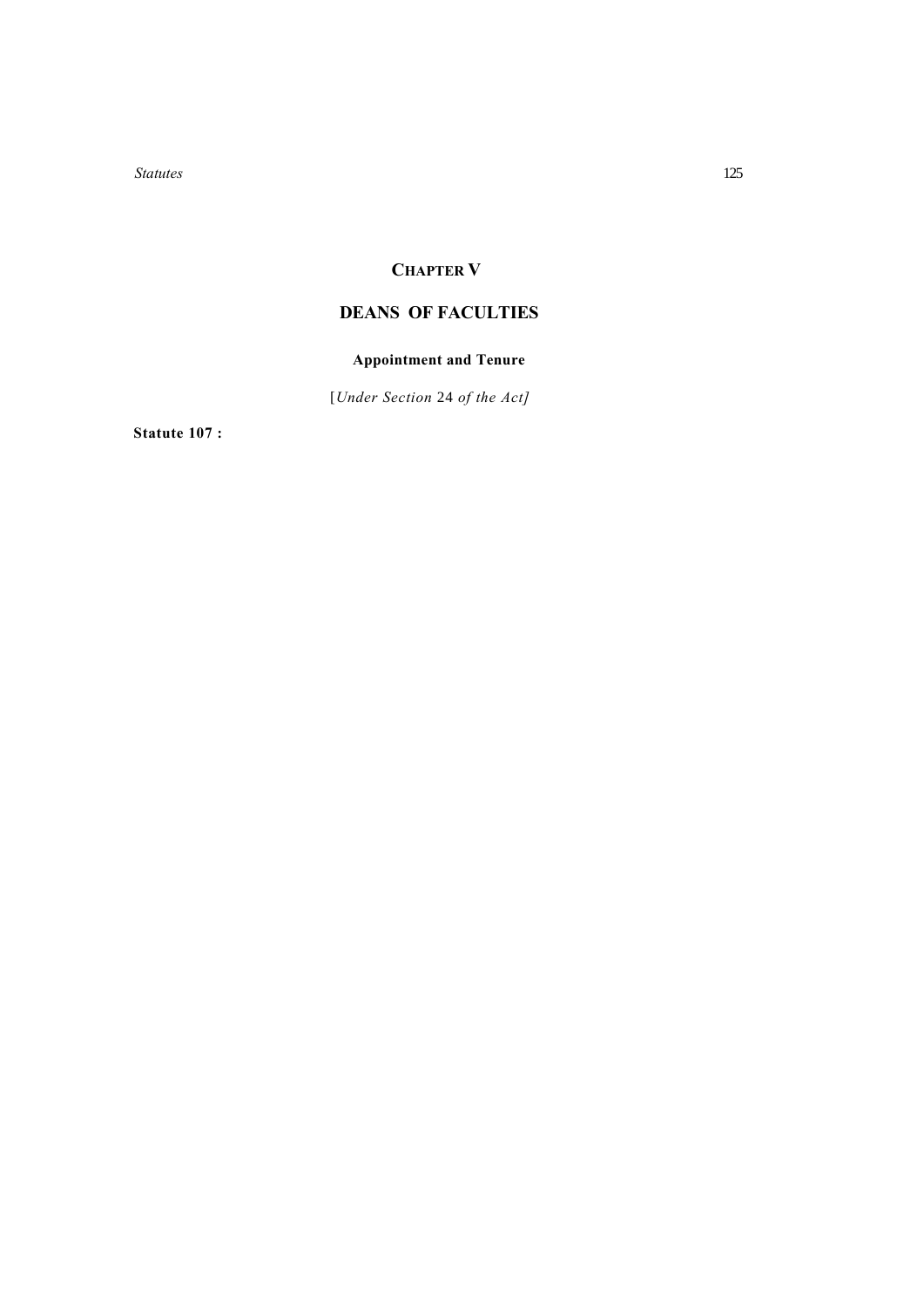# CHAPTER V

## DEANS OF FACULTIES

### Appointment and Tenure

[*Under Section* 24 *of the Act]*

**Statute 107 :**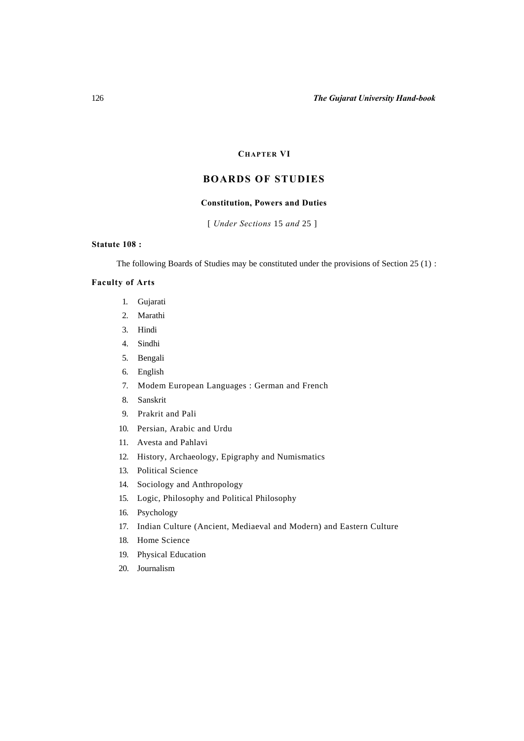## CHAPTER VI

## BOARDS OF STUDIES

### Constitution, Powers and Duties

[ *Under Sections* 15 *and* 25 ]

**Statute 108 :**

The following Boards of Studies may be constituted under the provisions of Section 25 (1) :

**Faculty of Arts**

1. Gujarati
2. Marathi
3. Hindi
4. Sindhi
5. Bengali
6. English
7. Modem European Languages : German and French
8. Sanskrit
9. Prakrit and Pali
10. Persian, Arabic and Urdu
11. Avesta and Pahlavi
12. History, Archaeology, Epigraphy and Numismatics
13. Political Science
14. Sociology and Anthropology
15. Logic, Philosophy and Political Philosophy
16. Psychology
17. Indian Culture (Ancient, Mediaeval and Modern) and Eastern Culture
18. Home Science
19. Physical Education
20. Journalism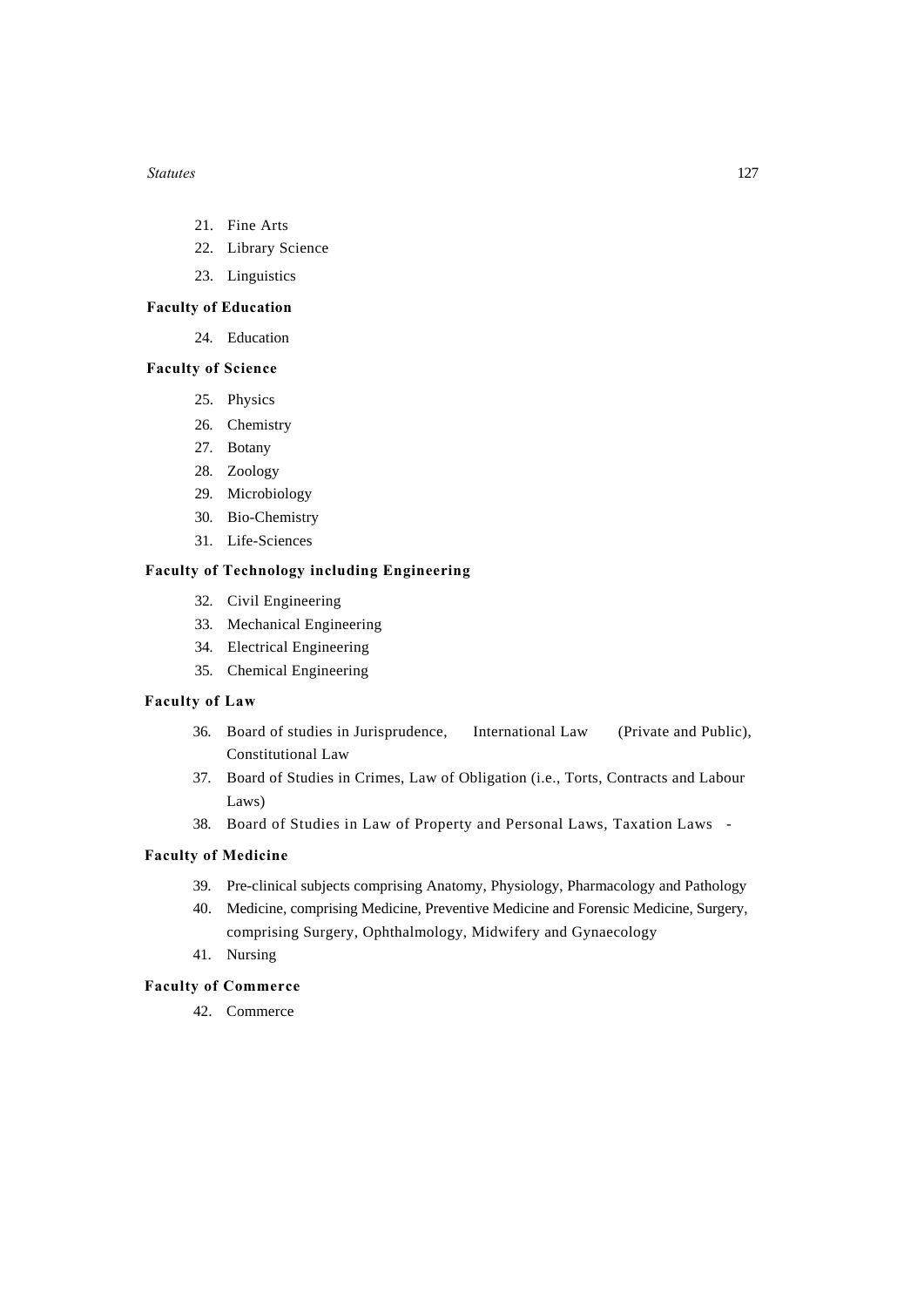21. Fine Arts
22. Library Science
23. Linguistics

**Faculty of Education**

24. Education

**Faculty of Science**

25. Physics
26. Chemistry
27. Botany
28. Zoology
29. Microbiology
30. Bio-Chemistry
31. Life-Sciences

**Faculty of Technology including Engineering**

32. Civil Engineering
33. Mechanical Engineering
34. Electrical Engineering
35. Chemical Engineering

**Faculty of Law**

36. Board of studies in Jurisprudence, International Law (Private and Public), Constitutional Law
37. Board of Studies in Crimes, Law of Obligation (i.e., Torts, Contracts and Labour Laws)
38. Board of Studies in Law of Property and Personal Laws, Taxation Laws -

**Faculty of Medicine**

39. Pre-clinical subjects comprising Anatomy, Physiology, Pharmacology and Pathology
40. Medicine, comprising Medicine, Preventive Medicine and Forensic Medicine, Surgery, comprising Surgery, Ophthalmology, Midwifery and Gynaecology
41. Nursing

**Faculty of Commerce**

42. Commerce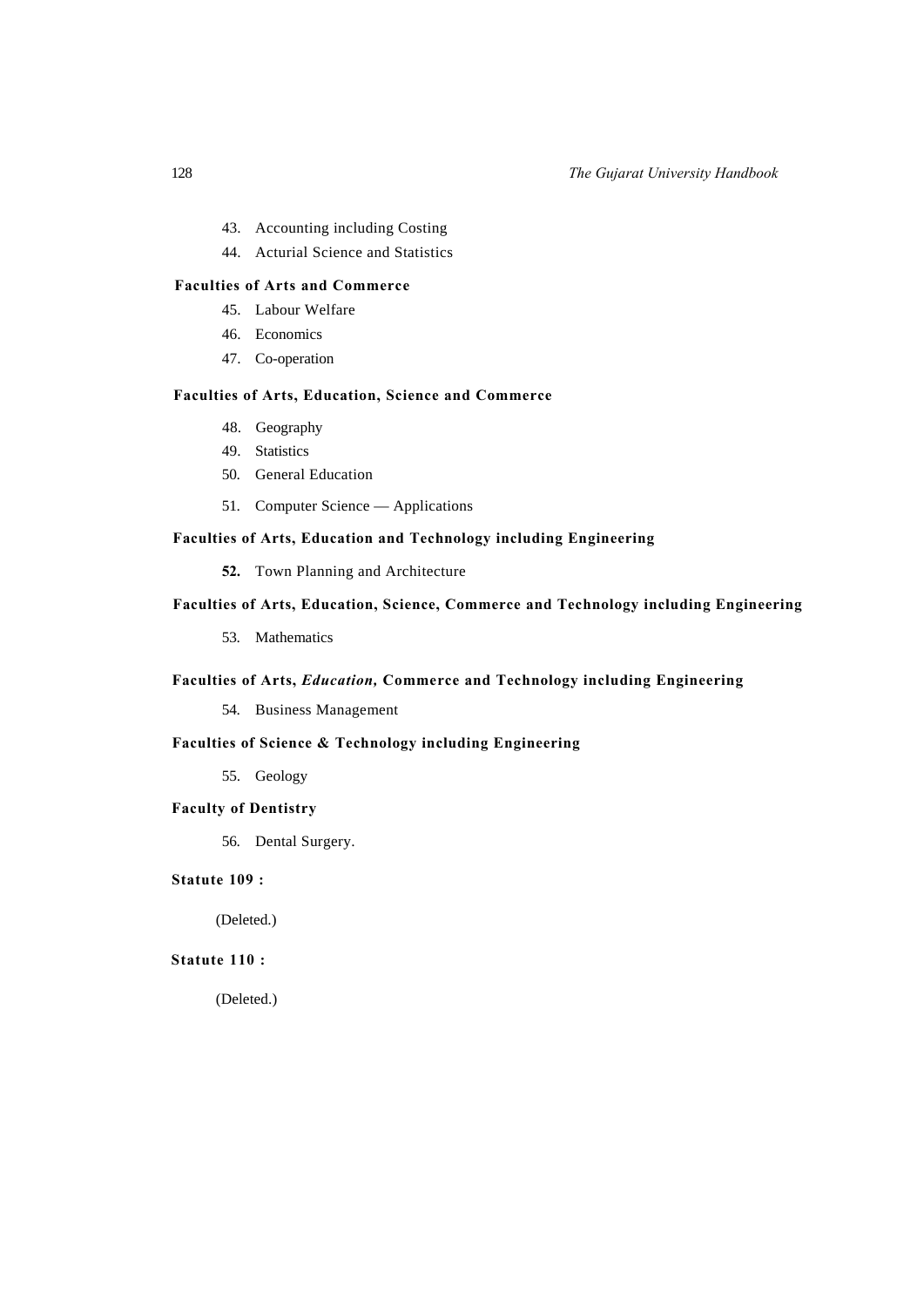43. Accounting including Costing
44. Acturial Science and Statistics

**Faculties of Arts and Commerce**

45. Labour Welfare
46. Economics
47. Co-operation

**Faculties of Arts, Education, Science and Commerce**

48. Geography
49. Statistics
50. General Education
51. Computer Science — Applications

**Faculties of Arts, Education and Technology including Engineering**

**52.** Town Planning and Architecture

**Faculties of Arts, Education, Science, Commerce and Technology including Engineering**

53. Mathematics

**Faculties of Arts, *Education,* Commerce and Technology including Engineering**

54. Business Management

**Faculties of Science & Technology including Engineering**

55. Geology

**Faculty of Dentistry**

56. Dental Surgery.

**Statute 109 :**

(Deleted.)

**Statute 110 :**

(Deleted.)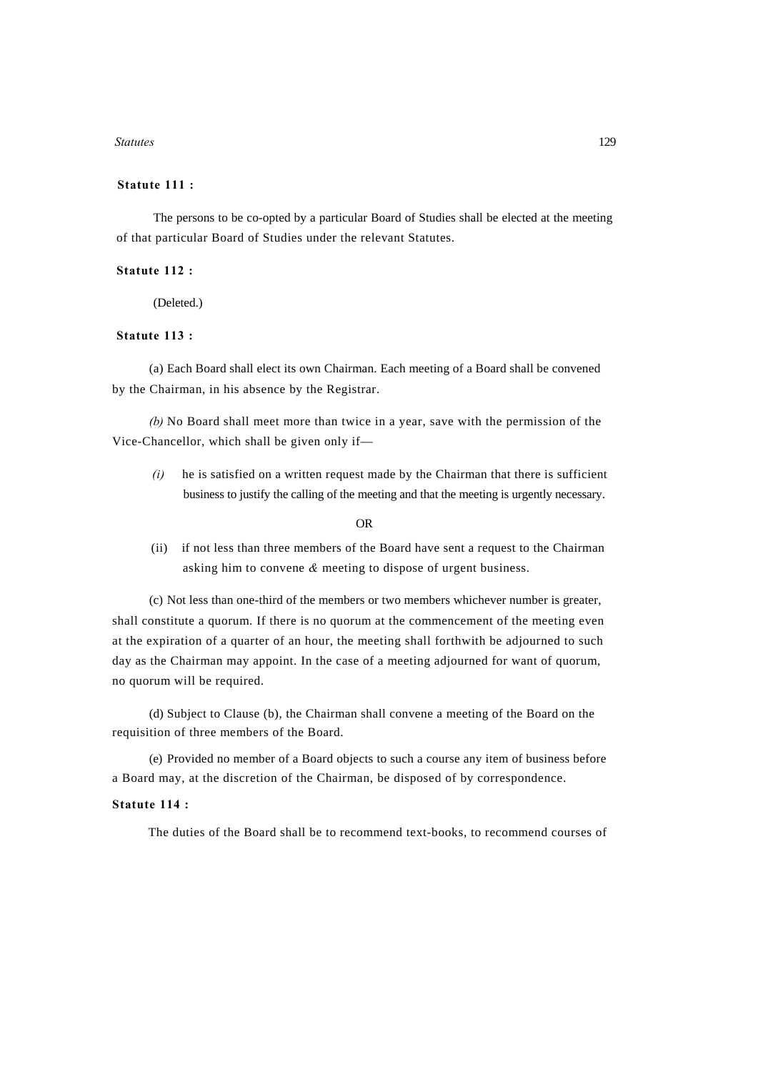**Statute 111 :**

The persons to be co-opted by a particular Board of Studies shall be elected at the meeting of that particular Board of Studies under the relevant Statutes.

**Statute 112 :**

(Deleted.)

**Statute 113 :**

(a) Each Board shall elect its own Chairman. Each meeting of a Board shall be convened by the Chairman, in his absence by the Registrar.

*(b)* No Board shall meet more than twice in a year, save with the permission of the Vice-Chancellor, which shall be given only if—

*(i)* he is satisfied on a written request made by the Chairman that there is sufficient business to justify the calling of the meeting and that the meeting is urgently necessary.

OR

(ii) if not less than three members of the Board have sent a request to the Chairman asking him to convene *&* meeting to dispose of urgent business.

(c) Not less than one-third of the members or two members whichever number is greater, shall constitute a quorum. If there is no quorum at the commencement of the meeting even at the expiration of a quarter of an hour, the meeting shall forthwith be adjourned to such day as the Chairman may appoint. In the case of a meeting adjourned for want of quorum, no quorum will be required.

(d) Subject to Clause (b), the Chairman shall convene a meeting of the Board on the requisition of three members of the Board.

(e) Provided no member of a Board objects to such a course any item of business before a Board may, at the discretion of the Chairman, be disposed of by correspondence.

**Statute 114 :**

The duties of the Board shall be to recommend text-books, to recommend courses of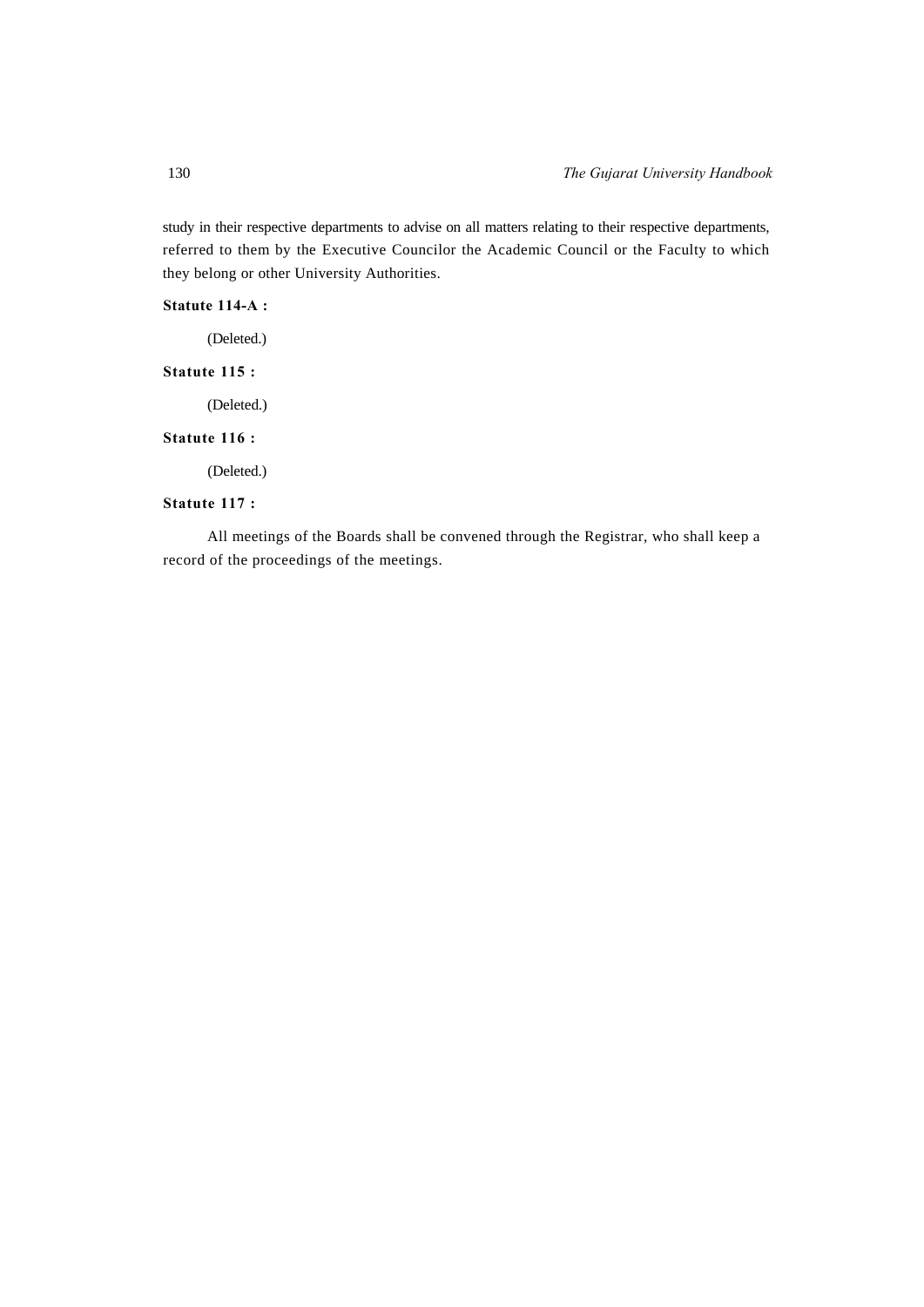study in their respective departments to advise on all matters relating to their respective departments, referred to them by the Executive Councilor the Academic Council or the Faculty to which they belong or other University Authorities.

**Statute 114-A :**

(Deleted.)

**Statute 115 :**

(Deleted.)

**Statute 116 :**

(Deleted.)

**Statute 117 :**

All meetings of the Boards shall be convened through the Registrar, who shall keep a record of the proceedings of the meetings.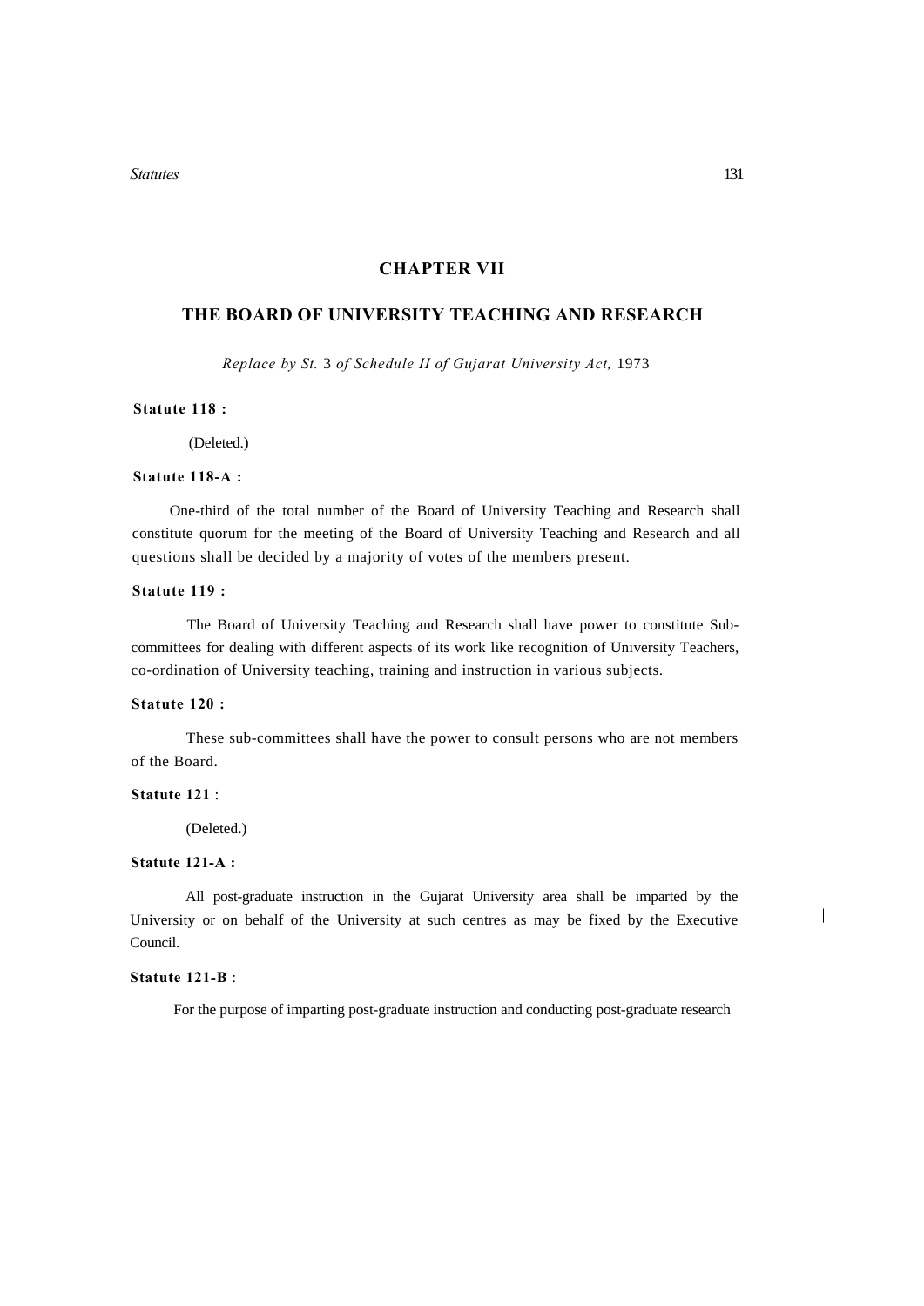## CHAPTER VII

## THE BOARD OF UNIVERSITY TEACHING AND RESEARCH

*Replace by St.* 3 *of Schedule II of Gujarat University Act,* 1973

**Statute 118 :**

(Deleted.)

**Statute 118-A :**

One-third of the total number of the Board of University Teaching and Research shall constitute quorum for the meeting of the Board of University Teaching and Research and all questions shall be decided by a majority of votes of the members present.

**Statute 119 :**

The Board of University Teaching and Research shall have power to constitute Sub-committees for dealing with different aspects of its work like recognition of University Teachers, co-ordination of University teaching, training and instruction in various subjects.

**Statute 120 :**

These sub-committees shall have the power to consult persons who are not members of the Board.

**Statute 121** :

(Deleted.)

**Statute 121-A :**

All post-graduate instruction in the Gujarat University area shall be imparted by the University or on behalf of the University at such centres as may be fixed by the Executive Council.

**Statute 121-B** :

For the purpose of imparting post-graduate instruction and conducting post-graduate research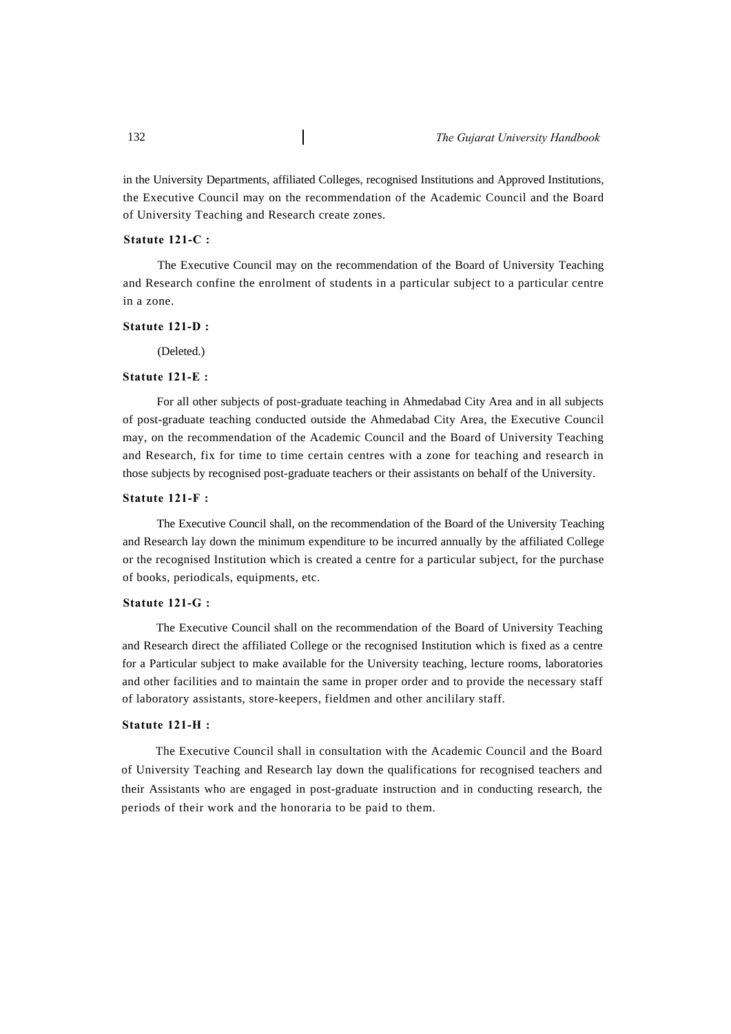in the University Departments, affiliated Colleges, recognised Institutions and Approved Institutions, the Executive Council may on the recommendation of the Academic Council and the Board of University Teaching and Research create zones.

**Statute 121-C :**

The Executive Council may on the recommendation of the Board of University Teaching and Research confine the enrolment of students in a particular subject to a particular centre in a zone.

**Statute 121-D :**

(Deleted.)

**Statute 121-E :**

For all other subjects of post-graduate teaching in Ahmedabad City Area and in all subjects of post-graduate teaching conducted outside the Ahmedabad City Area, the Executive Council may, on the recommendation of the Academic Council and the Board of University Teaching and Research, fix for time to time certain centres with a zone for teaching and research in those subjects by recognised post-graduate teachers or their assistants on behalf of the University.

**Statute 121-F :**

The Executive Council shall, on the recommendation of the Board of the University Teaching and Research lay down the minimum expenditure to be incurred annually by the affiliated College or the recognised Institution which is created a centre for a particular subject, for the purchase of books, periodicals, equipments, etc.

**Statute 121-G :**

The Executive Council shall on the recommendation of the Board of University Teaching and Research direct the affiliated College or the recognised Institution which is fixed as a centre for a Particular subject to make available for the University teaching, lecture rooms, laboratories and other facilities and to maintain the same in proper order and to provide the necessary staff of laboratory assistants, store-keepers, fieldmen and other ancililary staff.

**Statute 121-H :**

The Executive Council shall in consultation with the Academic Council and the Board of University Teaching and Research lay down the qualifications for recognised teachers and their Assistants who are engaged in post-graduate instruction and in conducting research, the periods of their work and the honoraria to be paid to them.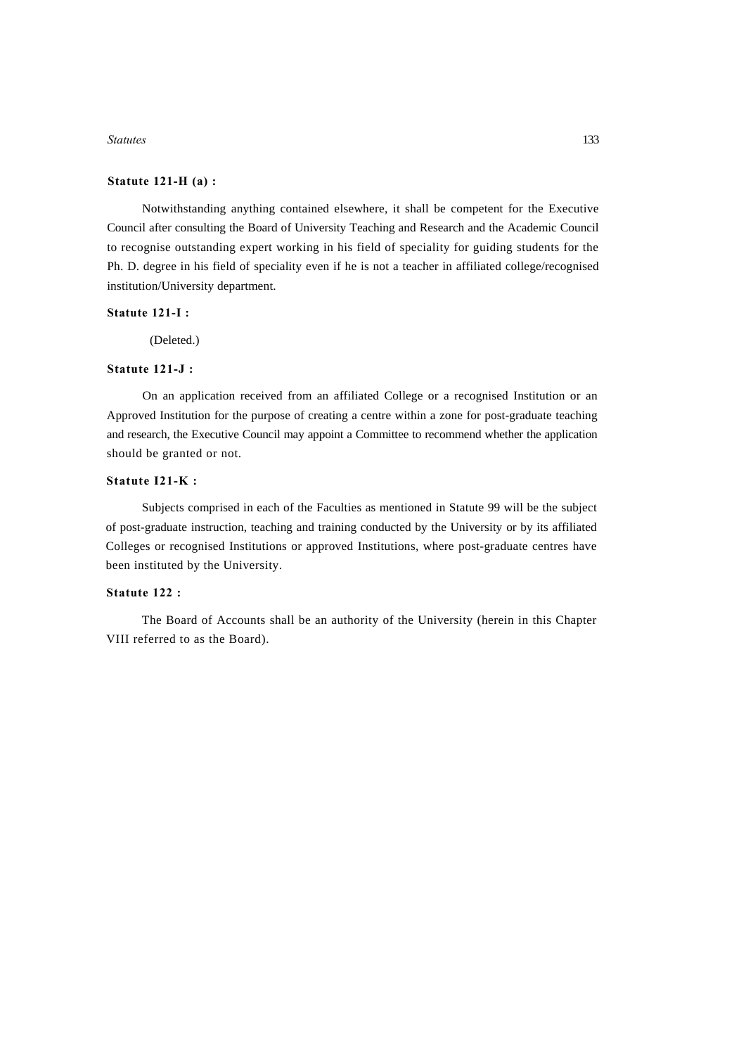**Statute 121-H (a) :**

Notwithstanding anything contained elsewhere, it shall be competent for the Executive Council after consulting the Board of University Teaching and Research and the Academic Council to recognise outstanding expert working in his field of speciality for guiding students for the Ph. D. degree in his field of speciality even if he is not a teacher in affiliated college/recognised institution/University department.

**Statute 121-I :**

(Deleted.)

**Statute 121-J :**

On an application received from an affiliated College or a recognised Institution or an Approved Institution for the purpose of creating a centre within a zone for post-graduate teaching and research, the Executive Council may appoint a Committee to recommend whether the application should be granted or not.

**Statute I21-K :**

Subjects comprised in each of the Faculties as mentioned in Statute 99 will be the subject of post-graduate instruction, teaching and training conducted by the University or by its affiliated Colleges or recognised Institutions or approved Institutions, where post-graduate centres have been instituted by the University.

**Statute 122 :**

The Board of Accounts shall be an authority of the University (herein in this Chapter VIII referred to as the Board).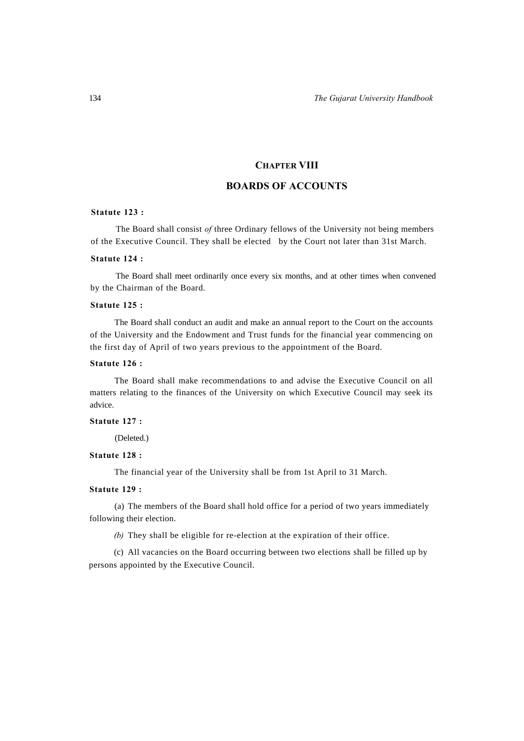# CHAPTER VIII

## BOARDS OF ACCOUNTS

**Statute 123 :**

The Board shall consist *of* three Ordinary fellows of the University not being members of the Executive Council. They shall be elected by the Court not later than 31st March.

**Statute 124 :**

The Board shall meet ordinarily once every six months, and at other times when convened by the Chairman of the Board.

**Statute 125 :**

The Board shall conduct an audit and make an annual report to the Court on the accounts of the University and the Endowment and Trust funds for the financial year commencing on the first day of April of two years previous to the appointment of the Board.

**Statute 126 :**

The Board shall make recommendations to and advise the Executive Council on all matters relating to the finances of the University on which Executive Council may seek its advice.

**Statute 127 :**

(Deleted.)

**Statute 128 :**

The financial year of the University shall be from 1st April to 31 March.

**Statute 129 :**

(a) The members of the Board shall hold office for a period of two years immediately following their election.

*(b)* They shall be eligible for re-election at the expiration of their office.

(c) All vacancies on the Board occurring between two elections shall be filled up by persons appointed by the Executive Council.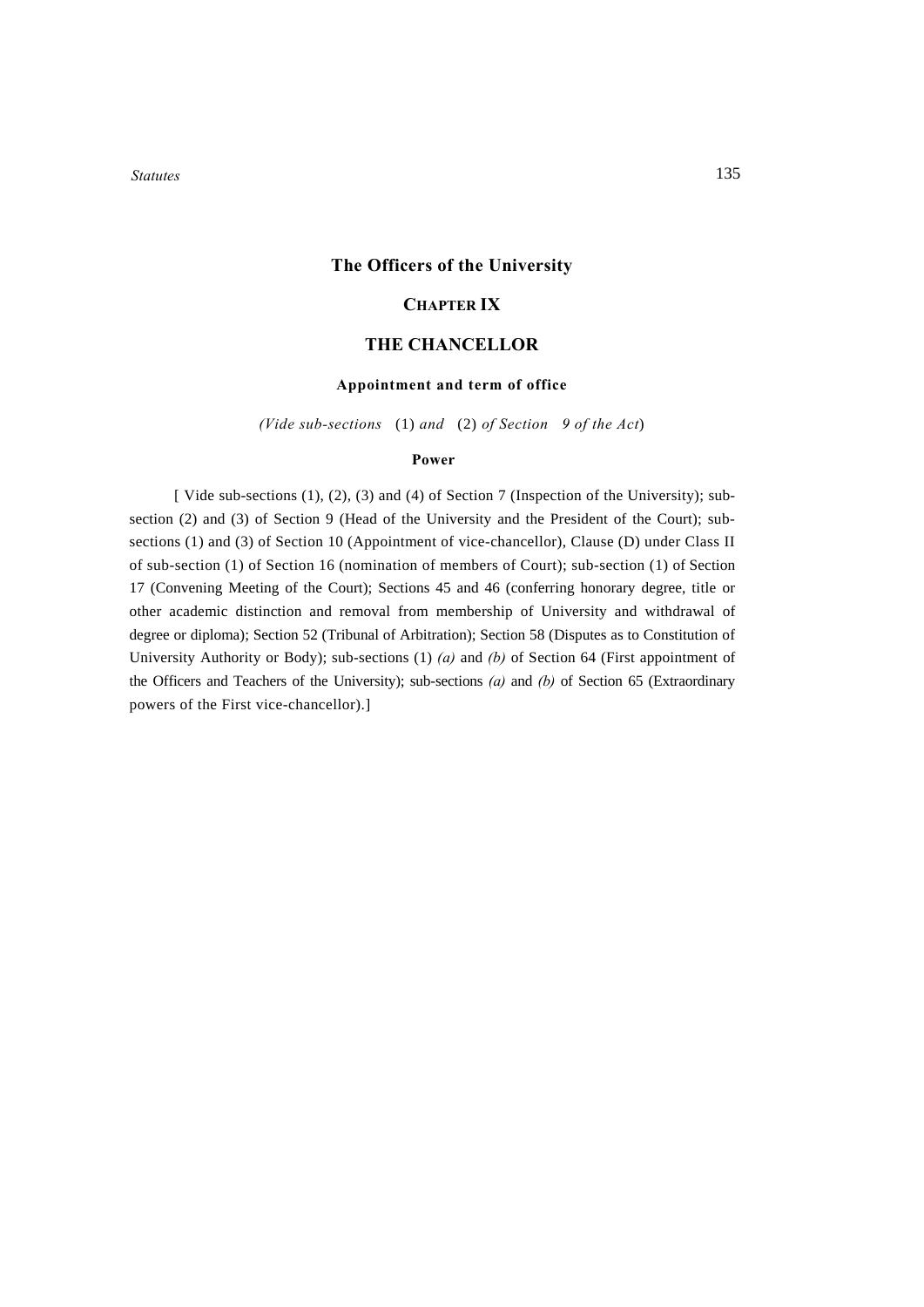## The Officers of the University

### CHAPTER IX

### THE CHANCELLOR

#### Appointment and term of office

*(Vide sub-sections* (1) *and* (2) *of Section 9 of the Act*)

#### Power

[ Vide sub-sections (1), (2), (3) and (4) of Section 7 (Inspection of the University); sub-section (2) and (3) of Section 9 (Head of the University and the President of the Court); sub-sections (1) and (3) of Section 10 (Appointment of vice-chancellor), Clause (D) under Class II of sub-section (1) of Section 16 (nomination of members of Court); sub-section (1) of Section 17 (Convening Meeting of the Court); Sections 45 and 46 (conferring honorary degree, title or other academic distinction and removal from membership of University and withdrawal of degree or diploma); Section 52 (Tribunal of Arbitration); Section 58 (Disputes as to Constitution of University Authority or Body); sub-sections (1) *(a)* and *(b)* of Section 64 (First appointment of the Officers and Teachers of the University); sub-sections *(a)* and *(b)* of Section 65 (Extraordinary powers of the First vice-chancellor).]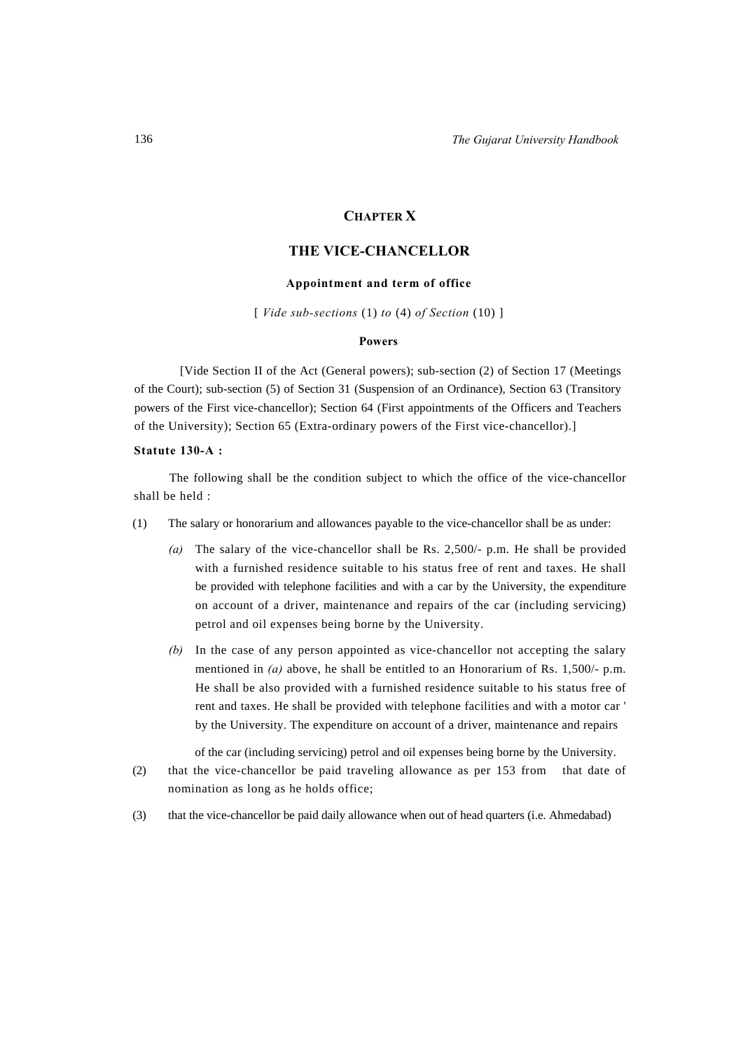## CHAPTER X

## THE VICE-CHANCELLOR

### Appointment and term of office

[ *Vide sub-sections* (1) *to* (4) *of Section* (10) ]

### Powers

[Vide Section II of the Act (General powers); sub-section (2) of Section 17 (Meetings of the Court); sub-section (5) of Section 31 (Suspension of an Ordinance), Section 63 (Transitory powers of the First vice-chancellor); Section 64 (First appointments of the Officers and Teachers of the University); Section 65 (Extra-ordinary powers of the First vice-chancellor).]

**Statute 130-A :**

The following shall be the condition subject to which the office of the vice-chancellor shall be held :

(1) The salary or honorarium and allowances payable to the vice-chancellor shall be as under:

*(a)* The salary of the vice-chancellor shall be Rs. 2,500/- p.m. He shall be provided with a furnished residence suitable to his status free of rent and taxes. He shall be provided with telephone facilities and with a car by the University, the expenditure on account of a driver, maintenance and repairs of the car (including servicing) petrol and oil expenses being borne by the University.

*(b)* In the case of any person appointed as vice-chancellor not accepting the salary mentioned in *(a)* above, he shall be entitled to an Honorarium of Rs. 1,500/- p.m. He shall be also provided with a furnished residence suitable to his status free of rent and taxes. He shall be provided with telephone facilities and with a motor car ' by the University. The expenditure on account of a driver, maintenance and repairs of the car (including servicing) petrol and oil expenses being borne by the University.

(2) that the vice-chancellor be paid traveling allowance as per 153 from that date of nomination as long as he holds office;

(3) that the vice-chancellor be paid daily allowance when out of head quarters (i.e. Ahmedabad)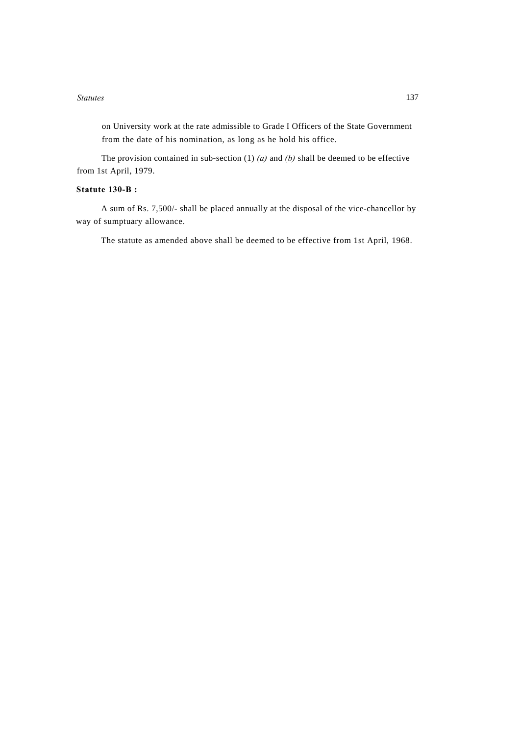on University work at the rate admissible to Grade I Officers of the State Government from the date of his nomination, as long as he hold his office.

The provision contained in sub-section (1) *(a)* and *(b)* shall be deemed to be effective from 1st April, 1979.

**Statute 130-B :**

A sum of Rs. 7,500/- shall be placed annually at the disposal of the vice-chancellor by way of sumptuary allowance.

The statute as amended above shall be deemed to be effective from 1st April, 1968.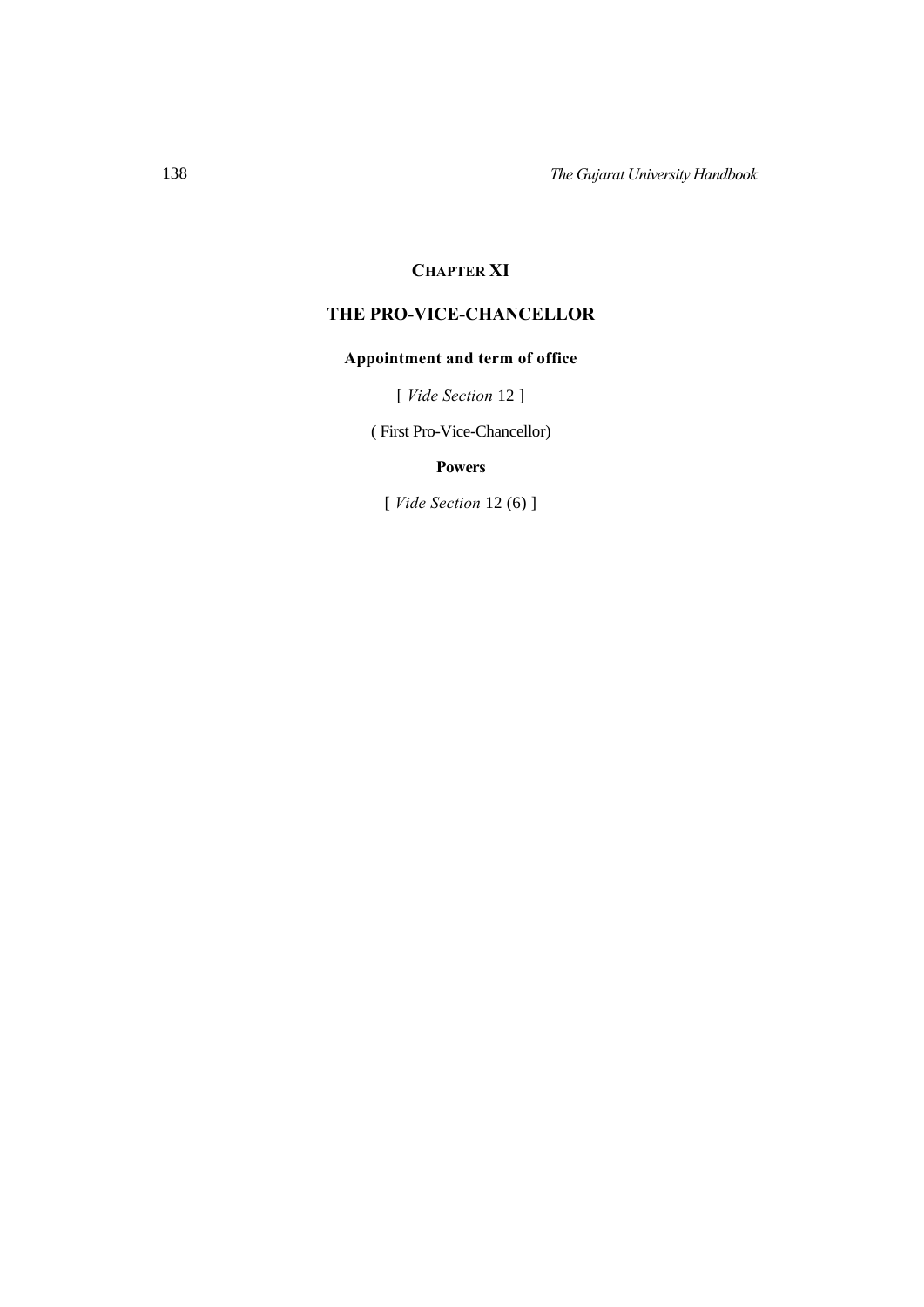## CHAPTER XI

## THE PRO-VICE-CHANCELLOR

### Appointment and term of office

[ *Vide Section* 12 ]

( First Pro-Vice-Chancellor)

### Powers

[ *Vide Section* 12 (6) ]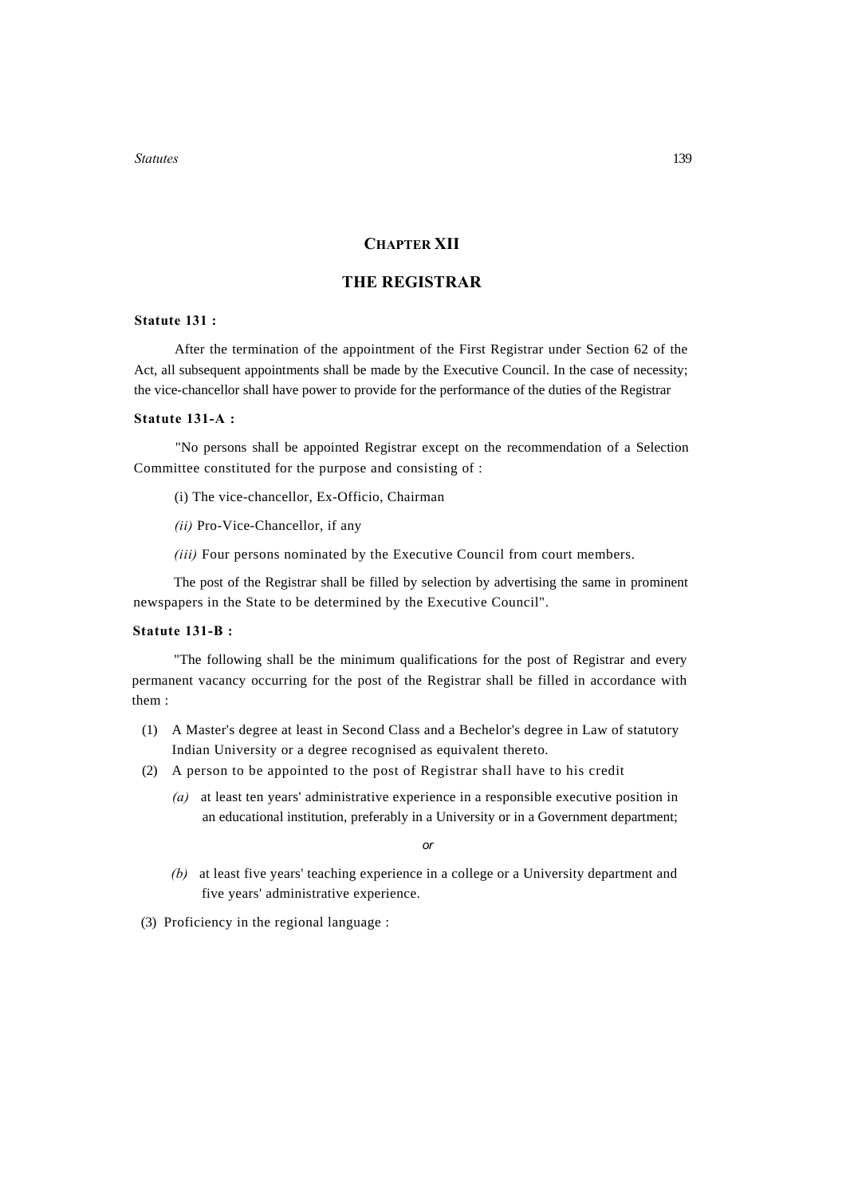## CHAPTER XII

## THE REGISTRAR

**Statute 131 :**

After the termination of the appointment of the First Registrar under Section 62 of the Act, all subsequent appointments shall be made by the Executive Council. In the case of necessity; the vice-chancellor shall have power to provide for the performance of the duties of the Registrar

**Statute 131-A :**

"No persons shall be appointed Registrar except on the recommendation of a Selection Committee constituted for the purpose and consisting of :

(i) The vice-chancellor, Ex-Officio, Chairman

*(ii)* Pro-Vice-Chancellor, if any

*(iii)* Four persons nominated by the Executive Council from court members.

The post of the Registrar shall be filled by selection by advertising the same in prominent newspapers in the State to be determined by the Executive Council".

**Statute 131-B :**

"The following shall be the minimum qualifications for the post of Registrar and every permanent vacancy occurring for the post of the Registrar shall be filled in accordance with them :

(1) A Master's degree at least in Second Class and a Bechelor's degree in Law of statutory Indian University or a degree recognised as equivalent thereto.

(2) A person to be appointed to the post of Registrar shall have to his credit

*(a)* at least ten years' administrative experience in a responsible executive position in an educational institution, preferably in a University or in a Government department;

*or*

*(b)* at least five years' teaching experience in a college or a University department and five years' administrative experience.

(3) Proficiency in the regional language :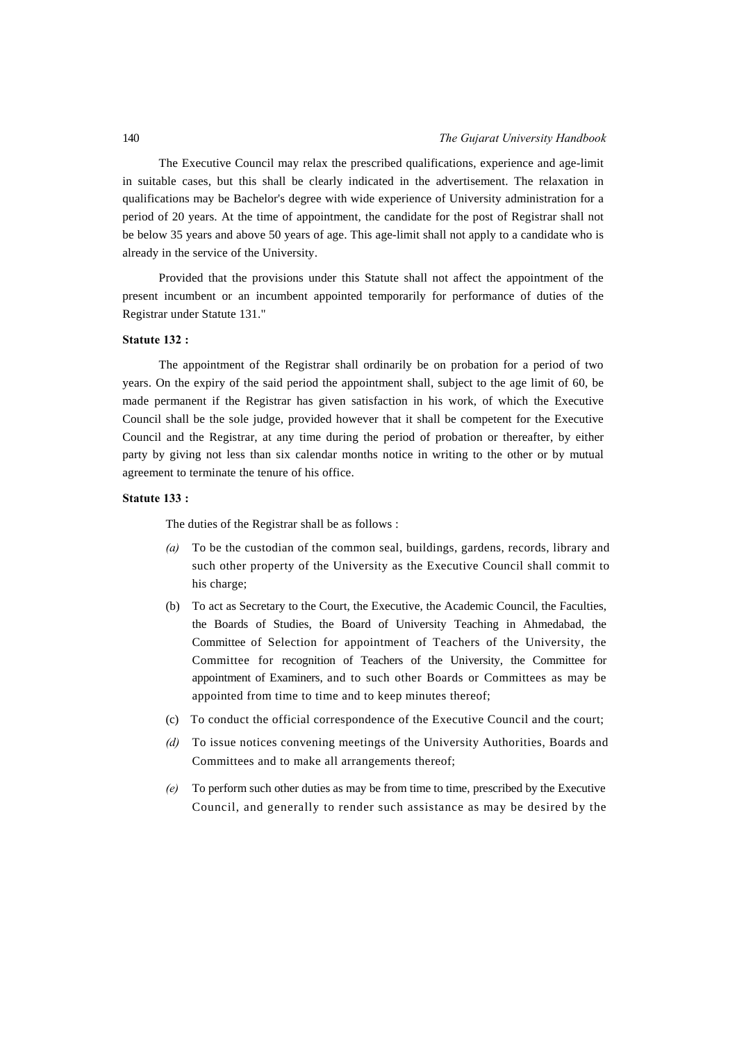The Executive Council may relax the prescribed qualifications, experience and age-limit in suitable cases, but this shall be clearly indicated in the advertisement. The relaxation in qualifications may be Bachelor's degree with wide experience of University administration for a period of 20 years. At the time of appointment, the candidate for the post of Registrar shall not be below 35 years and above 50 years of age. This age-limit shall not apply to a candidate who is already in the service of the University.

Provided that the provisions under this Statute shall not affect the appointment of the present incumbent or an incumbent appointed temporarily for performance of duties of the Registrar under Statute 131."

**Statute 132 :**

The appointment of the Registrar shall ordinarily be on probation for a period of two years. On the expiry of the said period the appointment shall, subject to the age limit of 60, be made permanent if the Registrar has given satisfaction in his work, of which the Executive Council shall be the sole judge, provided however that it shall be competent for the Executive Council and the Registrar, at any time during the period of probation or thereafter, by either party by giving not less than six calendar months notice in writing to the other or by mutual agreement to terminate the tenure of his office.

**Statute 133 :**

The duties of the Registrar shall be as follows :

*(a)* To be the custodian of the common seal, buildings, gardens, records, library and such other property of the University as the Executive Council shall commit to his charge;

(b) To act as Secretary to the Court, the Executive, the Academic Council, the Faculties, the Boards of Studies, the Board of University Teaching in Ahmedabad, the Committee of Selection for appointment of Teachers of the University, the Committee for recognition of Teachers of the University, the Committee for appointment of Examiners, and to such other Boards or Committees as may be appointed from time to time and to keep minutes thereof;

(c) To conduct the official correspondence of the Executive Council and the court;

*(d)* To issue notices convening meetings of the University Authorities, Boards and Committees and to make all arrangements thereof;

*(e)* To perform such other duties as may be from time to time, prescribed by the Executive Council, and generally to render such assistance as may be desired by the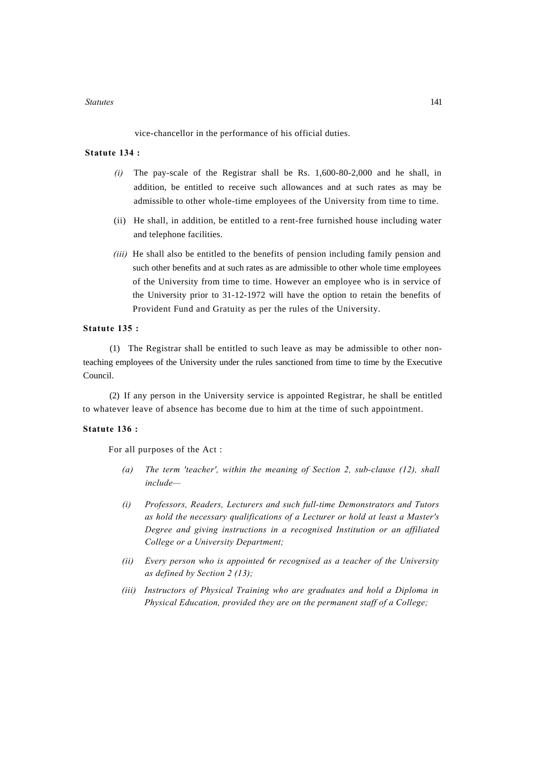vice-chancellor in the performance of his official duties.

**Statute 134 :**

*(i)* The pay-scale of the Registrar shall be Rs. 1,600-80-2,000 and he shall, in addition, be entitled to receive such allowances and at such rates as may be admissible to other whole-time employees of the University from time to time.

(ii) He shall, in addition, be entitled to a rent-free furnished house including water and telephone facilities.

*(iii)* He shall also be entitled to the benefits of pension including family pension and such other benefits and at such rates as are admissible to other whole time employees of the University from time to time. However an employee who is in service of the University prior to 31-12-1972 will have the option to retain the benefits of Provident Fund and Gratuity as per the rules of the University.

**Statute 135 :**

(1) The Registrar shall be entitled to such leave as may be admissible to other non-teaching employees of the University under the rules sanctioned from time to time by the Executive Council.

(2) If any person in the University service is appointed Registrar, he shall be entitled to whatever leave of absence has become due to him at the time of such appointment.

**Statute 136 :**

For all purposes of the Act :

*(a) The term 'teacher', within the meaning of Section 2, sub-clause (12), shall include—*

*(i) Professors, Readers, Lecturers and such full-time Demonstrators and Tutors as hold the necessary qualifications of a Lecturer or hold at least a Master's Degree and giving instructions in a recognised Institution or an affiliated College or a University Department;*

*(ii) Every person who is appointed 6r recognised as a teacher of the University as defined by Section 2 (13);*

*(iii) Instructors of Physical Training who are graduates and hold a Diploma in Physical Education, provided they are on the permanent staff of a College;*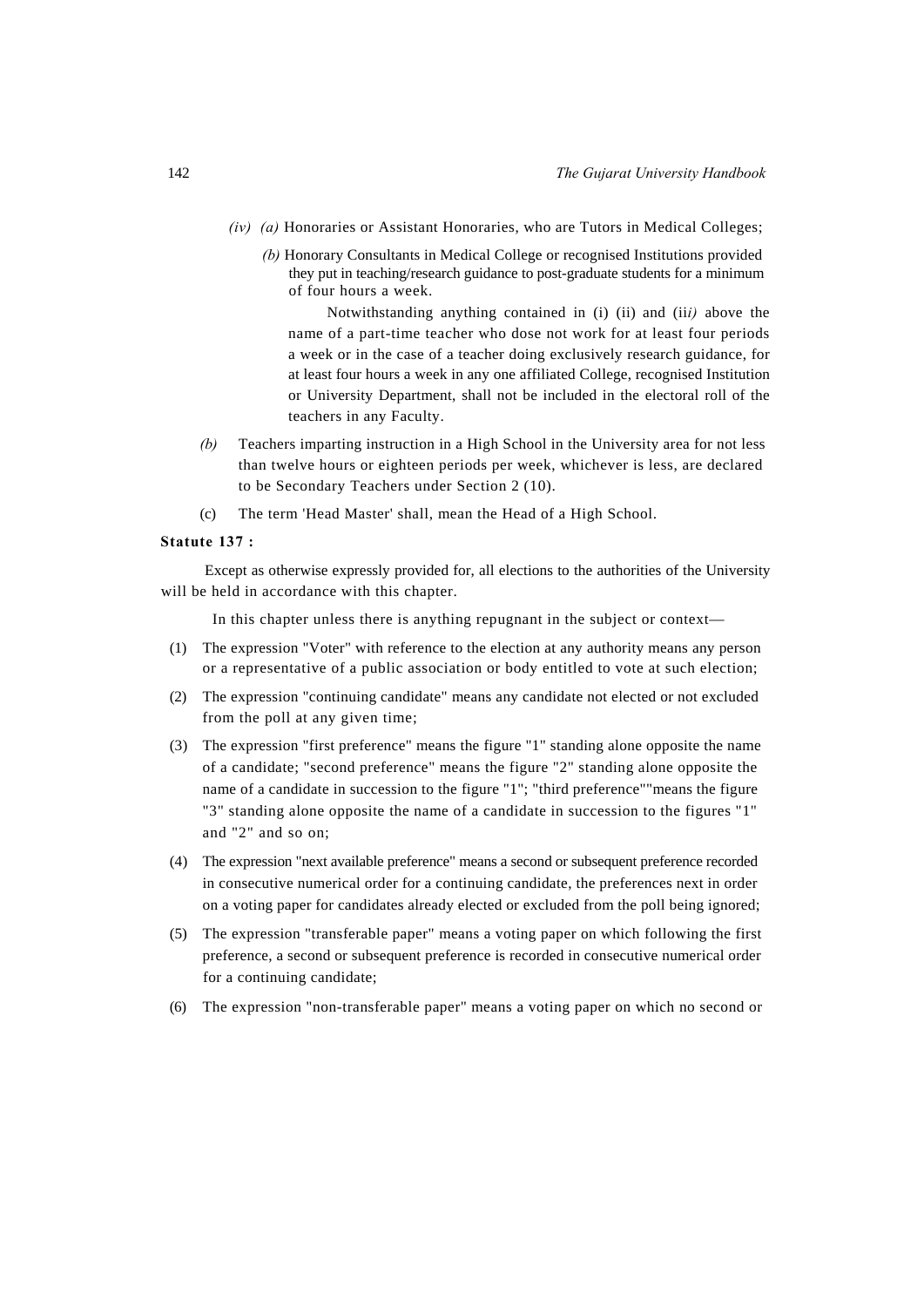*(iv)* *(a)* Honoraries or Assistant Honoraries, who are Tutors in Medical Colleges;

*(b)* Honorary Consultants in Medical College or recognised Institutions provided they put in teaching/research guidance to post-graduate students for a minimum of four hours a week.

Notwithstanding anything contained in (i) (ii) and (ii*i)* above the name of a part-time teacher who dose not work for at least four periods a week or in the case of a teacher doing exclusively research guidance, for at least four hours a week in any one affiliated College, recognised Institution or University Department, shall not be included in the electoral roll of the teachers in any Faculty.

*(b)* Teachers imparting instruction in a High School in the University area for not less than twelve hours or eighteen periods per week, whichever is less, are declared to be Secondary Teachers under Section 2 (10).

(c) The term 'Head Master' shall, mean the Head of a High School.

**Statute 137 :**

Except as otherwise expressly provided for, all elections to the authorities of the University will be held in accordance with this chapter.

In this chapter unless there is anything repugnant in the subject or context—

(1) The expression "Voter" with reference to the election at any authority means any person or a representative of a public association or body entitled to vote at such election;

(2) The expression "continuing candidate" means any candidate not elected or not excluded from the poll at any given time;

(3) The expression "first preference" means the figure "1" standing alone opposite the name of a candidate; "second preference" means the figure "2" standing alone opposite the name of a candidate in succession to the figure "1"; "third preference""means the figure "3" standing alone opposite the name of a candidate in succession to the figures "1" and "2" and so on;

(4) The expression "next available preference" means a second or subsequent preference recorded in consecutive numerical order for a continuing candidate, the preferences next in order on a voting paper for candidates already elected or excluded from the poll being ignored;

(5) The expression "transferable paper" means a voting paper on which following the first preference, a second or subsequent preference is recorded in consecutive numerical order for a continuing candidate;

(6) The expression "non-transferable paper" means a voting paper on which no second or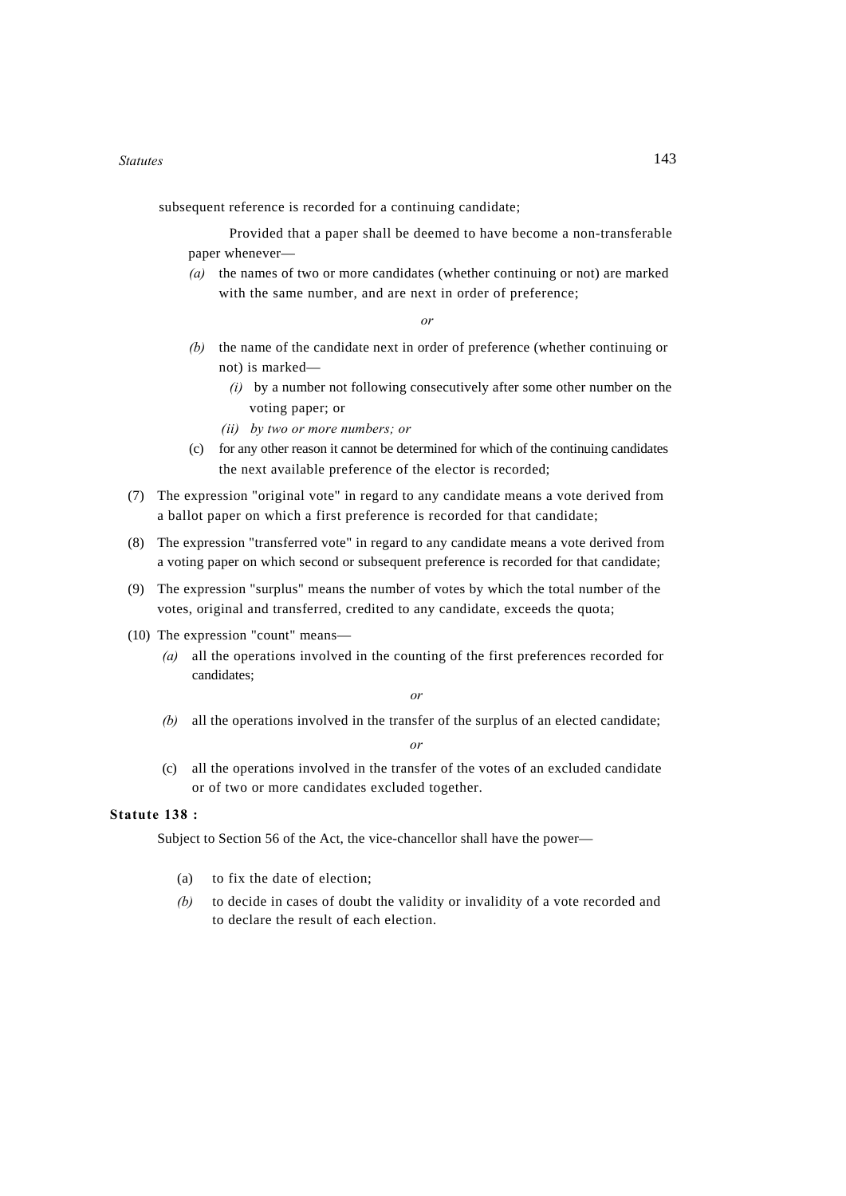subsequent reference is recorded for a continuing candidate;

Provided that a paper shall be deemed to have become a non-transferable paper whenever—

*(a)* the names of two or more candidates (whether continuing or not) are marked with the same number, and are next in order of preference;

*or*

*(b)* the name of the candidate next in order of preference (whether continuing or not) is marked—

*(i)* by a number not following consecutively after some other number on the voting paper; or

*(ii) by two or more numbers; or*

(c) for any other reason it cannot be determined for which of the continuing candidates the next available preference of the elector is recorded;

(7) The expression "original vote" in regard to any candidate means a vote derived from a ballot paper on which a first preference is recorded for that candidate;

(8) The expression "transferred vote" in regard to any candidate means a vote derived from a voting paper on which second or subsequent preference is recorded for that candidate;

(9) The expression "surplus" means the number of votes by which the total number of the votes, original and transferred, credited to any candidate, exceeds the quota;

(10) The expression "count" means—

*(a)* all the operations involved in the counting of the first preferences recorded for candidates;

*or*

*(b)* all the operations involved in the transfer of the surplus of an elected candidate;

*or*

(c) all the operations involved in the transfer of the votes of an excluded candidate or of two or more candidates excluded together.

**Statute 138 :**

Subject to Section 56 of the Act, the vice-chancellor shall have the power—

(a) to fix the date of election;

*(b)* to decide in cases of doubt the validity or invalidity of a vote recorded and to declare the result of each election.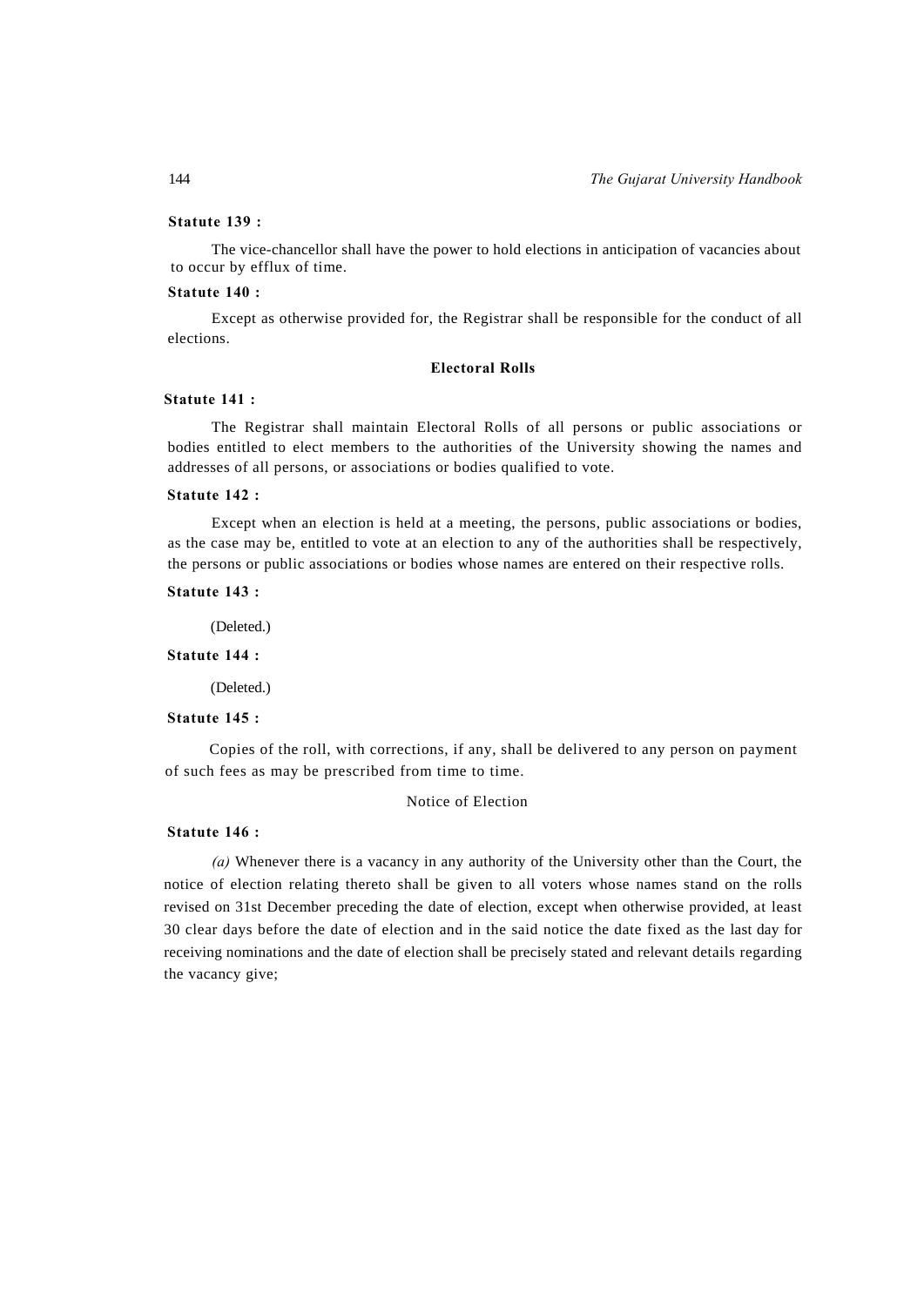**Statute 139 :**

The vice-chancellor shall have the power to hold elections in anticipation of vacancies about to occur by efflux of time.

**Statute 140 :**

Except as otherwise provided for, the Registrar shall be responsible for the conduct of all elections.

### Electoral Rolls

**Statute 141 :**

The Registrar shall maintain Electoral Rolls of all persons or public associations or bodies entitled to elect members to the authorities of the University showing the names and addresses of all persons, or associations or bodies qualified to vote.

**Statute 142 :**

Except when an election is held at a meeting, the persons, public associations or bodies, as the case may be, entitled to vote at an election to any of the authorities shall be respectively, the persons or public associations or bodies whose names are entered on their respective rolls.

**Statute 143 :**

(Deleted.)

**Statute 144 :**

(Deleted.)

**Statute 145 :**

Copies of the roll, with corrections, if any, shall be delivered to any person on payment of such fees as may be prescribed from time to time.

### Notice of Election

**Statute 146 :**

*(a)* Whenever there is a vacancy in any authority of the University other than the Court, the notice of election relating thereto shall be given to all voters whose names stand on the rolls revised on 31st December preceding the date of election, except when otherwise provided, at least 30 clear days before the date of election and in the said notice the date fixed as the last day for receiving nominations and the date of election shall be precisely stated and relevant details regarding the vacancy give;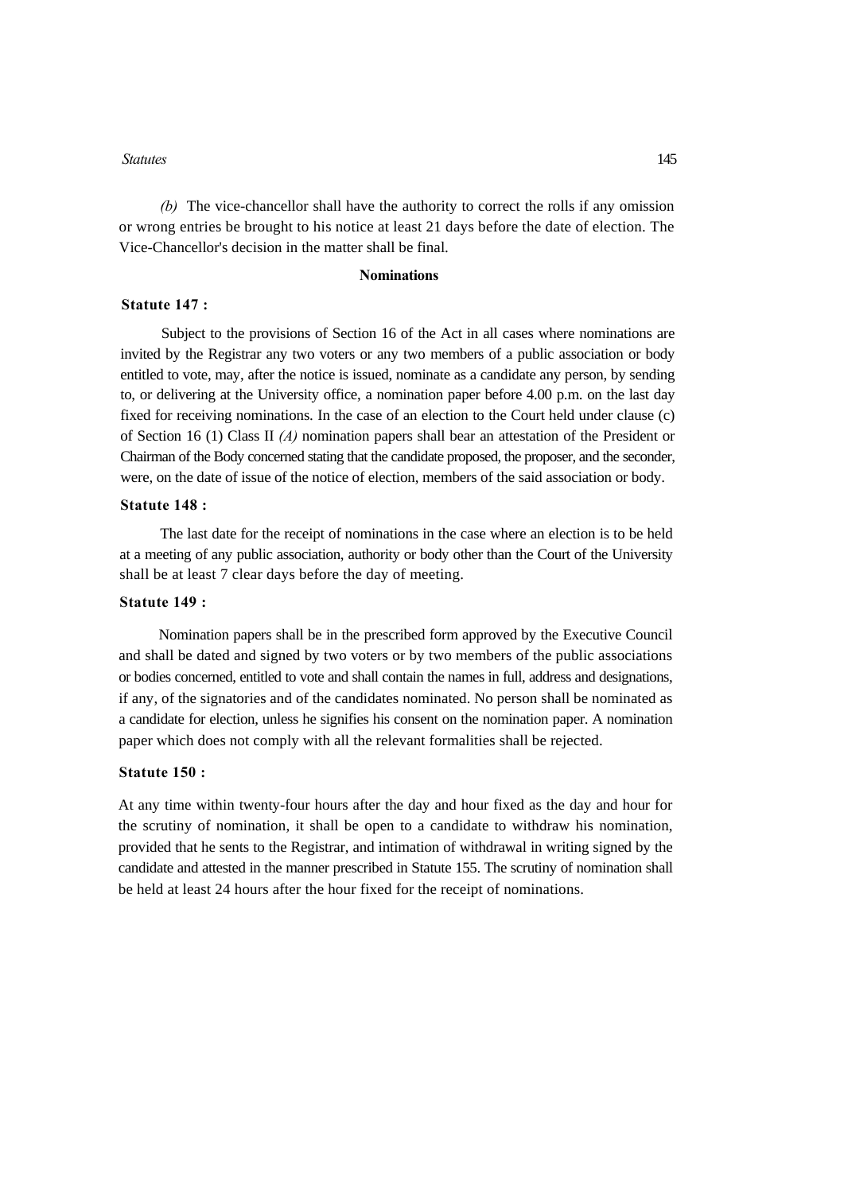*(b)* The vice-chancellor shall have the authority to correct the rolls if any omission or wrong entries be brought to his notice at least 21 days before the date of election. The Vice-Chancellor's decision in the matter shall be final.

## Nominations

**Statute 147 :**

Subject to the provisions of Section 16 of the Act in all cases where nominations are invited by the Registrar any two voters or any two members of a public association or body entitled to vote, may, after the notice is issued, nominate as a candidate any person, by sending to, or delivering at the University office, a nomination paper before 4.00 p.m. on the last day fixed for receiving nominations. In the case of an election to the Court held under clause (c) of Section 16 (1) Class II *(A)* nomination papers shall bear an attestation of the President or Chairman of the Body concerned stating that the candidate proposed, the proposer, and the seconder, were, on the date of issue of the notice of election, members of the said association or body.

**Statute 148 :**

The last date for the receipt of nominations in the case where an election is to be held at a meeting of any public association, authority or body other than the Court of the University shall be at least 7 clear days before the day of meeting.

**Statute 149 :**

Nomination papers shall be in the prescribed form approved by the Executive Council and shall be dated and signed by two voters or by two members of the public associations or bodies concerned, entitled to vote and shall contain the names in full, address and designations, if any, of the signatories and of the candidates nominated. No person shall be nominated as a candidate for election, unless he signifies his consent on the nomination paper. A nomination paper which does not comply with all the relevant formalities shall be rejected.

**Statute 150 :**

At any time within twenty-four hours after the day and hour fixed as the day and hour for the scrutiny of nomination, it shall be open to a candidate to withdraw his nomination, provided that he sents to the Registrar, and intimation of withdrawal in writing signed by the candidate and attested in the manner prescribed in Statute 155. The scrutiny of nomination shall be held at least 24 hours after the hour fixed for the receipt of nominations.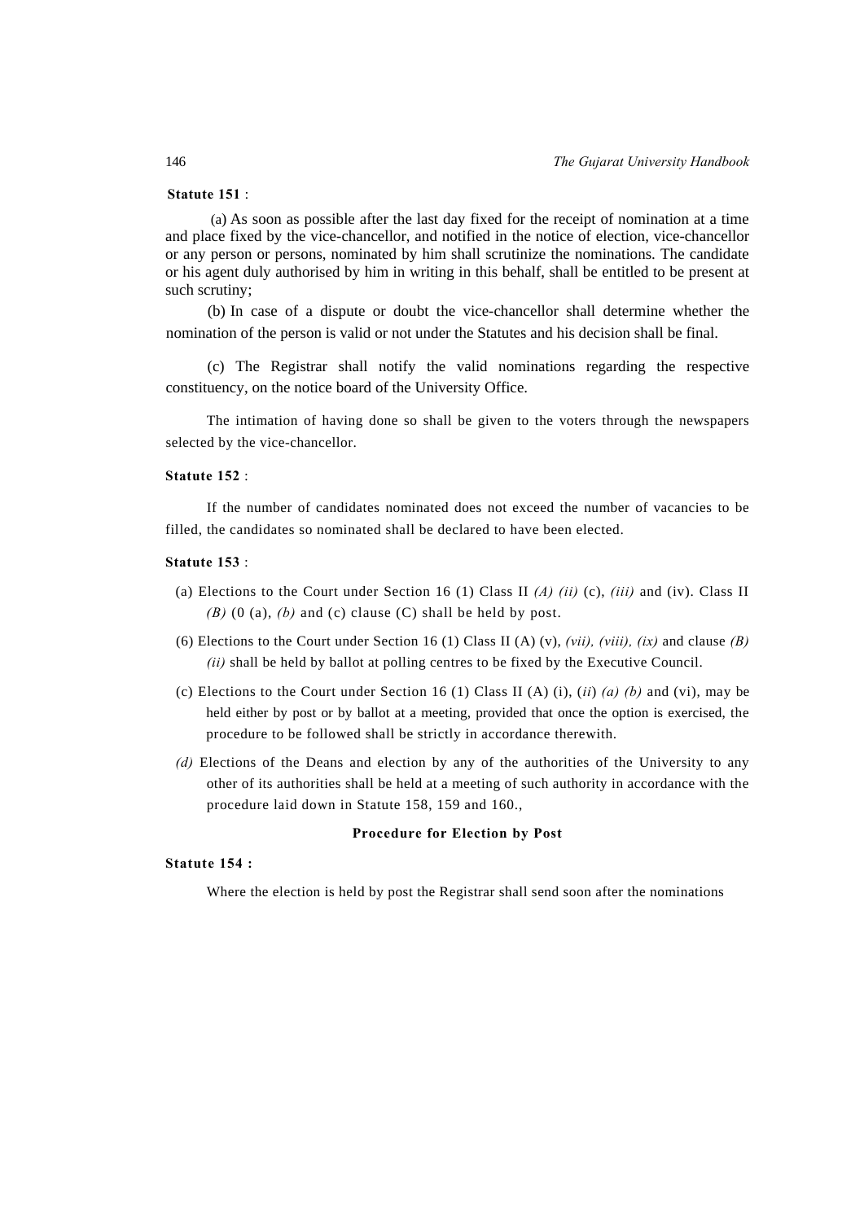**Statute 151** :

(a) As soon as possible after the last day fixed for the receipt of nomination at a time and place fixed by the vice-chancellor, and notified in the notice of election, vice-chancellor or any person or persons, nominated by him shall scrutinize the nominations. The candidate or his agent duly authorised by him in writing in this behalf, shall be entitled to be present at such scrutiny;

(b) In case of a dispute or doubt the vice-chancellor shall determine whether the nomination of the person is valid or not under the Statutes and his decision shall be final.

(c) The Registrar shall notify the valid nominations regarding the respective constituency, on the notice board of the University Office.

The intimation of having done so shall be given to the voters through the newspapers selected by the vice-chancellor.

**Statute 152** :

If the number of candidates nominated does not exceed the number of vacancies to be filled, the candidates so nominated shall be declared to have been elected.

**Statute 153** :

(a) Elections to the Court under Section 16 (1) Class II *(A) (ii)* (c), *(iii)* and (iv). Class II *(B)* (0 (a), *(b)* and (c) clause (C) shall be held by post.

(6) Elections to the Court under Section 16 (1) Class II (A) (v), *(vii), (viii), (ix)* and clause *(B) (ii)* shall be held by ballot at polling centres to be fixed by the Executive Council.

(c) Elections to the Court under Section 16 (1) Class II (A) (i), (*ii*) *(a) (b)* and (vi), may be held either by post or by ballot at a meeting, provided that once the option is exercised, the procedure to be followed shall be strictly in accordance therewith.

*(d)* Elections of the Deans and election by any of the authorities of the University to any other of its authorities shall be held at a meeting of such authority in accordance with the procedure laid down in Statute 158, 159 and 160.,

**Procedure for Election by Post**

**Statute 154 :**

Where the election is held by post the Registrar shall send soon after the nominations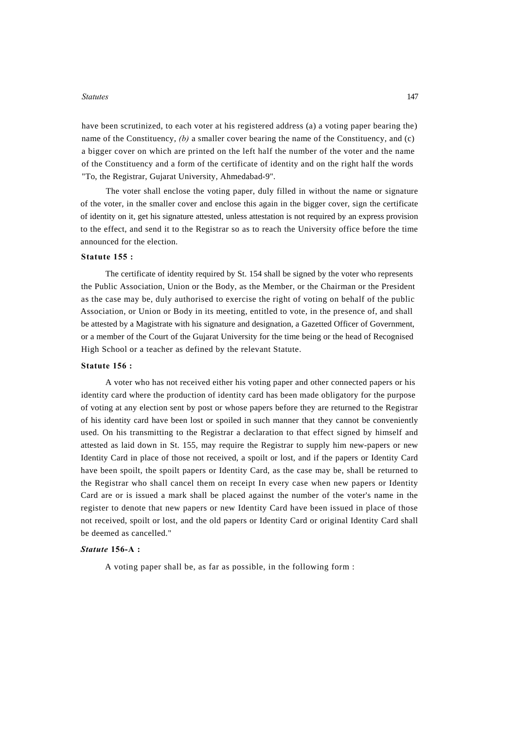have been scrutinized, to each voter at his registered address (a) a voting paper bearing the) name of the Constituency, *(b)* a smaller cover bearing the name of the Constituency, and (c) a bigger cover on which are printed on the left half the number of the voter and the name of the Constituency and a form of the certificate of identity and on the right half the words "To, the Registrar, Gujarat University, Ahmedabad-9".

The voter shall enclose the voting paper, duly filled in without the name or signature of the voter, in the smaller cover and enclose this again in the bigger cover, sign the certificate of identity on it, get his signature attested, unless attestation is not required by an express provision to the effect, and send it to the Registrar so as to reach the University office before the time announced for the election.

**Statute 155 :**

The certificate of identity required by St. 154 shall be signed by the voter who represents the Public Association, Union or the Body, as the Member, or the Chairman or the President as the case may be, duly authorised to exercise the right of voting on behalf of the public Association, or Union or Body in its meeting, entitled to vote, in the presence of, and shall be attested by a Magistrate with his signature and designation, a Gazetted Officer of Government, or a member of the Court of the Gujarat University for the time being or the head of Recognised High School or a teacher as defined by the relevant Statute.

**Statute 156 :**

A voter who has not received either his voting paper and other connected papers or his identity card where the production of identity card has been made obligatory for the purpose of voting at any election sent by post or whose papers before they are returned to the Registrar of his identity card have been lost or spoiled in such manner that they cannot be conveniently used. On his transmitting to the Registrar a declaration to that effect signed by himself and attested as laid down in St. 155, may require the Registrar to supply him new-papers or new Identity Card in place of those not received, a spoilt or lost, and if the papers or Identity Card have been spoilt, the spoilt papers or Identity Card, as the case may be, shall be returned to the Registrar who shall cancel them on receipt In every case when new papers or Identity Card are or is issued a mark shall be placed against the number of the voter's name in the register to denote that new papers or new Identity Card have been issued in place of those not received, spoilt or lost, and the old papers or Identity Card or original Identity Card shall be deemed as cancelled."

***Statute* 156-A :**

A voting paper shall be, as far as possible, in the following form :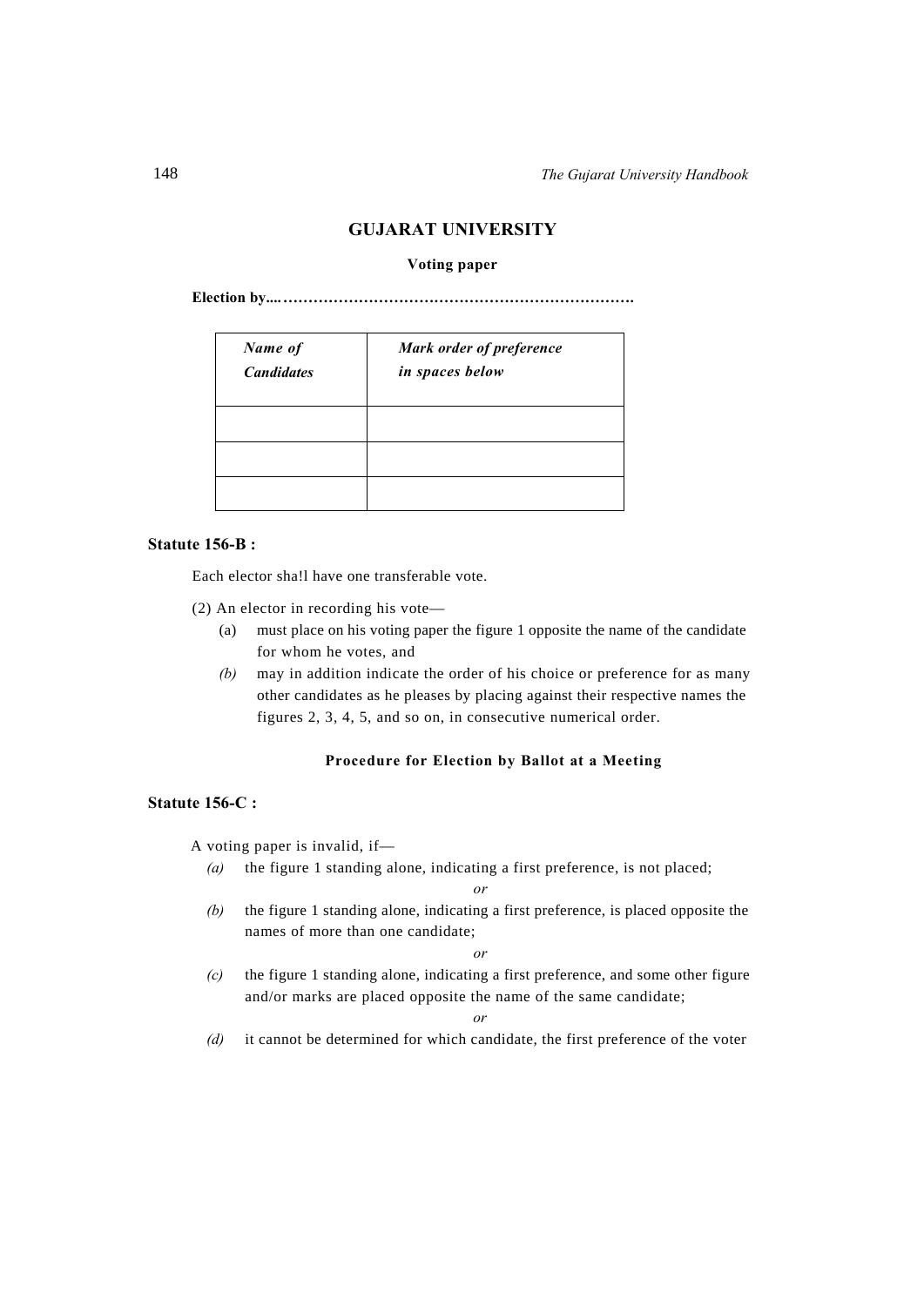## GUJARAT UNIVERSITY

**Voting paper**

**Election by....…………………………………………………………….**

| *Name of Candidates* | *Mark order of preference in spaces below* |
|---|---|
| | |
| | |
| | |

**Statute 156-B :**

Each elector sha!l have one transferable vote.

(2) An elector in recording his vote—

- (a) must place on his voting paper the figure 1 opposite the name of the candidate for whom he votes, and
- *(b)* may in addition indicate the order of his choice or preference for as many other candidates as he pleases by placing against their respective names the figures 2, 3, 4, 5, and so on, in consecutive numerical order.

**Procedure for Election by Ballot at a Meeting**

**Statute 156-C :**

A voting paper is invalid, if—

*(a)* the figure 1 standing alone, indicating a first preference, is not placed;

*or*

*(b)* the figure 1 standing alone, indicating a first preference, is placed opposite the names of more than one candidate;

*or*

*(c)* the figure 1 standing alone, indicating a first preference, and some other figure and/or marks are placed opposite the name of the same candidate;

*or*

*(d)* it cannot be determined for which candidate, the first preference of the voter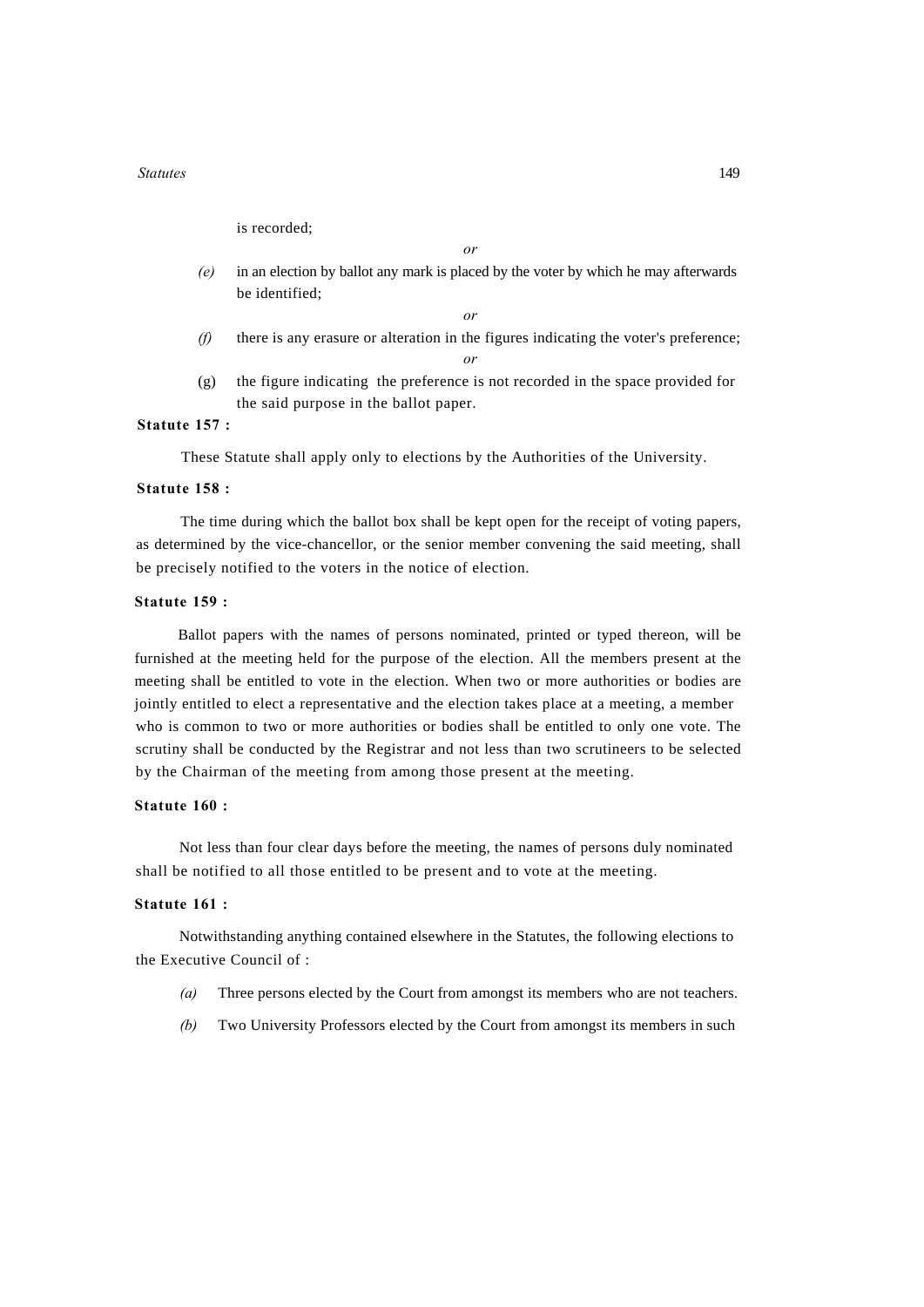is recorded;

*or*

*(e)* in an election by ballot any mark is placed by the voter by which he may afterwards be identified;

*or*

*(f)* there is any erasure or alteration in the figures indicating the voter's preference;

*or*

(g) the figure indicating the preference is not recorded in the space provided for the said purpose in the ballot paper.

**Statute 157 :**

These Statute shall apply only to elections by the Authorities of the University.

**Statute 158 :**

The time during which the ballot box shall be kept open for the receipt of voting papers, as determined by the vice-chancellor, or the senior member convening the said meeting, shall be precisely notified to the voters in the notice of election.

**Statute 159 :**

Ballot papers with the names of persons nominated, printed or typed thereon, will be furnished at the meeting held for the purpose of the election. All the members present at the meeting shall be entitled to vote in the election. When two or more authorities or bodies are jointly entitled to elect a representative and the election takes place at a meeting, a member who is common to two or more authorities or bodies shall be entitled to only one vote. The scrutiny shall be conducted by the Registrar and not less than two scrutineers to be selected by the Chairman of the meeting from among those present at the meeting.

**Statute 160 :**

Not less than four clear days before the meeting, the names of persons duly nominated shall be notified to all those entitled to be present and to vote at the meeting.

**Statute 161 :**

Notwithstanding anything contained elsewhere in the Statutes, the following elections to the Executive Council of :

*(a)* Three persons elected by the Court from amongst its members who are not teachers.

*(b)* Two University Professors elected by the Court from amongst its members in such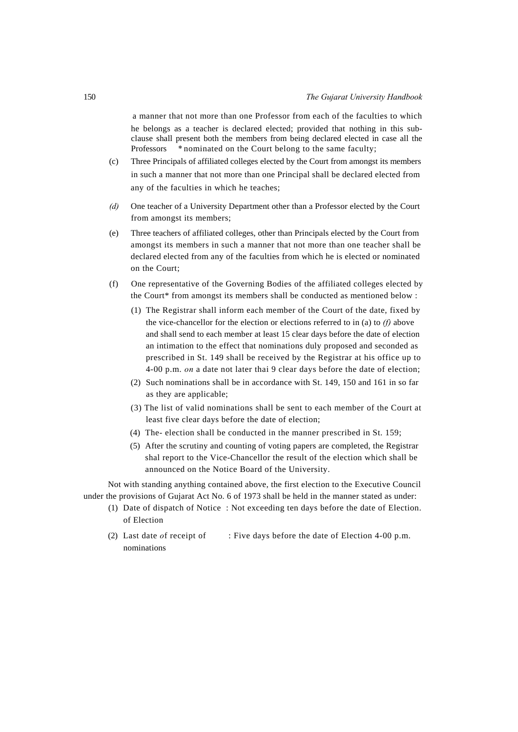a manner that not more than one Professor from each of the faculties to which he belongs as a teacher is declared elected; provided that nothing in this sub-clause shall present both the members from being declared elected in case all the Professors * nominated on the Court belong to the same faculty;

(c) Three Principals of affiliated colleges elected by the Court from amongst its members in such a manner that not more than one Principal shall be declared elected from any of the faculties in which he teaches;

*(d)* One teacher of a University Department other than a Professor elected by the Court from amongst its members;

(e) Three teachers of affiliated colleges, other than Principals elected by the Court from amongst its members in such a manner that not more than one teacher shall be declared elected from any of the faculties from which he is elected or nominated on the Court;

(f) One representative of the Governing Bodies of the affiliated colleges elected by the Court* from amongst its members shall be conducted as mentioned below :

(1) The Registrar shall inform each member of the Court of the date, fixed by the vice-chancellor for the election or elections referred to in (a) to *(f)* above and shall send to each member at least 15 clear days before the date of election an intimation to the effect that nominations duly proposed and seconded as prescribed in St. 149 shall be received by the Registrar at his office up to 4-00 p.m. *on* a date not later thai 9 clear days before the date of election;

(2) Such nominations shall be in accordance with St. 149, 150 and 161 in so far as they are applicable;

(3) The list of valid nominations shall be sent to each member of the Court at least five clear days before the date of election;

(4) The- election shall be conducted in the manner prescribed in St. 159;

(5) After the scrutiny and counting of voting papers are completed, the Registrar shal report to the Vice-Chancellor the result of the election which shall be announced on the Notice Board of the University.

Not with standing anything contained above, the first election to the Executive Council under the provisions of Gujarat Act No. 6 of 1973 shall be held in the manner stated as under:

(1) Date of dispatch of Notice of Election : Not exceeding ten days before the date of Election.

(2) Last date *o*f receipt of nominations : Five days before the date of Election 4-00 p.m.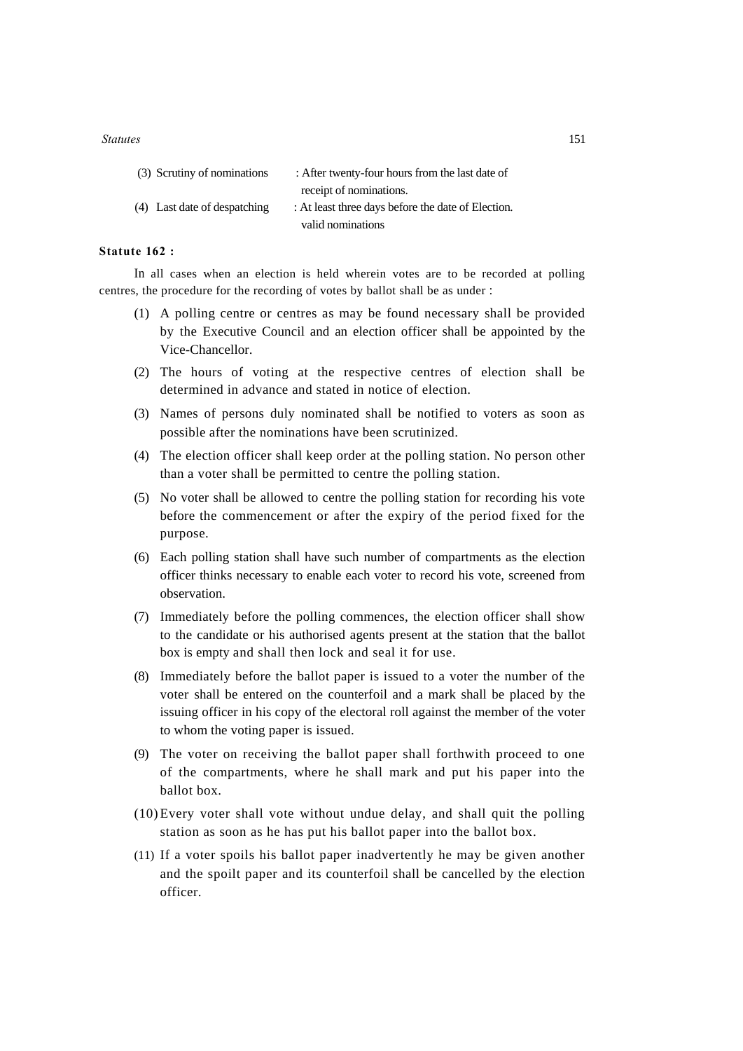| | |
|---|---|
| (3) Scrutiny of nominations | : After twenty-four hours from the last date of receipt of nominations. |
| (4) Last date of despatching valid nominations | : At least three days before the date of Election. |

**Statute 162 :**

In all cases when an election is held wherein votes are to be recorded at polling centres, the procedure for the recording of votes by ballot shall be as under :

(1) A polling centre or centres as may be found necessary shall be provided by the Executive Council and an election officer shall be appointed by the Vice-Chancellor.

(2) The hours of voting at the respective centres of election shall be determined in advance and stated in notice of election.

(3) Names of persons duly nominated shall be notified to voters as soon as possible after the nominations have been scrutinized.

(4) The election officer shall keep order at the polling station. No person other than a voter shall be permitted to centre the polling station.

(5) No voter shall be allowed to centre the polling station for recording his vote before the commencement or after the expiry of the period fixed for the purpose.

(6) Each polling station shall have such number of compartments as the election officer thinks necessary to enable each voter to record his vote, screened from observation.

(7) Immediately before the polling commences, the election officer shall show to the candidate or his authorised agents present at the station that the ballot box is empty and shall then lock and seal it for use.

(8) Immediately before the ballot paper is issued to a voter the number of the voter shall be entered on the counterfoil and a mark shall be placed by the issuing officer in his copy of the electoral roll against the member of the voter to whom the voting paper is issued.

(9) The voter on receiving the ballot paper shall forthwith proceed to one of the compartments, where he shall mark and put his paper into the ballot box.

(10) Every voter shall vote without undue delay, and shall quit the polling station as soon as he has put his ballot paper into the ballot box.

(11) If a voter spoils his ballot paper inadvertently he may be given another and the spoilt paper and its counterfoil shall be cancelled by the election officer.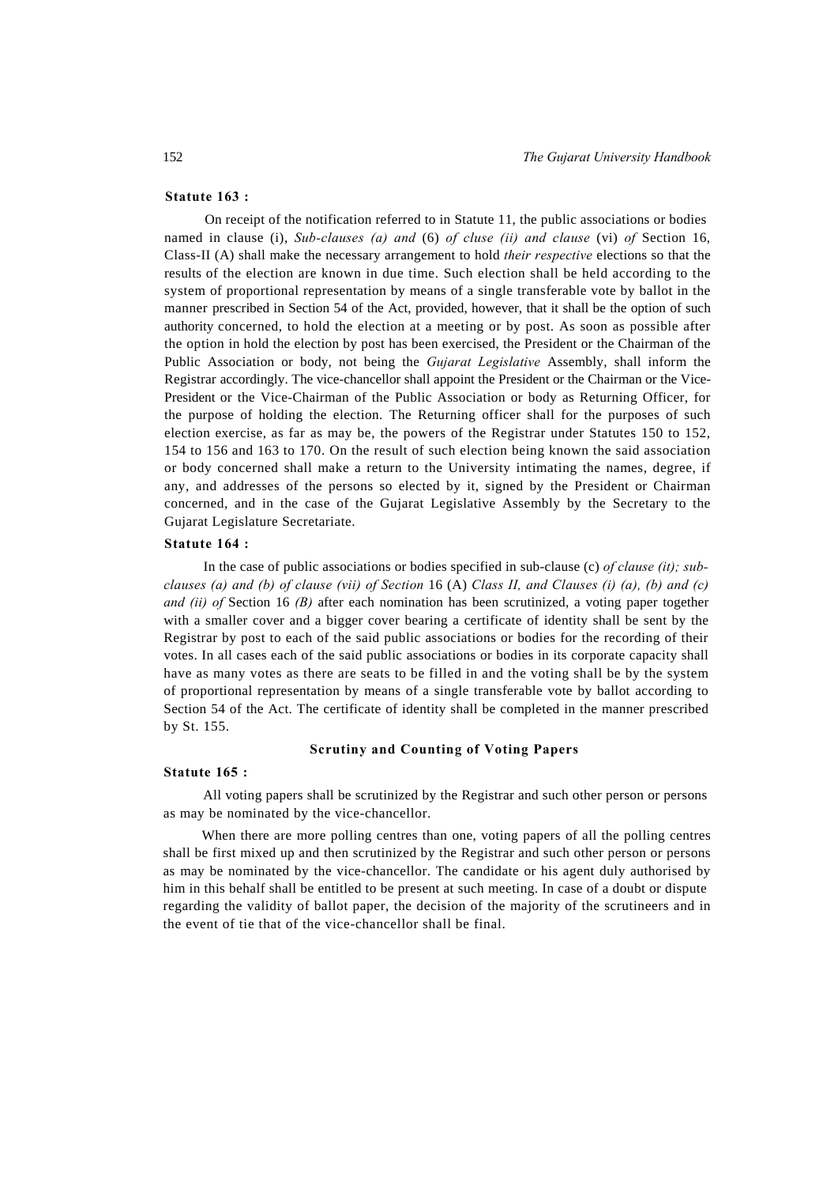**Statute 163 :**

On receipt of the notification referred to in Statute 11, the public associations or bodies named in clause (i), *Sub-clauses (a) and* (6) *of cluse (ii) and clause* (vi) *of* Section 16, Class-II (A) shall make the necessary arrangement to hold *their respective* elections so that the results of the election are known in due time. Such election shall be held according to the system of proportional representation by means of a single transferable vote by ballot in the manner prescribed in Section 54 of the Act, provided, however, that it shall be the option of such authority concerned, to hold the election at a meeting or by post. As soon as possible after the option in hold the election by post has been exercised, the President or the Chairman of the Public Association or body, not being the *Gujarat Legislative* Assembly, shall inform the Registrar accordingly. The vice-chancellor shall appoint the President or the Chairman or the Vice-President or the Vice-Chairman of the Public Association or body as Returning Officer, for the purpose of holding the election. The Returning officer shall for the purposes of such election exercise, as far as may be, the powers of the Registrar under Statutes 150 to 152, 154 to 156 and 163 to 170. On the result of such election being known the said association or body concerned shall make a return to the University intimating the names, degree, if any, and addresses of the persons so elected by it, signed by the President or Chairman concerned, and in the case of the Gujarat Legislative Assembly by the Secretary to the Gujarat Legislature Secretariate.

**Statute 164 :**

In the case of public associations or bodies specified in sub-clause (c) *of clause (it); sub-clauses (a) and (b) of clause (vii) of Section* 16 (A) *Class II, and Clauses (i) (a), (b) and (c) and (ii) of* Section 16 *(B)* after each nomination has been scrutinized, a voting paper together with a smaller cover and a bigger cover bearing a certificate of identity shall be sent by the Registrar by post to each of the said public associations or bodies for the recording of their votes. In all cases each of the said public associations or bodies in its corporate capacity shall have as many votes as there are seats to be filled in and the voting shall be by the system of proportional representation by means of a single transferable vote by ballot according to Section 54 of the Act. The certificate of identity shall be completed in the manner prescribed by St. 155.

## Scrutiny and Counting of Voting Papers

**Statute 165 :**

All voting papers shall be scrutinized by the Registrar and such other person or persons as may be nominated by the vice-chancellor.

When there are more polling centres than one, voting papers of all the polling centres shall be first mixed up and then scrutinized by the Registrar and such other person or persons as may be nominated by the vice-chancellor. The candidate or his agent duly authorised by him in this behalf shall be entitled to be present at such meeting. In case of a doubt or dispute regarding the validity of ballot paper, the decision of the majority of the scrutineers and in the event of tie that of the vice-chancellor shall be final.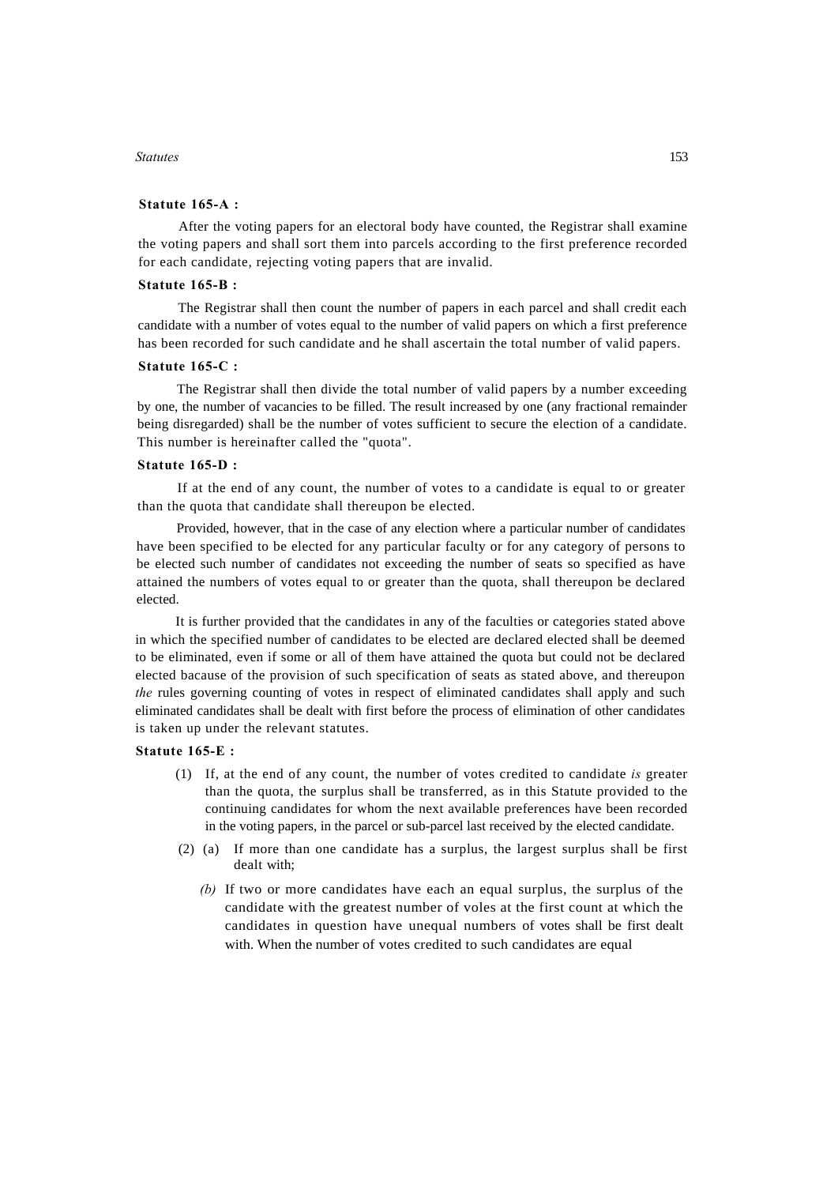**Statute 165-A :**

After the voting papers for an electoral body have counted, the Registrar shall examine the voting papers and shall sort them into parcels according to the first preference recorded for each candidate, rejecting voting papers that are invalid.

**Statute 165-B :**

The Registrar shall then count the number of papers in each parcel and shall credit each candidate with a number of votes equal to the number of valid papers on which a first preference has been recorded for such candidate and he shall ascertain the total number of valid papers.

**Statute 165-C :**

The Registrar shall then divide the total number of valid papers by a number exceeding by one, the number of vacancies to be filled. The result increased by one (any fractional remainder being disregarded) shall be the number of votes sufficient to secure the election of a candidate. This number is hereinafter called the "quota".

**Statute 165-D :**

If at the end of any count, the number of votes to a candidate is equal to or greater than the quota that candidate shall thereupon be elected.

Provided, however, that in the case of any election where a particular number of candidates have been specified to be elected for any particular faculty or for any category of persons to be elected such number of candidates not exceeding the number of seats so specified as have attained the numbers of votes equal to or greater than the quota, shall thereupon be declared elected.

It is further provided that the candidates in any of the faculties or categories stated above in which the specified number of candidates to be elected are declared elected shall be deemed to be eliminated, even if some or all of them have attained the quota but could not be declared elected bacause of the provision of such specification of seats as stated above, and thereupon *the* rules governing counting of votes in respect of eliminated candidates shall apply and such eliminated candidates shall be dealt with first before the process of elimination of other candidates is taken up under the relevant statutes.

**Statute 165-E :**

(1) If, at the end of any count, the number of votes credited to candidate *is* greater than the quota, the surplus shall be transferred, as in this Statute provided to the continuing candidates for whom the next available preferences have been recorded in the voting papers, in the parcel or sub-parcel last received by the elected candidate.

(2) (a) If more than one candidate has a surplus, the largest surplus shall be first dealt with;

*(b)* If two or more candidates have each an equal surplus, the surplus of the candidate with the greatest number of voles at the first count at which the candidates in question have unequal numbers of votes shall be first dealt with. When the number of votes credited to such candidates are equal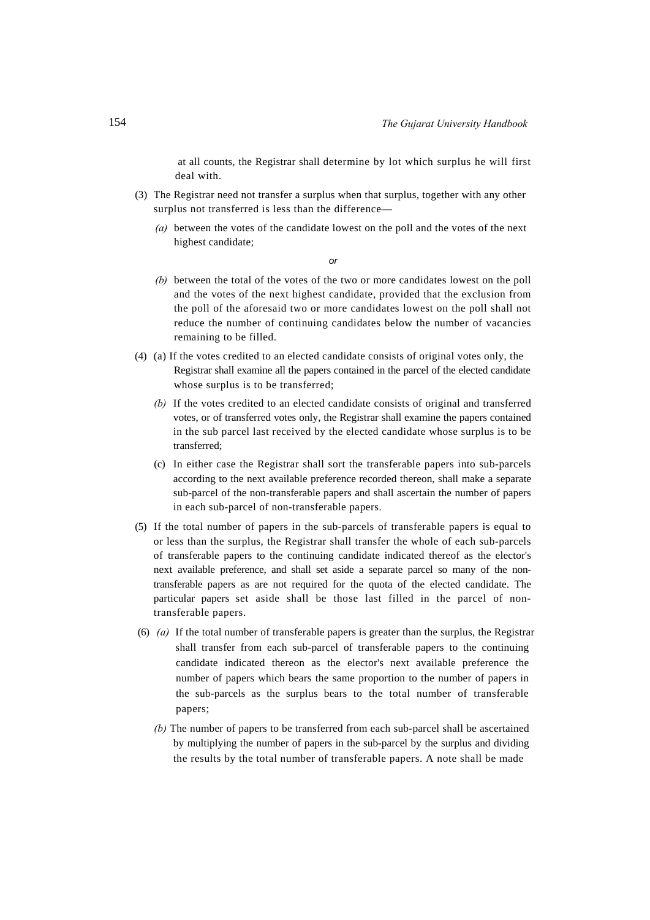at all counts, the Registrar shall determine by lot which surplus he will first deal with.

(3) The Registrar need not transfer a surplus when that surplus, together with any other surplus not transferred is less than the difference—

*(a)* between the votes of the candidate lowest on the poll and the votes of the next highest candidate;

*or*

*(b)* between the total of the votes of the two or more candidates lowest on the poll and the votes of the next highest candidate, provided that the exclusion from the poll of the aforesaid two or more candidates lowest on the poll shall not reduce the number of continuing candidates below the number of vacancies remaining to be filled.

(4) (a) If the votes credited to an elected candidate consists of original votes only, the Registrar shall examine all the papers contained in the parcel of the elected candidate whose surplus is to be transferred;

*(b)* If the votes credited to an elected candidate consists of original and transferred votes, or of transferred votes only, the Registrar shall examine the papers contained in the sub parcel last received by the elected candidate whose surplus is to be transferred;

(c) In either case the Registrar shall sort the transferable papers into sub-parcels according to the next available preference recorded thereon, shall make a separate sub-parcel of the non-transferable papers and shall ascertain the number of papers in each sub-parcel of non-transferable papers.

(5) If the total number of papers in the sub-parcels of transferable papers is equal to or less than the surplus, the Registrar shall transfer the whole of each sub-parcels of transferable papers to the continuing candidate indicated thereof as the elector's next available preference, and shall set aside a separate parcel so many of the non-transferable papers as are not required for the quota of the elected candidate. The particular papers set aside shall be those last filled in the parcel of non-transferable papers.

(6) *(a)* If the total number of transferable papers is greater than the surplus, the Registrar shall transfer from each sub-parcel of transferable papers to the continuing candidate indicated thereon as the elector's next available preference the number of papers which bears the same proportion to the number of papers in the sub-parcels as the surplus bears to the total number of transferable papers;

*(b)* The number of papers to be transferred from each sub-parcel shall be ascertained by multiplying the number of papers in the sub-parcel by the surplus and dividing the results by the total number of transferable papers. A note shall be made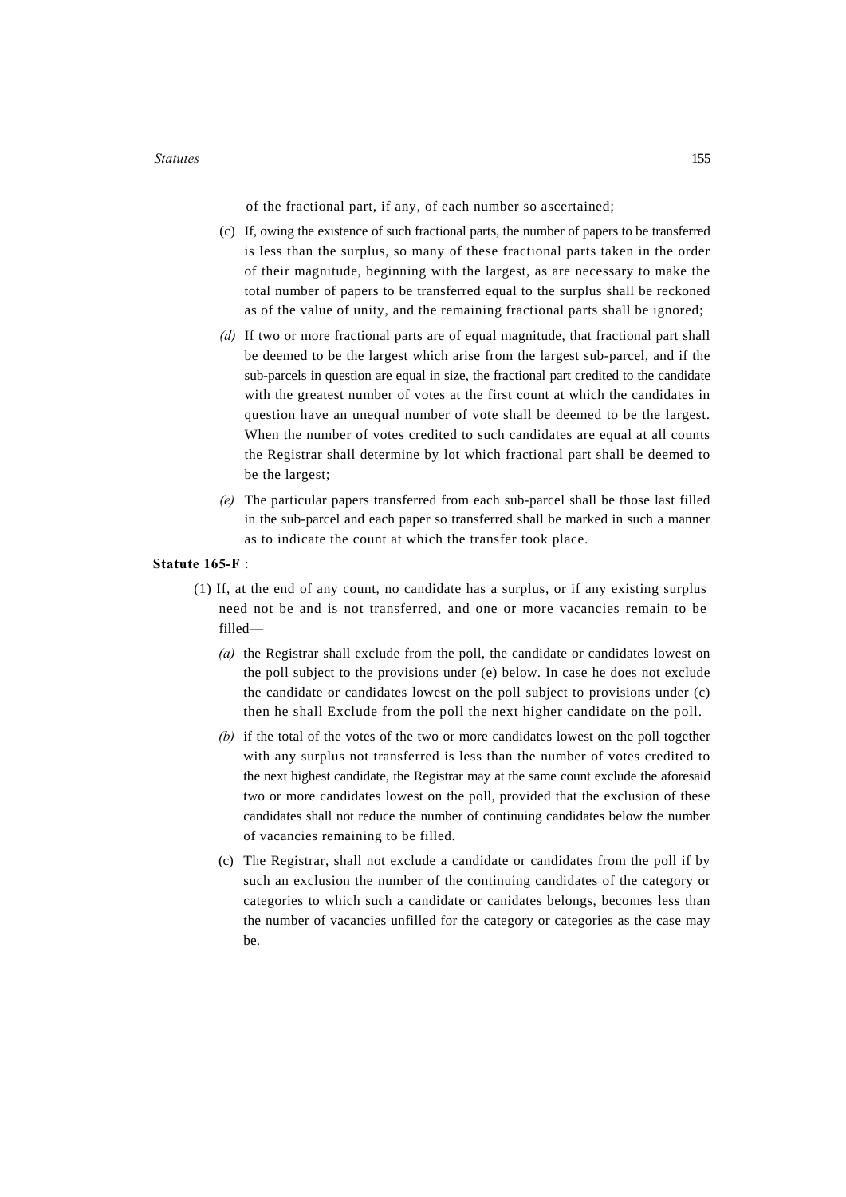of the fractional part, if any, of each number so ascertained;

(c) If, owing the existence of such fractional parts, the number of papers to be transferred is less than the surplus, so many of these fractional parts taken in the order of their magnitude, beginning with the largest, as are necessary to make the total number of papers to be transferred equal to the surplus shall be reckoned as of the value of unity, and the remaining fractional parts shall be ignored;

*(d)* If two or more fractional parts are of equal magnitude, that fractional part shall be deemed to be the largest which arise from the largest sub-parcel, and if the sub-parcels in question are equal in size, the fractional part credited to the candidate with the greatest number of votes at the first count at which the candidates in question have an unequal number of vote shall be deemed to be the largest. When the number of votes credited to such candidates are equal at all counts the Registrar shall determine by lot which fractional part shall be deemed to be the largest;

*(e)* The particular papers transferred from each sub-parcel shall be those last filled in the sub-parcel and each paper so transferred shall be marked in such a manner as to indicate the count at which the transfer took place.

**Statute 165-F** :

(1) If, at the end of any count, no candidate has a surplus, or if any existing surplus need not be and is not transferred, and one or more vacancies remain to be filled—

*(a)* the Registrar shall exclude from the poll, the candidate or candidates lowest on the poll subject to the provisions under (e) below. In case he does not exclude the candidate or candidates lowest on the poll subject to provisions under (c) then he shall Exclude from the poll the next higher candidate on the poll.

*(b)* if the total of the votes of the two or more candidates lowest on the poll together with any surplus not transferred is less than the number of votes credited to the next highest candidate, the Registrar may at the same count exclude the aforesaid two or more candidates lowest on the poll, provided that the exclusion of these candidates shall not reduce the number of continuing candidates below the number of vacancies remaining to be filled.

(c) The Registrar, shall not exclude a candidate or candidates from the poll if by such an exclusion the number of the continuing candidates of the category or categories to which such a candidate or canidates belongs, becomes less than the number of vacancies unfilled for the category or categories as the case may be.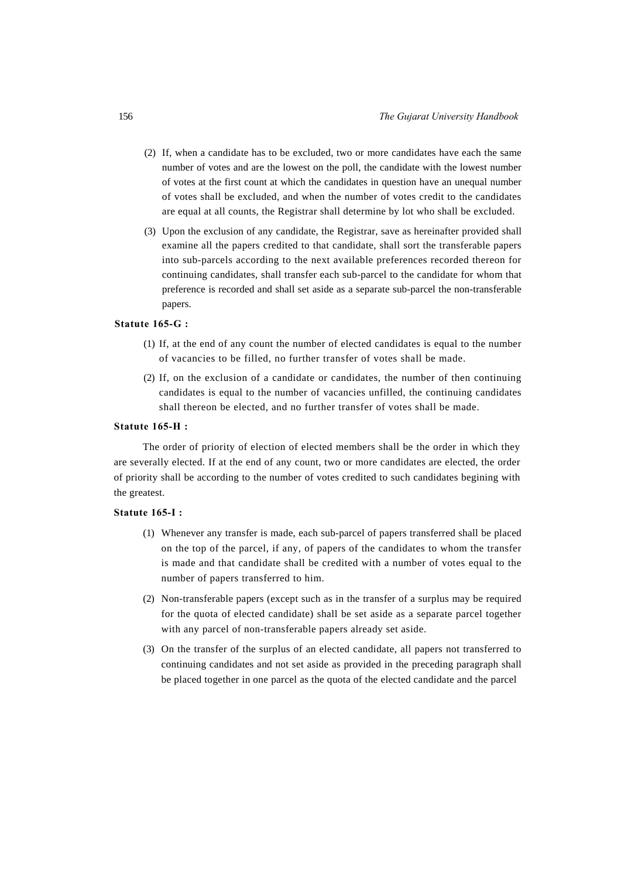(2) If, when a candidate has to be excluded, two or more candidates have each the same number of votes and are the lowest on the poll, the candidate with the lowest number of votes at the first count at which the candidates in question have an unequal number of votes shall be excluded, and when the number of votes credit to the candidates are equal at all counts, the Registrar shall determine by lot who shall be excluded.

(3) Upon the exclusion of any candidate, the Registrar, save as hereinafter provided shall examine all the papers credited to that candidate, shall sort the transferable papers into sub-parcels according to the next available preferences recorded thereon for continuing candidates, shall transfer each sub-parcel to the candidate for whom that preference is recorded and shall set aside as a separate sub-parcel the non-transferable papers.

**Statute 165-G :**

(1) If, at the end of any count the number of elected candidates is equal to the number of vacancies to be filled, no further transfer of votes shall be made.

(2) If, on the exclusion of a candidate or candidates, the number of then continuing candidates is equal to the number of vacancies unfilled, the continuing candidates shall thereon be elected, and no further transfer of votes shall be made.

**Statute 165-H :**

The order of priority of election of elected members shall be the order in which they are severally elected. If at the end of any count, two or more candidates are elected, the order of priority shall be according to the number of votes credited to such candidates begining with the greatest.

**Statute 165-I :**

(1) Whenever any transfer is made, each sub-parcel of papers transferred shall be placed on the top of the parcel, if any, of papers of the candidates to whom the transfer is made and that candidate shall be credited with a number of votes equal to the number of papers transferred to him.

(2) Non-transferable papers (except such as in the transfer of a surplus may be required for the quota of elected candidate) shall be set aside as a separate parcel together with any parcel of non-transferable papers already set aside.

(3) On the transfer of the surplus of an elected candidate, all papers not transferred to continuing candidates and not set aside as provided in the preceding paragraph shall be placed together in one parcel as the quota of the elected candidate and the parcel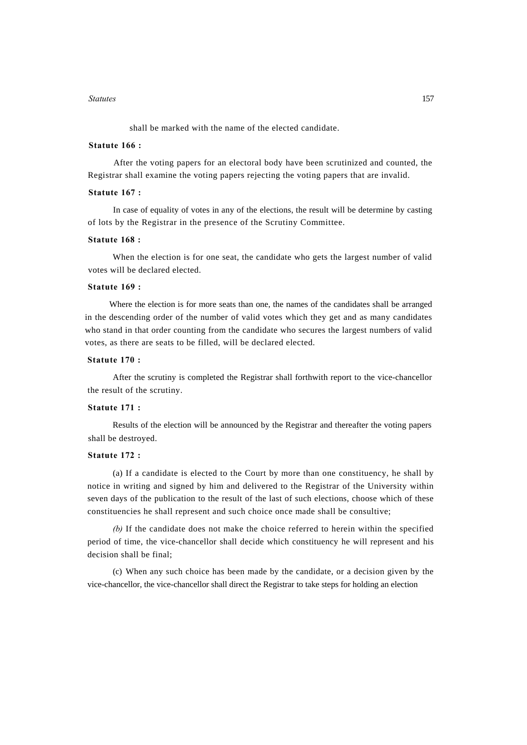shall be marked with the name of the elected candidate.

**Statute 166 :**

After the voting papers for an electoral body have been scrutinized and counted, the Registrar shall examine the voting papers rejecting the voting papers that are invalid.

**Statute 167 :**

In case of equality of votes in any of the elections, the result will be determine by casting of lots by the Registrar in the presence of the Scrutiny Committee.

**Statute 168 :**

When the election is for one seat, the candidate who gets the largest number of valid votes will be declared elected.

**Statute 169 :**

Where the election is for more seats than one, the names of the candidates shall be arranged in the descending order of the number of valid votes which they get and as many candidates who stand in that order counting from the candidate who secures the largest numbers of valid votes, as there are seats to be filled, will be declared elected.

**Statute 170 :**

After the scrutiny is completed the Registrar shall forthwith report to the vice-chancellor the result of the scrutiny.

**Statute 171 :**

Results of the election will be announced by the Registrar and thereafter the voting papers shall be destroyed.

**Statute 172 :**

(a) If a candidate is elected to the Court by more than one constituency, he shall by notice in writing and signed by him and delivered to the Registrar of the University within seven days of the publication to the result of the last of such elections, choose which of these constituencies he shall represent and such choice once made shall be consultive;

*(b)* If the candidate does not make the choice referred to herein within the specified period of time, the vice-chancellor shall decide which constituency he will represent and his decision shall be final;

(c) When any such choice has been made by the candidate, or a decision given by the vice-chancellor, the vice-chancellor shall direct the Registrar to take steps for holding an election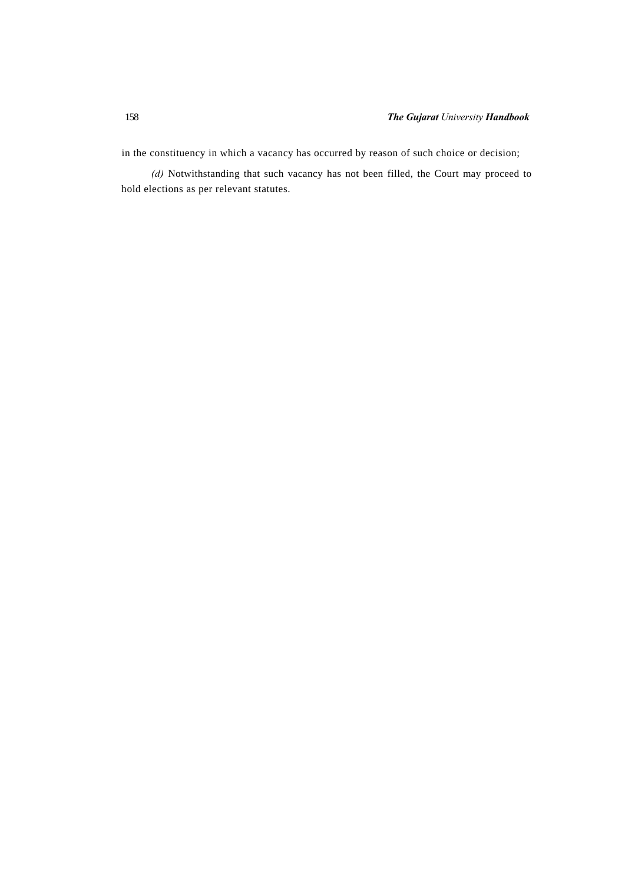in the constituency in which a vacancy has occurred by reason of such choice or decision;

*(d)* Notwithstanding that such vacancy has not been filled, the Court may proceed to hold elections as per relevant statutes.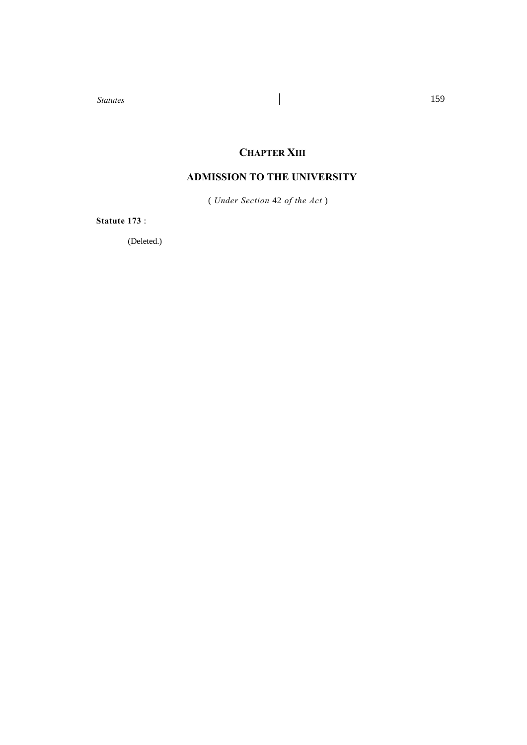# CHAPTER XIII

## ADMISSION TO THE UNIVERSITY

( *Under Section* 42 *of the Act* )

**Statute 173** :

(Deleted.)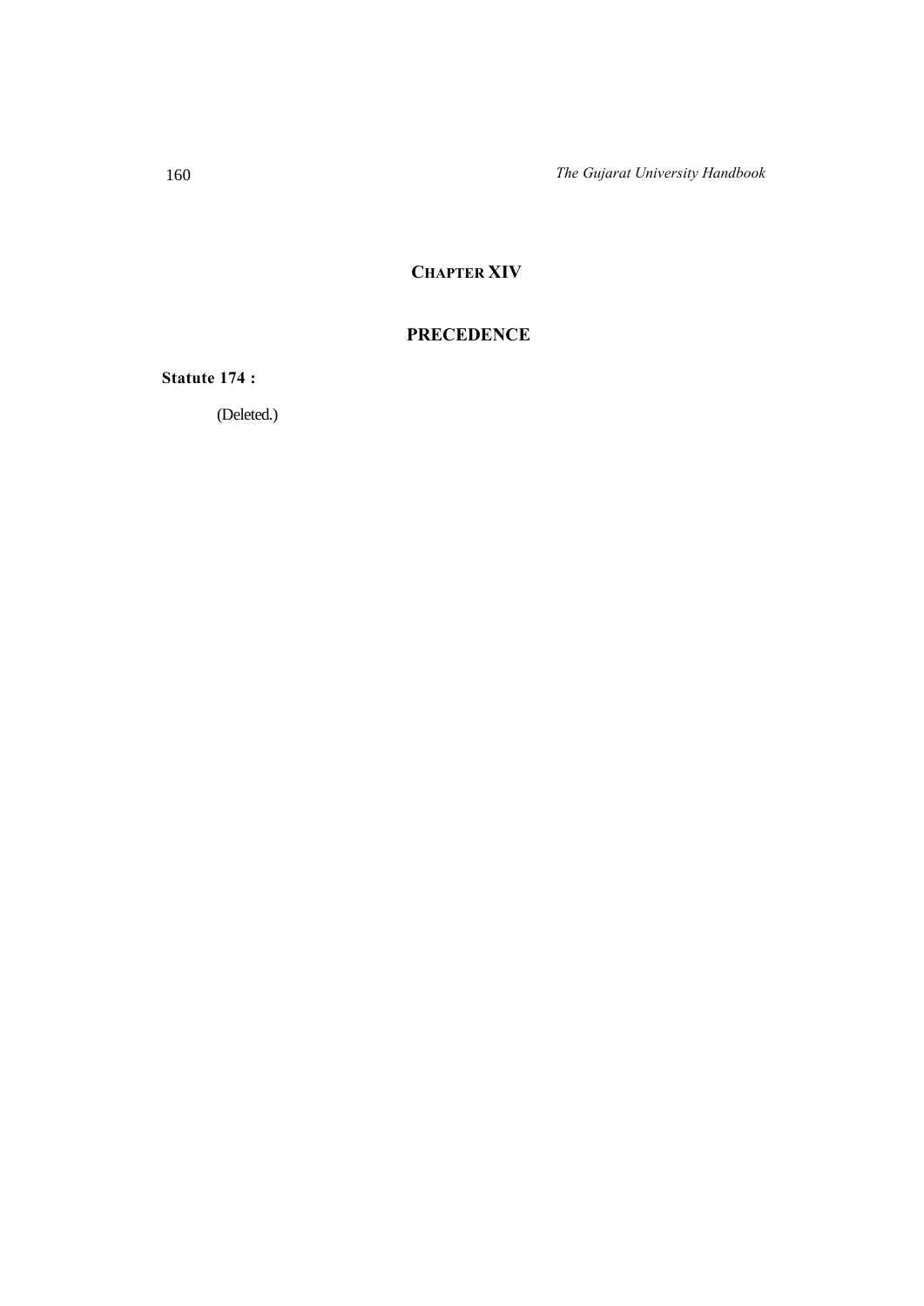## CHAPTER XIV

## PRECEDENCE

**Statute 174 :**

(Deleted.)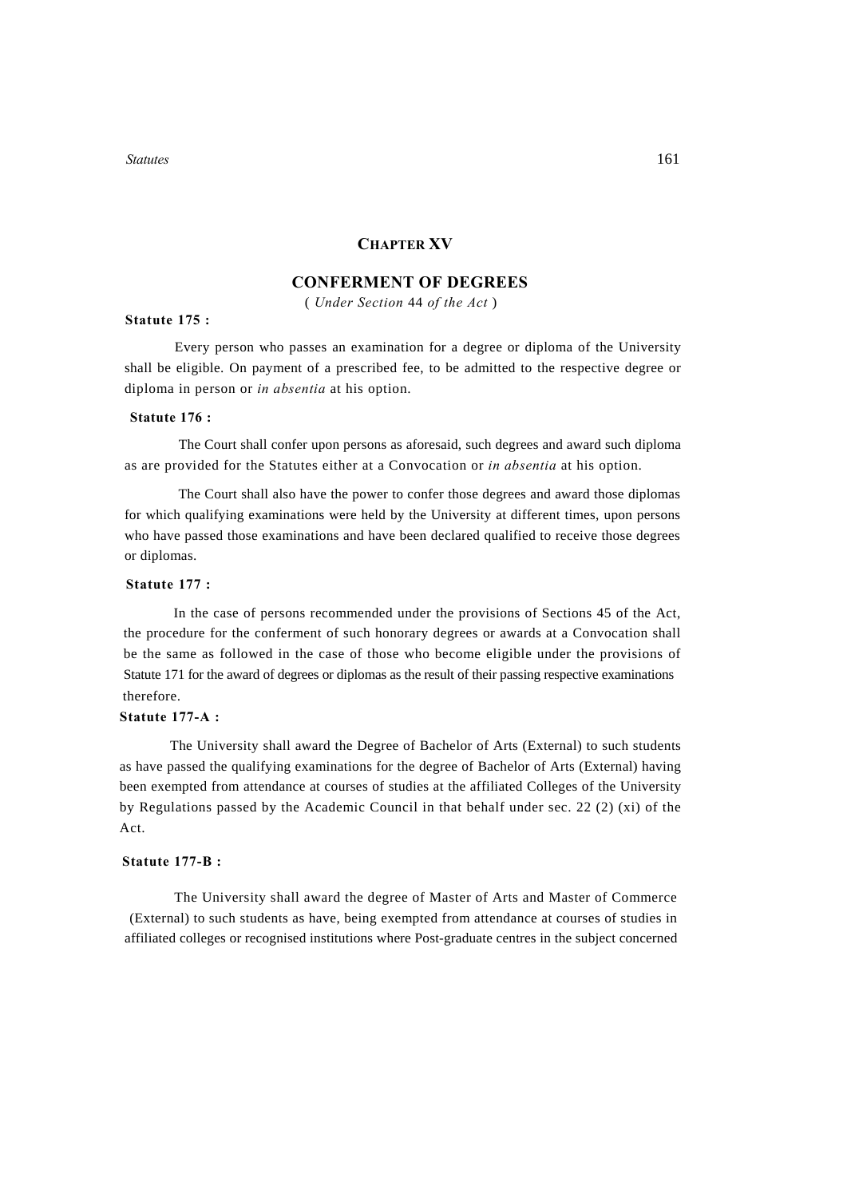## CHAPTER XV

## CONFERMENT OF DEGREES

( *Under Section* 44 *of the Act* )

**Statute 175 :**

Every person who passes an examination for a degree or diploma of the University shall be eligible. On payment of a prescribed fee, to be admitted to the respective degree or diploma in person or *in absentia* at his option.

**Statute 176 :**

The Court shall confer upon persons as aforesaid, such degrees and award such diploma as are provided for the Statutes either at a Convocation or *in absentia* at his option.

The Court shall also have the power to confer those degrees and award those diplomas for which qualifying examinations were held by the University at different times, upon persons who have passed those examinations and have been declared qualified to receive those degrees or diplomas.

**Statute 177 :**

In the case of persons recommended under the provisions of Sections 45 of the Act, the procedure for the conferment of such honorary degrees or awards at a Convocation shall be the same as followed in the case of those who become eligible under the provisions of Statute 171 for the award of degrees or diplomas as the result of their passing respective examinations therefore.

**Statute 177-A :**

The University shall award the Degree of Bachelor of Arts (External) to such students as have passed the qualifying examinations for the degree of Bachelor of Arts (External) having been exempted from attendance at courses of studies at the affiliated Colleges of the University by Regulations passed by the Academic Council in that behalf under sec. 22 (2) (xi) of the Act.

**Statute 177-B :**

The University shall award the degree of Master of Arts and Master of Commerce (External) to such students as have, being exempted from attendance at courses of studies in affiliated colleges or recognised institutions where Post-graduate centres in the subject concerned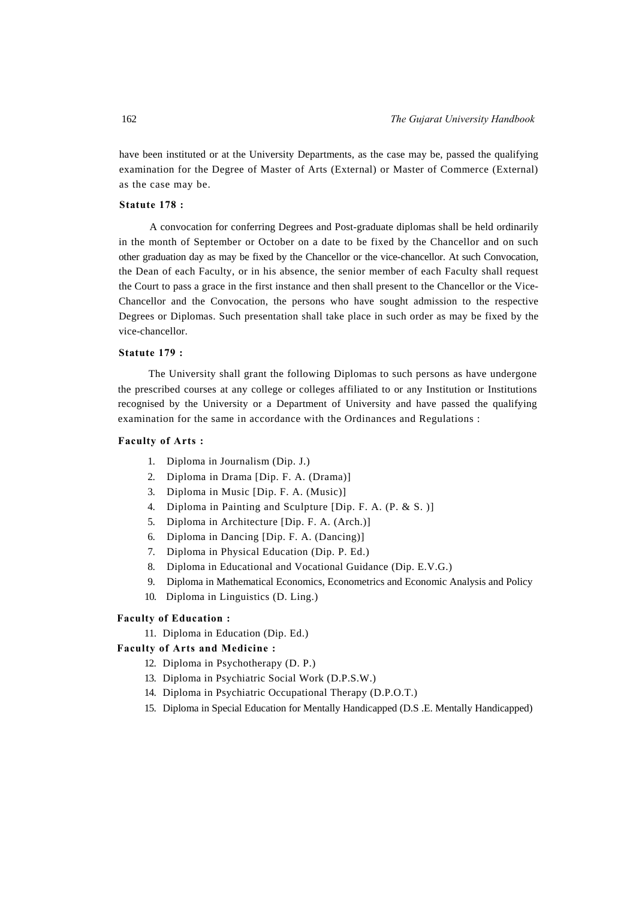have been instituted or at the University Departments, as the case may be, passed the qualifying examination for the Degree of Master of Arts (External) or Master of Commerce (External) as the case may be.

**Statute 178 :**

A convocation for conferring Degrees and Post-graduate diplomas shall be held ordinarily in the month of September or October on a date to be fixed by the Chancellor and on such other graduation day as may be fixed by the Chancellor or the vice-chancellor. At such Convocation, the Dean of each Faculty, or in his absence, the senior member of each Faculty shall request the Court to pass a grace in the first instance and then shall present to the Chancellor or the Vice-Chancellor and the Convocation, the persons who have sought admission to the respective Degrees or Diplomas. Such presentation shall take place in such order as may be fixed by the vice-chancellor.

**Statute 179 :**

The University shall grant the following Diplomas to such persons as have undergone the prescribed courses at any college or colleges affiliated to or any Institution or Institutions recognised by the University or a Department of University and have passed the qualifying examination for the same in accordance with the Ordinances and Regulations :

**Faculty of Arts :**

1. Diploma in Journalism (Dip. J.)
2. Diploma in Drama [Dip. F. A. (Drama)]
3. Diploma in Music [Dip. F. A. (Music)]
4. Diploma in Painting and Sculpture [Dip. F. A. (P. & S. )]
5. Diploma in Architecture [Dip. F. A. (Arch.)]
6. Diploma in Dancing [Dip. F. A. (Dancing)]
7. Diploma in Physical Education (Dip. P. Ed.)
8. Diploma in Educational and Vocational Guidance (Dip. E.V.G.)
9. Diploma in Mathematical Economics, Econometrics and Economic Analysis and Policy
10. Diploma in Linguistics (D. Ling.)

**Faculty of Education :**

11. Diploma in Education (Dip. Ed.)

**Faculty of Arts and Medicine :**

12. Diploma in Psychotherapy (D. P.)
13. Diploma in Psychiatric Social Work (D.P.S.W.)
14. Diploma in Psychiatric Occupational Therapy (D.P.O.T.)
15. Diploma in Special Education for Mentally Handicapped (D.S .E. Mentally Handicapped)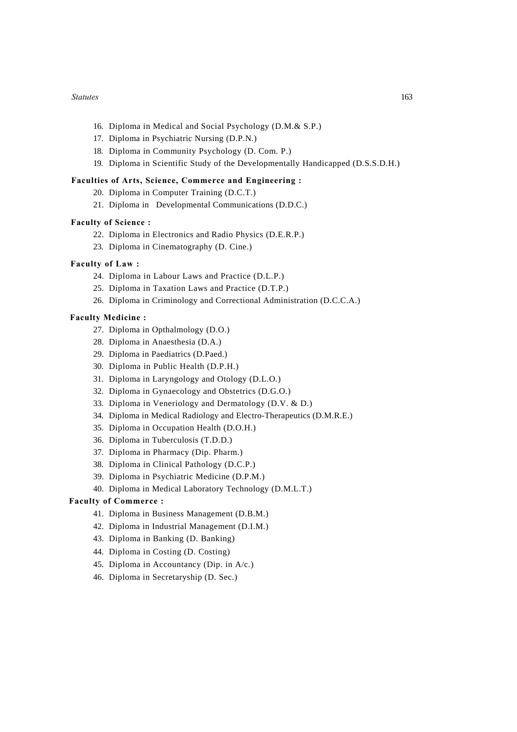16. Diploma in Medical and Social Psychology (D.M.& S.P.)
17. Diploma in Psychiatric Nursing (D.P.N.)
18. Diploma in Community Psychology (D. Com. P.)
19. Diploma in Scientific Study of the Developmentally Handicapped (D.S.S.D.H.)

**Faculties of Arts, Science, Commerce and Engineering :**

20. Diploma in Computer Training (D.C.T.)
21. Diploma in Developmental Communications (D.D.C.)

**Faculty of Science :**

22. Diploma in Electronics and Radio Physics (D.E.R.P.)
23. Diploma in Cinematography (D. Cine.)

**Faculty of Law :**

24. Diploma in Labour Laws and Practice (D.L.P.)
25. Diploma in Taxation Laws and Practice (D.T.P.)
26. Diploma in Criminology and Correctional Administration (D.C.C.A.)

**Faculty Medicine :**

27. Diploma in Opthalmology (D.O.)
28. Diploma in Anaesthesia (D.A.)
29. Diploma in Paediatrics (D.Paed.)
30. Diploma in Public Health (D.P.H.)
31. Diploma in Laryngology and Otology (D.L.O.)
32. Diploma in Gynaecology and Obstetrics (D.G.O.)
33. Diploma in Veneriology and Dermatology (D.V. & D.)
34. Diploma in Medical Radiology and Electro-Therapeutics (D.M.R.E.)
35. Diploma in Occupation Health (D.O.H.)
36. Diploma in Tuberculosis (T.D.D.)
37. Diploma in Pharmacy (Dip. Pharm.)
38. Diploma in Clinical Pathology (D.C.P.)
39. Diploma in Psychiatric Medicine (D.P.M.)
40. Diploma in Medical Laboratory Technology (D.M.L.T.)

**Faculty of Commerce :**

41. Diploma in Business Management (D.B.M.)
42. Diploma in Industrial Management (D.I.M.)
43. Diploma in Banking (D. Banking)
44. Diploma in Costing (D. Costing)
45. Diploma in Accountancy (Dip. in A/c.)
46. Diploma in Secretaryship (D. Sec.)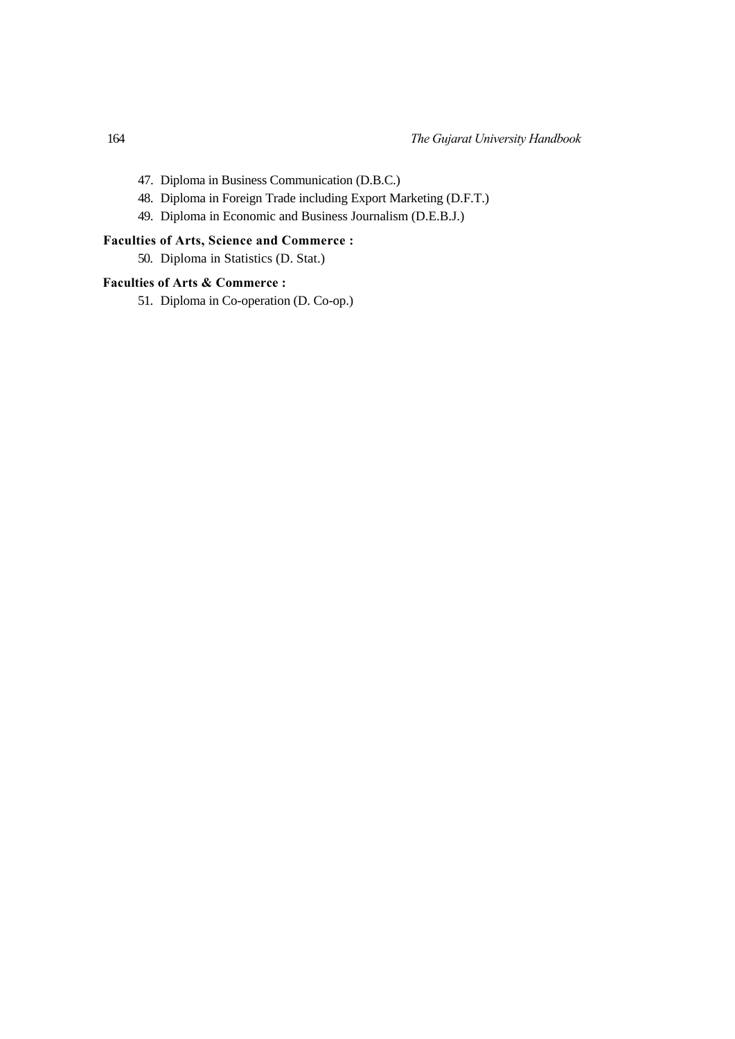47. Diploma in Business Communication (D.B.C.)
48. Diploma in Foreign Trade including Export Marketing (D.F.T.)
49. Diploma in Economic and Business Journalism (D.E.B.J.)

**Faculties of Arts, Science and Commerce :**

50. Diploma in Statistics (D. Stat.)

**Faculties of Arts & Commerce :**

51. Diploma in Co-operation (D. Co-op.)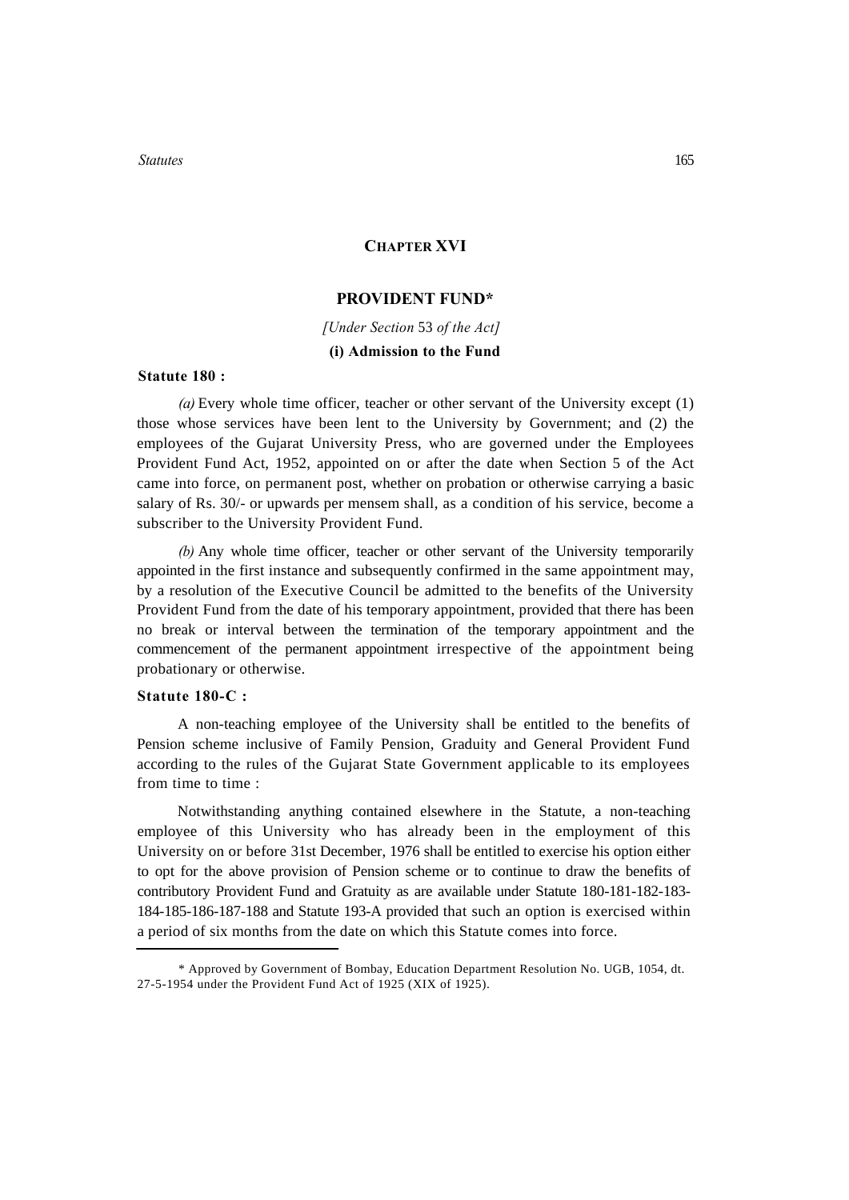## CHAPTER XVI

### PROVIDENT FUND*

*[Under Section 53 of the Act]*

**(i) Admission to the Fund**

**Statute 180 :**

*(a)* Every whole time officer, teacher or other servant of the University except (1) those whose services have been lent to the University by Government; and (2) the employees of the Gujarat University Press, who are governed under the Employees Provident Fund Act, 1952, appointed on or after the date when Section 5 of the Act came into force, on permanent post, whether on probation or otherwise carrying a basic salary of Rs. 30/- or upwards per mensem shall, as a condition of his service, become a subscriber to the University Provident Fund.

*(b)* Any whole time officer, teacher or other servant of the University temporarily appointed in the first instance and subsequently confirmed in the same appointment may, by a resolution of the Executive Council be admitted to the benefits of the University Provident Fund from the date of his temporary appointment, provided that there has been no break or interval between the termination of the temporary appointment and the commencement of the permanent appointment irrespective of the appointment being probationary or otherwise.

**Statute 180-C :**

A non-teaching employee of the University shall be entitled to the benefits of Pension scheme inclusive of Family Pension, Graduity and General Provident Fund according to the rules of the Gujarat State Government applicable to its employees from time to time :

Notwithstanding anything contained elsewhere in the Statute, a non-teaching employee of this University who has already been in the employment of this University on or before 31st December, 1976 shall be entitled to exercise his option either to opt for the above provision of Pension scheme or to continue to draw the benefits of contributory Provident Fund and Gratuity as are available under Statute 180-181-182-183-184-185-186-187-188 and Statute 193-A provided that such an option is exercised within a period of six months from the date on which this Statute comes into force.

---

\* Approved by Government of Bombay, Education Department Resolution No. UGB, 1054, dt. 27-5-1954 under the Provident Fund Act of 1925 (XIX of 1925).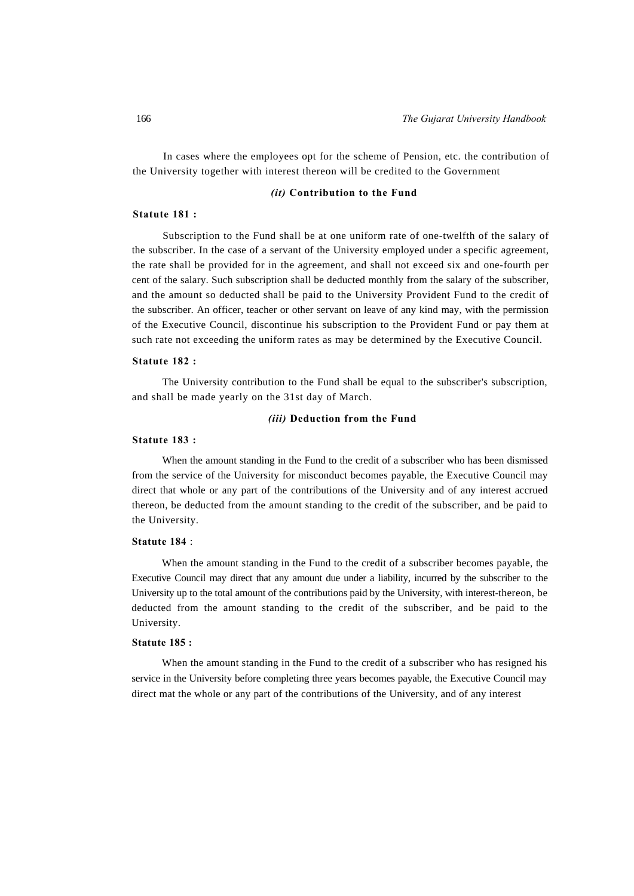In cases where the employees opt for the scheme of Pension, etc. the contribution of the University together with interest thereon will be credited to the Government

### *(it)* **Contribution to the Fund**

**Statute 181 :**

Subscription to the Fund shall be at one uniform rate of one-twelfth of the salary of the subscriber. In the case of a servant of the University employed under a specific agreement, the rate shall be provided for in the agreement, and shall not exceed six and one-fourth per cent of the salary. Such subscription shall be deducted monthly from the salary of the subscriber, and the amount so deducted shall be paid to the University Provident Fund to the credit of the subscriber. An officer, teacher or other servant on leave of any kind may, with the permission of the Executive Council, discontinue his subscription to the Provident Fund or pay them at such rate not exceeding the uniform rates as may be determined by the Executive Council.

**Statute 182 :**

The University contribution to the Fund shall be equal to the subscriber's subscription, and shall be made yearly on the 31st day of March.

### *(iii)* **Deduction from the Fund**

**Statute 183 :**

When the amount standing in the Fund to the credit of a subscriber who has been dismissed from the service of the University for misconduct becomes payable, the Executive Council may direct that whole or any part of the contributions of the University and of any interest accrued thereon, be deducted from the amount standing to the credit of the subscriber, and be paid to the University.

**Statute 184** :

When the amount standing in the Fund to the credit of a subscriber becomes payable, the Executive Council may direct that any amount due under a liability, incurred by the subscriber to the University up to the total amount of the contributions paid by the University, with interest-thereon, be deducted from the amount standing to the credit of the subscriber, and be paid to the University.

**Statute 185 :**

When the amount standing in the Fund to the credit of a subscriber who has resigned his service in the University before completing three years becomes payable, the Executive Council may direct mat the whole or any part of the contributions of the University, and of any interest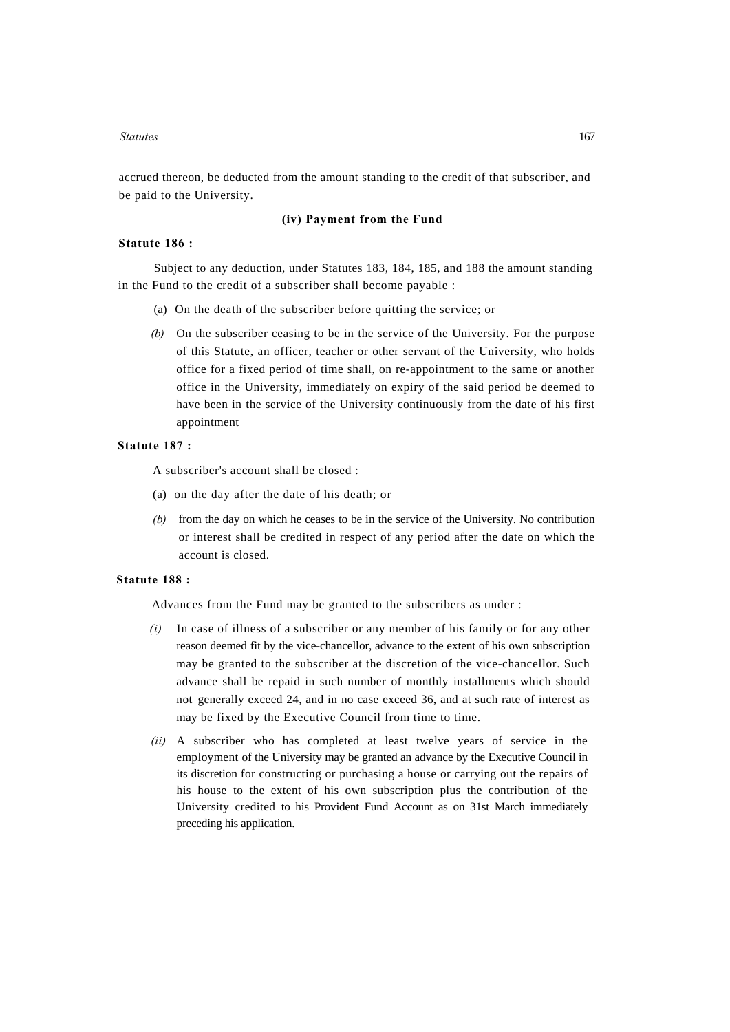accrued thereon, be deducted from the amount standing to the credit of that subscriber, and be paid to the University.

### (iv) Payment from the Fund

**Statute 186 :**

Subject to any deduction, under Statutes 183, 184, 185, and 188 the amount standing in the Fund to the credit of a subscriber shall become payable :

(a) On the death of the subscriber before quitting the service; or

*(b)* On the subscriber ceasing to be in the service of the University. For the purpose of this Statute, an officer, teacher or other servant of the University, who holds office for a fixed period of time shall, on re-appointment to the same or another office in the University, immediately on expiry of the said period be deemed to have been in the service of the University continuously from the date of his first appointment

**Statute 187 :**

A subscriber's account shall be closed :

(a) on the day after the date of his death; or

*(b)* from the day on which he ceases to be in the service of the University. No contribution or interest shall be credited in respect of any period after the date on which the account is closed.

**Statute 188 :**

Advances from the Fund may be granted to the subscribers as under :

*(i)* In case of illness of a subscriber or any member of his family or for any other reason deemed fit by the vice-chancellor, advance to the extent of his own subscription may be granted to the subscriber at the discretion of the vice-chancellor. Such advance shall be repaid in such number of monthly installments which should not generally exceed 24, and in no case exceed 36, and at such rate of interest as may be fixed by the Executive Council from time to time.

*(ii)* A subscriber who has completed at least twelve years of service in the employment of the University may be granted an advance by the Executive Council in its discretion for constructing or purchasing a house or carrying out the repairs of his house to the extent of his own subscription plus the contribution of the University credited to his Provident Fund Account as on 31st March immediately preceding his application.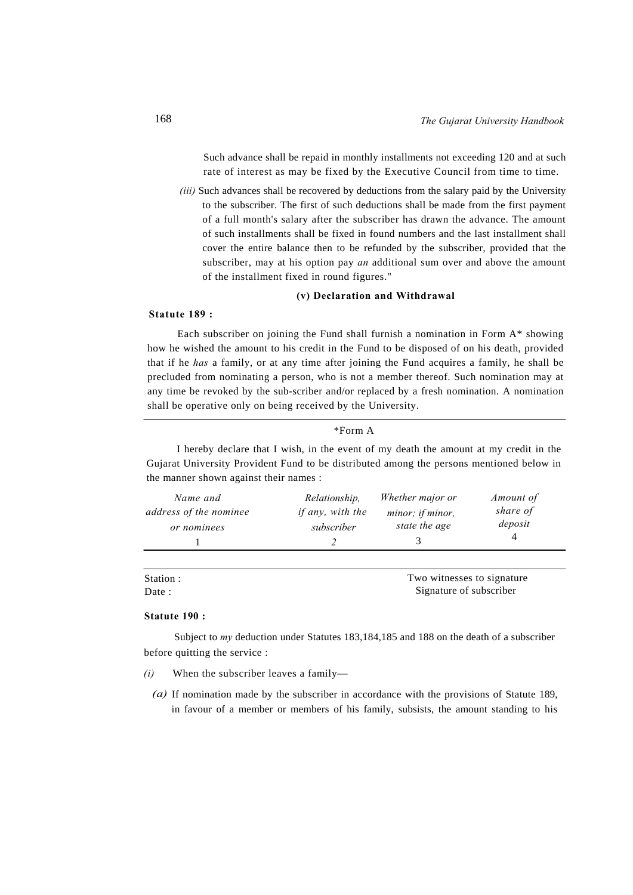Such advance shall be repaid in monthly installments not exceeding 120 and at such rate of interest as may be fixed by the Executive Council from time to time.

*(iii)* Such advances shall be recovered by deductions from the salary paid by the University to the subscriber. The first of such deductions shall be made from the first payment of a full month's salary after the subscriber has drawn the advance. The amount of such installments shall be fixed in found numbers and the last installment shall cover the entire balance then to be refunded by the subscriber, provided that the subscriber, may at his option pay *an* additional sum over and above the amount of the installment fixed in round figures."

**(v) Declaration and Withdrawal**

**Statute 189 :**

Each subscriber on joining the Fund shall furnish a nomination in Form A* showing how he wished the amount to his credit in the Fund to be disposed of on his death, provided that if he *has* a family, or at any time after joining the Fund acquires a family, he shall be precluded from nominating a person, who is not a member thereof. Such nomination may at any time be revoked by the sub-scriber and/or replaced by a fresh nomination. A nomination shall be operative only on being received by the University.

---

*Form A

I hereby declare that I wish, in the event of my death the amount at my credit in the Gujarat University Provident Fund to be distributed among the persons mentioned below in the manner shown against their names :

| *Name and address of the nominee or nominees* | *Relationship, if any, with the subscriber* | *Whether major or minor; if minor, state the age* | *Amount of share of deposit* |
|---|---|---|---|
| 1 | *2* | 3 | 4 |

---

Station :

Date :

Two witnesses to signature

Signature of subscriber

**Statute 190 :**

Subject to *my* deduction under Statutes 183,184,185 and 188 on the death of a subscriber before quitting the service :

*(i)* When the subscriber leaves a family—

*(a)* If nomination made by the subscriber in accordance with the provisions of Statute 189, in favour of a member or members of his family, subsists, the amount standing to his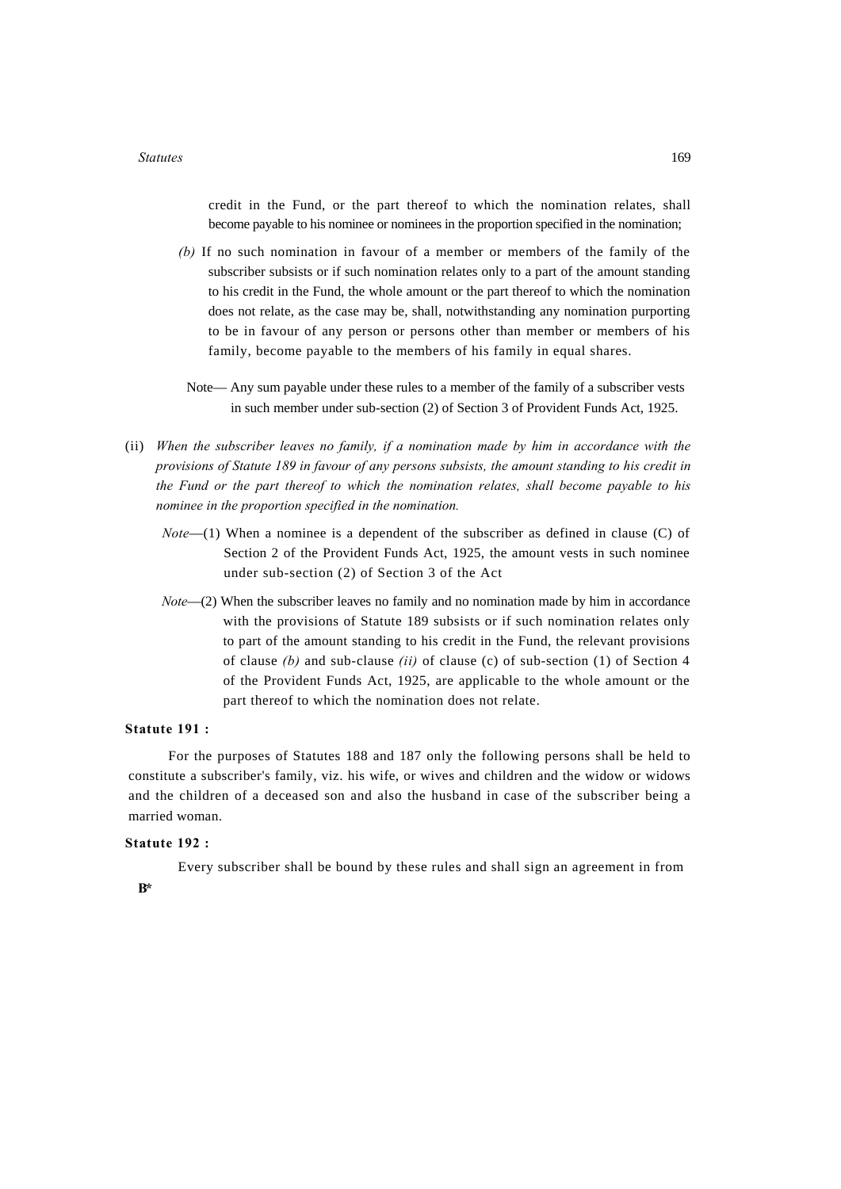credit in the Fund, or the part thereof to which the nomination relates, shall become payable to his nominee or nominees in the proportion specified in the nomination;

*(b)* If no such nomination in favour of a member or members of the family of the subscriber subsists or if such nomination relates only to a part of the amount standing to his credit in the Fund, the whole amount or the part thereof to which the nomination does not relate, as the case may be, shall, notwithstanding any nomination purporting to be in favour of any person or persons other than member or members of his family, become payable to the members of his family in equal shares.

Note— Any sum payable under these rules to a member of the family of a subscriber vests in such member under sub-section (2) of Section 3 of Provident Funds Act, 1925.

(ii) *When the subscriber leaves no family, if a nomination made by him in accordance with the provisions of Statute 189 in favour of any persons subsists, the amount standing to his credit in the Fund or the part thereof to which the nomination relates, shall become payable to his nominee in the proportion specified in the nomination.*

*Note*—(1) When a nominee is a dependent of the subscriber as defined in clause (C) of Section 2 of the Provident Funds Act, 1925, the amount vests in such nominee under sub-section (2) of Section 3 of the Act

*Note*—(2) When the subscriber leaves no family and no nomination made by him in accordance with the provisions of Statute 189 subsists or if such nomination relates only to part of the amount standing to his credit in the Fund, the relevant provisions of clause *(b)* and sub-clause *(ii)* of clause (c) of sub-section (1) of Section 4 of the Provident Funds Act, 1925, are applicable to the whole amount or the part thereof to which the nomination does not relate.

**Statute 191 :**

For the purposes of Statutes 188 and 187 only the following persons shall be held to constitute a subscriber's family, viz. his wife, or wives and children and the widow or widows and the children of a deceased son and also the husband in case of the subscriber being a married woman.

**Statute 192 :**

Every subscriber shall be bound by these rules and shall sign an agreement in from

**B***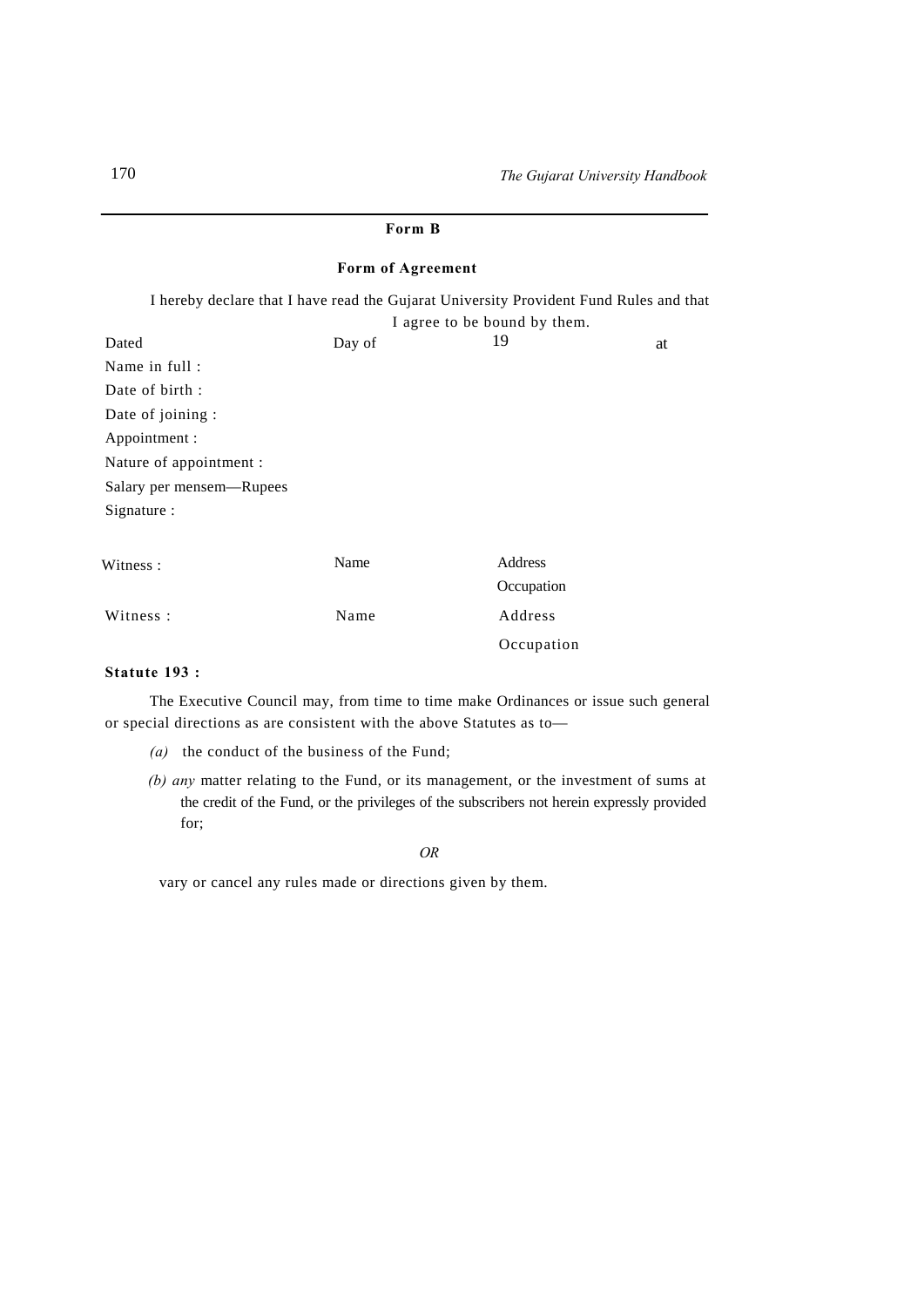## Form B

### Form of Agreement

I hereby declare that I have read the Gujarat University Provident Fund Rules and that I agree to be bound by them.

Dated Day of 19 at

Name in full :

Date of birth :

Date of joining :

Appointment :

Nature of appointment :

Salary per mensem—Rupees

Signature :

Witness : Name Address
Occupation

Witness : Name Address
Occupation

**Statute 193 :**

The Executive Council may, from time to time make Ordinances or issue such general or special directions as are consistent with the above Statutes as to—

*(a)* the conduct of the business of the Fund;

*(b) any* matter relating to the Fund, or its management, or the investment of sums at the credit of the Fund, or the privileges of the subscribers not herein expressly provided for;

*OR*

vary or cancel any rules made or directions given by them.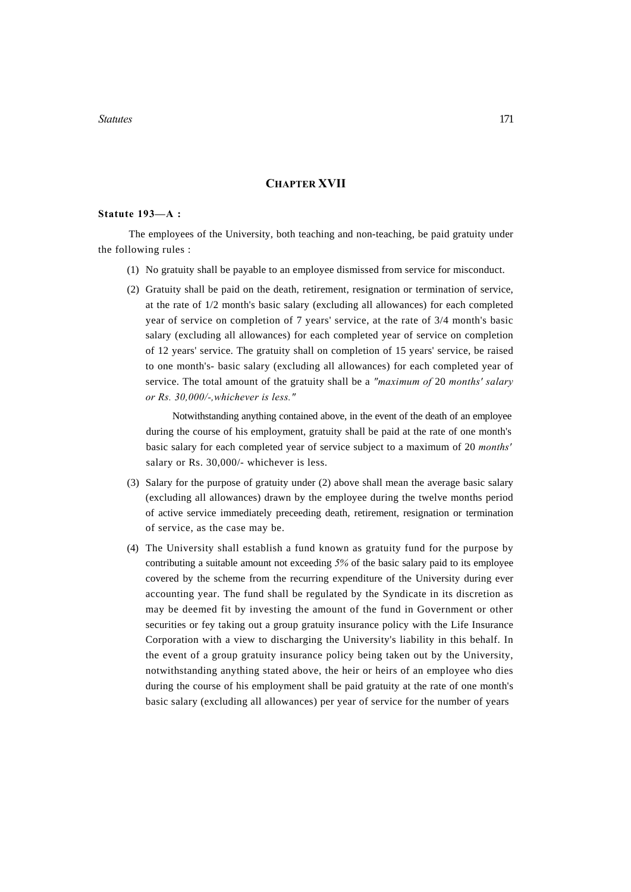## CHAPTER XVII

**Statute 193—A :**

The employees of the University, both teaching and non-teaching, be paid gratuity under the following rules :

(1) No gratuity shall be payable to an employee dismissed from service for misconduct.

(2) Gratuity shall be paid on the death, retirement, resignation or termination of service, at the rate of 1/2 month's basic salary (excluding all allowances) for each completed year of service on completion of 7 years' service, at the rate of 3/4 month's basic salary (excluding all allowances) for each completed year of service on completion of 12 years' service. The gratuity shall on completion of 15 years' service, be raised to one month's- basic salary (excluding all allowances) for each completed year of service. The total amount of the gratuity shall be a *"maximum of* 20 *months' salary or Rs. 30,000/-,whichever is less."*

Notwithstanding anything contained above, in the event of the death of an employee during the course of his employment, gratuity shall be paid at the rate of one month's basic salary for each completed year of service subject to a maximum of 20 *months'* salary or Rs. 30,000/- whichever is less.

(3) Salary for the purpose of gratuity under (2) above shall mean the average basic salary (excluding all allowances) drawn by the employee during the twelve months period of active service immediately preceeding death, retirement, resignation or termination of service, as the case may be.

(4) The University shall establish a fund known as gratuity fund for the purpose by contributing a suitable amount not exceeding *5%* of the basic salary paid to its employee covered by the scheme from the recurring expenditure of the University during ever accounting year. The fund shall be regulated by the Syndicate in its discretion as may be deemed fit by investing the amount of the fund in Government or other securities or fey taking out a group gratuity insurance policy with the Life Insurance Corporation with a view to discharging the University's liability in this behalf. In the event of a group gratuity insurance policy being taken out by the University, notwithstanding anything stated above, the heir or heirs of an employee who dies during the course of his employment shall be paid gratuity at the rate of one month's basic salary (excluding all allowances) per year of service for the number of years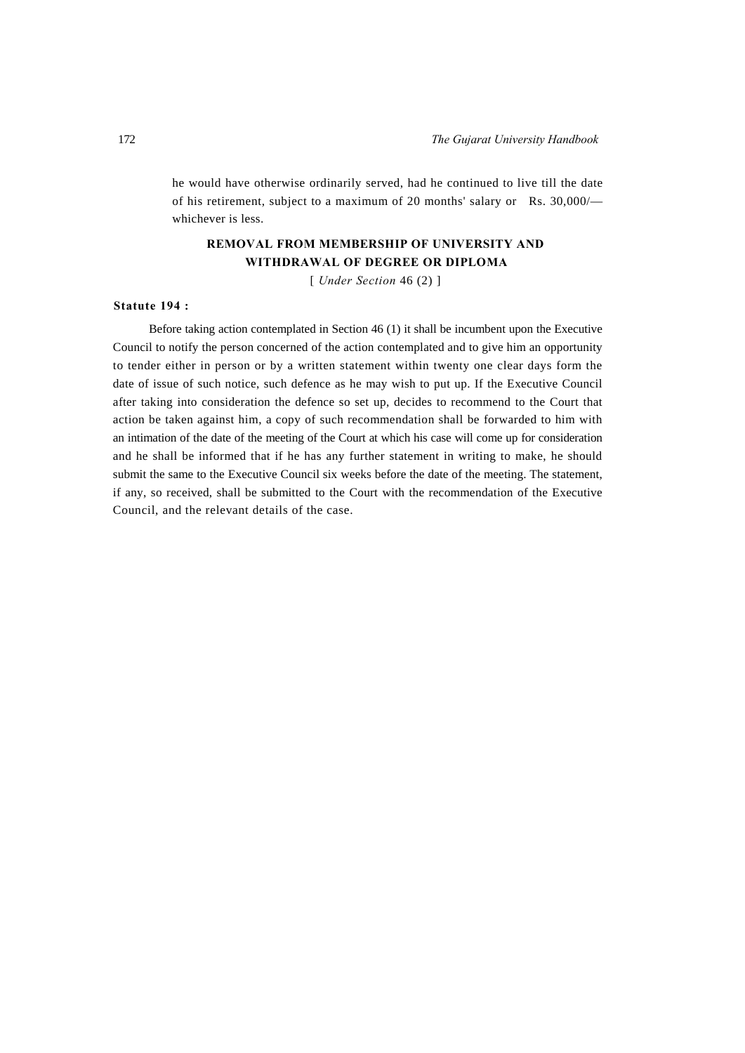he would have otherwise ordinarily served, had he continued to live till the date of his retirement, subject to a maximum of 20 months' salary or Rs. 30,000/— whichever is less.

## REMOVAL FROM MEMBERSHIP OF UNIVERSITY AND WITHDRAWAL OF DEGREE OR DIPLOMA

[ *Under Section* 46 (2) ]

**Statute 194 :**

Before taking action contemplated in Section 46 (1) it shall be incumbent upon the Executive Council to notify the person concerned of the action contemplated and to give him an opportunity to tender either in person or by a written statement within twenty one clear days form the date of issue of such notice, such defence as he may wish to put up. If the Executive Council after taking into consideration the defence so set up, decides to recommend to the Court that action be taken against him, a copy of such recommendation shall be forwarded to him with an intimation of the date of the meeting of the Court at which his case will come up for consideration and he shall be informed that if he has any further statement in writing to make, he should submit the same to the Executive Council six weeks before the date of the meeting. The statement, if any, so received, shall be submitted to the Court with the recommendation of the Executive Council, and the relevant details of the case.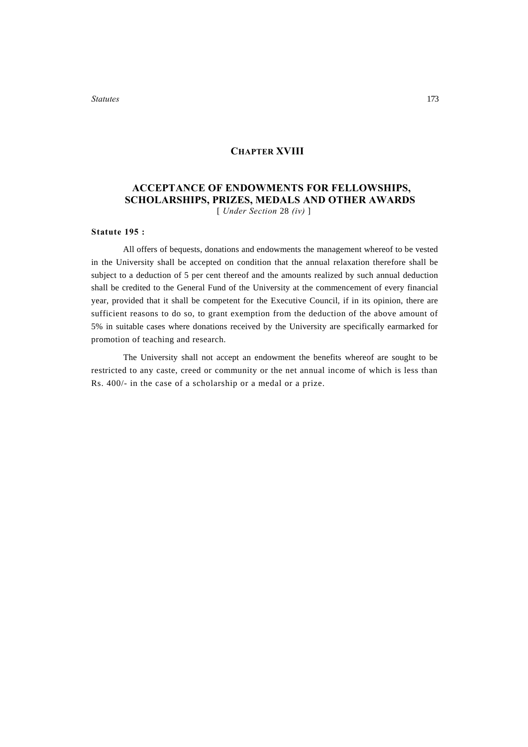## CHAPTER XVIII

## ACCEPTANCE OF ENDOWMENTS FOR FELLOWSHIPS, SCHOLARSHIPS, PRIZES, MEDALS AND OTHER AWARDS

[ *Under Section* 28 *(iv)* ]

**Statute 195 :**

All offers of bequests, donations and endowments the management whereof to be vested in the University shall be accepted on condition that the annual relaxation therefore shall be subject to a deduction of 5 per cent thereof and the amounts realized by such annual deduction shall be credited to the General Fund of the University at the commencement of every financial year, provided that it shall be competent for the Executive Council, if in its opinion, there are sufficient reasons to do so, to grant exemption from the deduction of the above amount of 5% in suitable cases where donations received by the University are specifically earmarked for promotion of teaching and research.

The University shall not accept an endowment the benefits whereof are sought to be restricted to any caste, creed or community or the net annual income of which is less than Rs. 400/- in the case of a scholarship or a medal or a prize.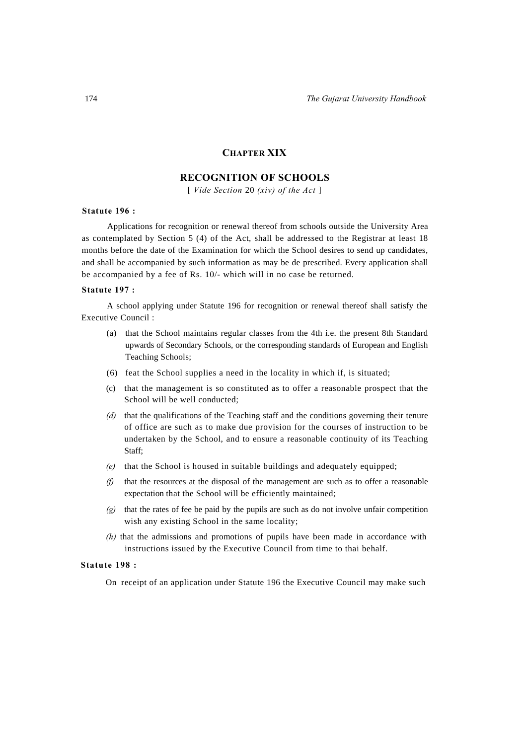## CHAPTER XIX

## RECOGNITION OF SCHOOLS

[ *Vide Section* 20 *(xiv) of the Act* ]

**Statute 196 :**

Applications for recognition or renewal thereof from schools outside the University Area as contemplated by Section 5 (4) of the Act, shall be addressed to the Registrar at least 18 months before the date of the Examination for which the School desires to send up candidates, and shall be accompanied by such information as may be de prescribed. Every application shall be accompanied by a fee of Rs. 10/- which will in no case be returned.

**Statute 197 :**

A school applying under Statute 196 for recognition or renewal thereof shall satisfy the Executive Council :

(a) that the School maintains regular classes from the 4th i.e. the present 8th Standard upwards of Secondary Schools, or the corresponding standards of European and English Teaching Schools;

(6) feat the School supplies a need in the locality in which if, is situated;

(c) that the management is so constituted as to offer a reasonable prospect that the School will be well conducted;

*(d)* that the qualifications of the Teaching staff and the conditions governing their tenure of office are such as to make due provision for the courses of instruction to be undertaken by the School, and to ensure a reasonable continuity of its Teaching Staff;

*(e)* that the School is housed in suitable buildings and adequately equipped;

*(f)* that the resources at the disposal of the management are such as to offer a reasonable expectation that the School will be efficiently maintained;

*(g)* that the rates of fee be paid by the pupils are such as do not involve unfair competition wish any existing School in the same locality;

*(h)* that the admissions and promotions of pupils have been made in accordance with instructions issued by the Executive Council from time to thai behalf.

**Statute 198 :**

On receipt of an application under Statute 196 the Executive Council may make such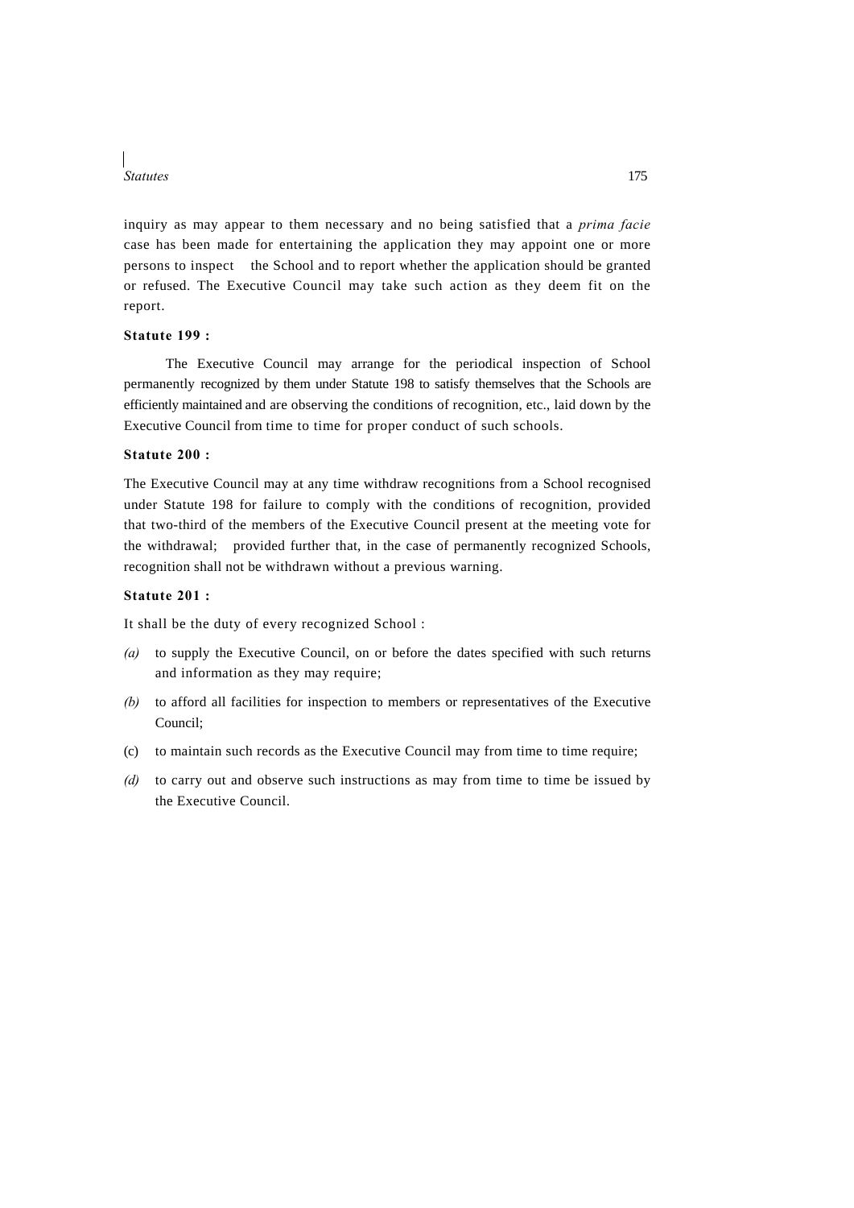inquiry as may appear to them necessary and no being satisfied that a *prima facie* case has been made for entertaining the application they may appoint one or more persons to inspect the School and to report whether the application should be granted or refused. The Executive Council may take such action as they deem fit on the report.

**Statute 199 :**

The Executive Council may arrange for the periodical inspection of School permanently recognized by them under Statute 198 to satisfy themselves that the Schools are efficiently maintained and are observing the conditions of recognition, etc., laid down by the Executive Council from time to time for proper conduct of such schools.

**Statute 200 :**

The Executive Council may at any time withdraw recognitions from a School recognised under Statute 198 for failure to comply with the conditions of recognition, provided that two-third of the members of the Executive Council present at the meeting vote for the withdrawal; provided further that, in the case of permanently recognized Schools, recognition shall not be withdrawn without a previous warning.

**Statute 201 :**

It shall be the duty of every recognized School :

*(a)* to supply the Executive Council, on or before the dates specified with such returns and information as they may require;

*(b)* to afford all facilities for inspection to members or representatives of the Executive Council;

(c) to maintain such records as the Executive Council may from time to time require;

*(d)* to carry out and observe such instructions as may from time to time be issued by the Executive Council.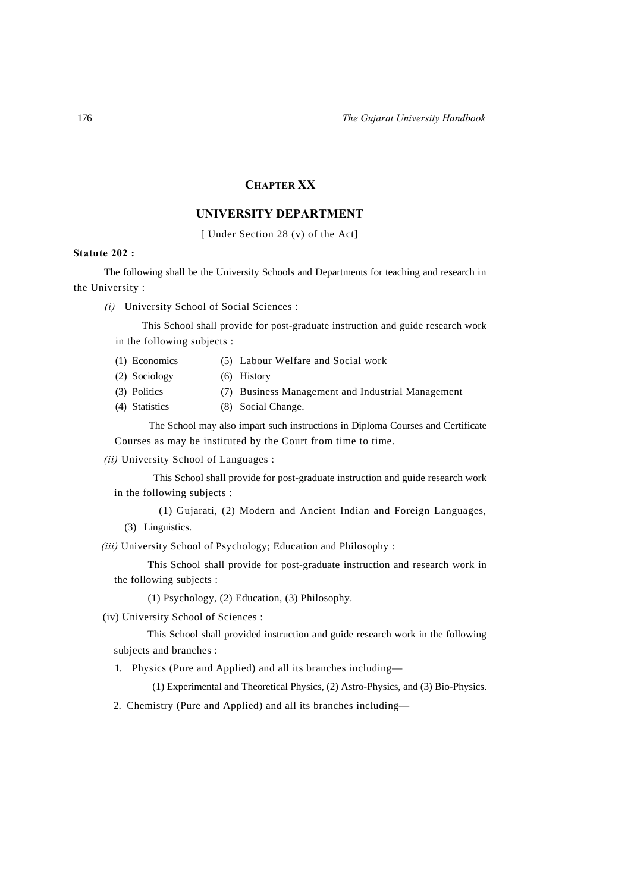## CHAPTER XX

## UNIVERSITY DEPARTMENT

[ Under Section 28 (v) of the Act]

**Statute 202 :**

The following shall be the University Schools and Departments for teaching and research in the University :

*(i)* University School of Social Sciences :

This School shall provide for post-graduate instruction and guide research work in the following subjects :

(1) Economics
(2) Sociology
(3) Politics
(4) Statistics
(5) Labour Welfare and Social work
(6) History
(7) Business Management and Industrial Management
(8) Social Change.

The School may also impart such instructions in Diploma Courses and Certificate Courses as may be instituted by the Court from time to time.

*(ii)* University School of Languages :

This School shall provide for post-graduate instruction and guide research work in the following subjects :

(1) Gujarati, (2) Modern and Ancient Indian and Foreign Languages, (3) Linguistics.

*(iii)* University School of Psychology; Education and Philosophy :

This School shall provide for post-graduate instruction and research work in the following subjects :

(1) Psychology, (2) Education, (3) Philosophy.

(iv) University School of Sciences :

This School shall provided instruction and guide research work in the following subjects and branches :

1. Physics (Pure and Applied) and all its branches including—

   (1) Experimental and Theoretical Physics, (2) Astro-Physics, and (3) Bio-Physics.

2. Chemistry (Pure and Applied) and all its branches including—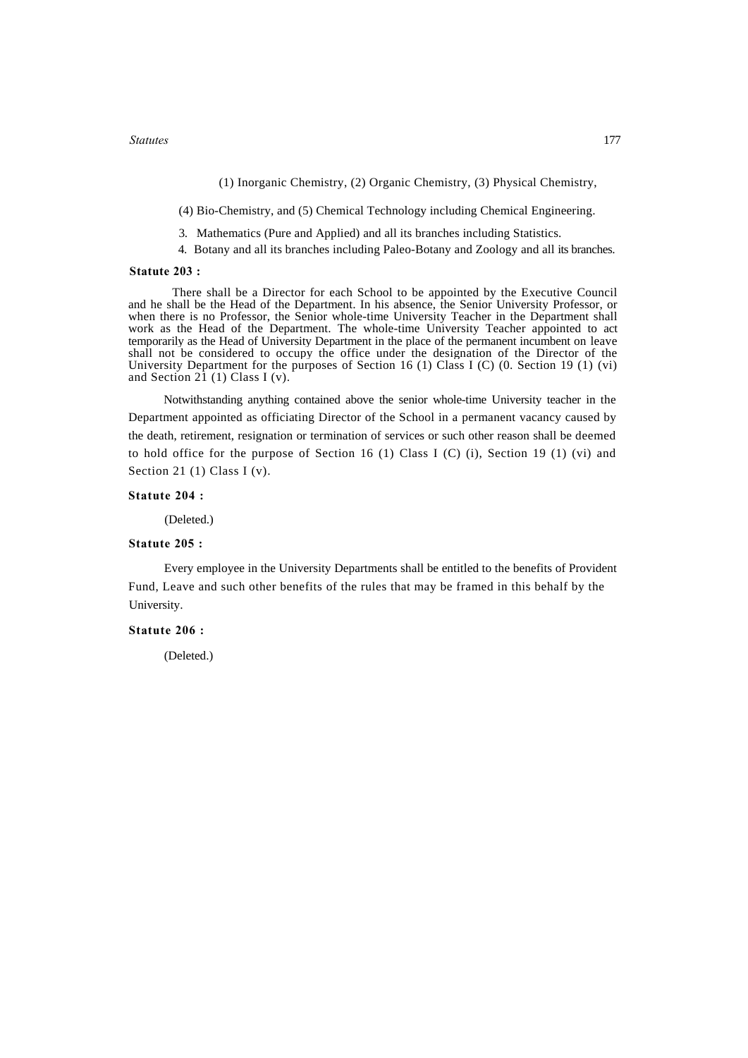(1) Inorganic Chemistry, (2) Organic Chemistry, (3) Physical Chemistry,

(4) Bio-Chemistry, and (5) Chemical Technology including Chemical Engineering.

3. Mathematics (Pure and Applied) and all its branches including Statistics.

4. Botany and all its branches including Paleo-Botany and Zoology and all its branches.

**Statute 203 :**

There shall be a Director for each School to be appointed by the Executive Council and he shall be the Head of the Department. In his absence, the Senior University Professor, or when there is no Professor, the Senior whole-time University Teacher in the Department shall work as the Head of the Department. The whole-time University Teacher appointed to act temporarily as the Head of University Department in the place of the permanent incumbent on leave shall not be considered to occupy the office under the designation of the Director of the University Department for the purposes of Section 16 (1) Class I (C) (0. Section 19 (1) (vi) and Section 21 (1) Class I (v).

Notwithstanding anything contained above the senior whole-time University teacher in the Department appointed as officiating Director of the School in a permanent vacancy caused by the death, retirement, resignation or termination of services or such other reason shall be deemed to hold office for the purpose of Section 16 (1) Class I (C) (i), Section 19 (1) (vi) and Section 21 (1) Class I (v).

**Statute 204 :**

(Deleted.)

**Statute 205 :**

Every employee in the University Departments shall be entitled to the benefits of Provident Fund, Leave and such other benefits of the rules that may be framed in this behalf by the University.

**Statute 206 :**

(Deleted.)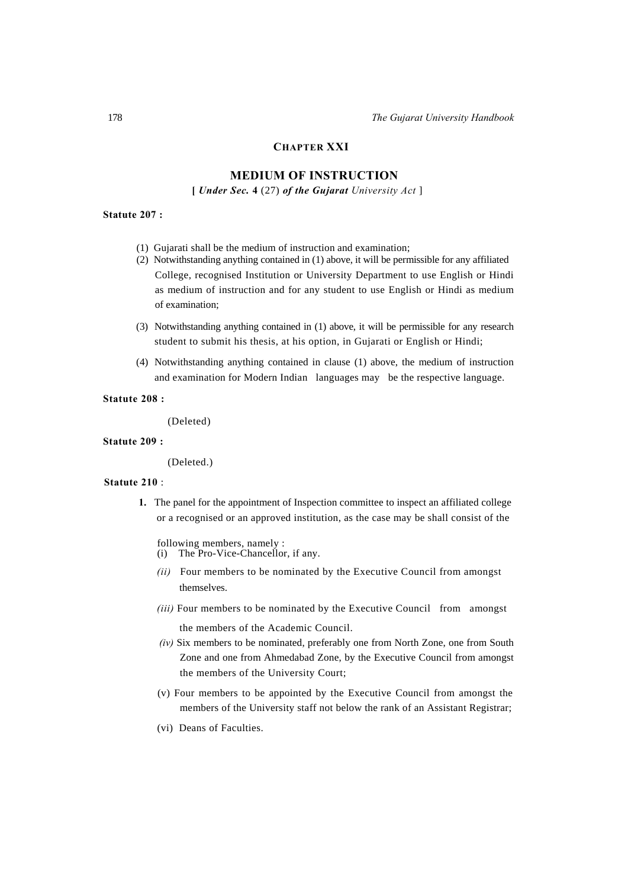## CHAPTER XXI

## MEDIUM OF INSTRUCTION

**[** ***Under Sec.*** **4** (27) ***of the Gujarat*** *University Act* ]

**Statute 207 :**

(1) Gujarati shall be the medium of instruction and examination;

(2) Notwithstanding anything contained in (1) above, it will be permissible for any affiliated College, recognised Institution or University Department to use English or Hindi as medium of instruction and for any student to use English or Hindi as medium of examination;

(3) Notwithstanding anything contained in (1) above, it will be permissible for any research student to submit his thesis, at his option, in Gujarati or English or Hindi;

(4) Notwithstanding anything contained in clause (1) above, the medium of instruction and examination for Modern Indian languages may be the respective language.

**Statute 208 :**

(Deleted)

**Statute 209 :**

(Deleted.)

**Statute 210** :

**1.** The panel for the appointment of Inspection committee to inspect an affiliated college or a recognised or an approved institution, as the case may be shall consist of the following members, namely :

(i) The Pro-Vice-Chancellor, if any.

*(ii)* Four members to be nominated by the Executive Council from amongst themselves.

*(iii)* Four members to be nominated by the Executive Council from amongst the members of the Academic Council.

*(iv)* Six members to be nominated, preferably one from North Zone, one from South Zone and one from Ahmedabad Zone, by the Executive Council from amongst the members of the University Court;

(v) Four members to be appointed by the Executive Council from amongst the members of the University staff not below the rank of an Assistant Registrar;

(vi) Deans of Faculties.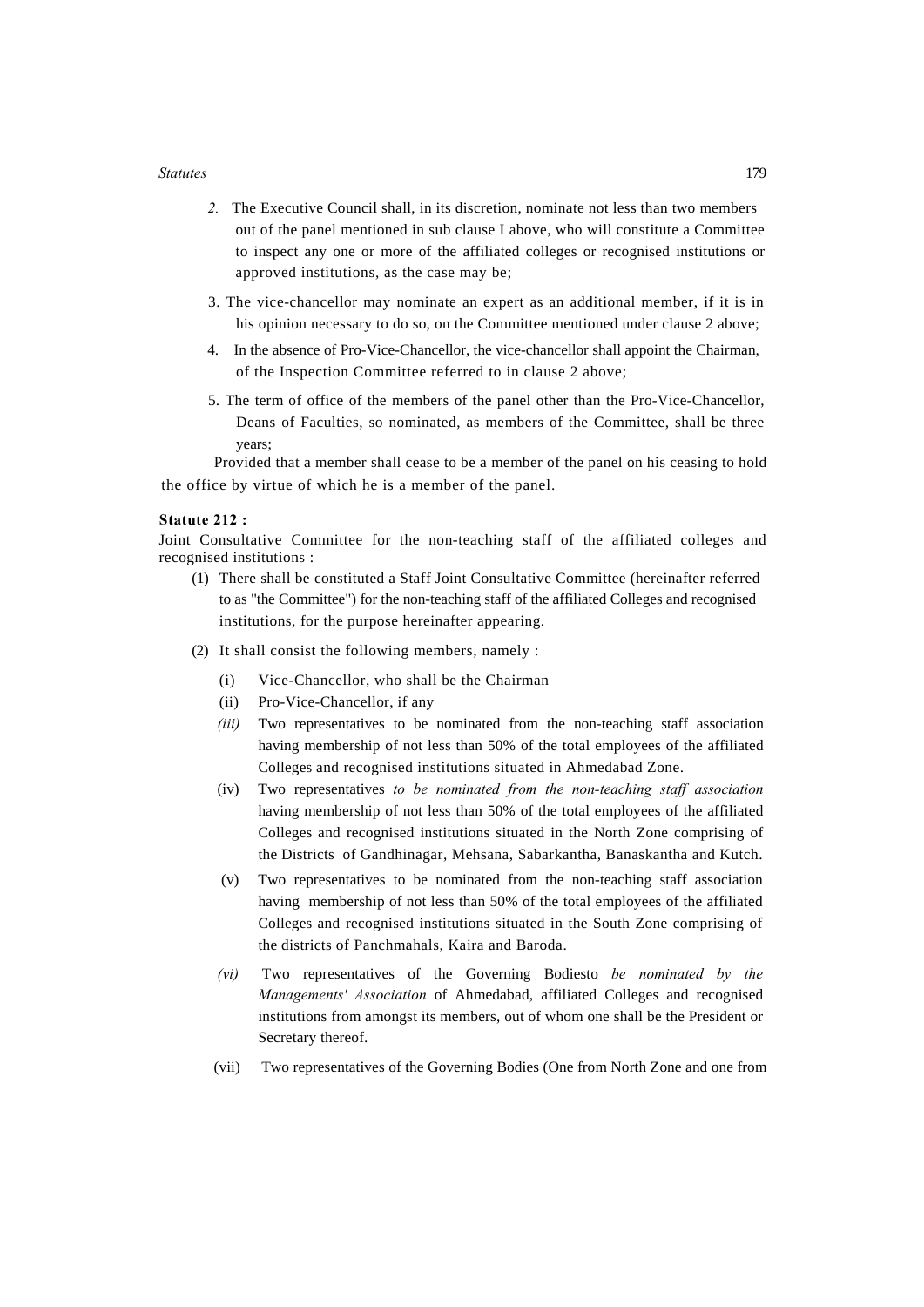2. The Executive Council shall, in its discretion, nominate not less than two members out of the panel mentioned in sub clause I above, who will constitute a Committee to inspect any one or more of the affiliated colleges or recognised institutions or approved institutions, as the case may be;

3. The vice-chancellor may nominate an expert as an additional member, if it is in his opinion necessary to do so, on the Committee mentioned under clause 2 above;

4. In the absence of Pro-Vice-Chancellor, the vice-chancellor shall appoint the Chairman, of the Inspection Committee referred to in clause 2 above;

5. The term of office of the members of the panel other than the Pro-Vice-Chancellor, Deans of Faculties, so nominated, as members of the Committee, shall be three years;

Provided that a member shall cease to be a member of the panel on his ceasing to hold the office by virtue of which he is a member of the panel.

**Statute 212 :**

Joint Consultative Committee for the non-teaching staff of the affiliated colleges and recognised institutions :

(1) There shall be constituted a Staff Joint Consultative Committee (hereinafter referred to as "the Committee") for the non-teaching staff of the affiliated Colleges and recognised institutions, for the purpose hereinafter appearing.

(2) It shall consist the following members, namely :

(i) Vice-Chancellor, who shall be the Chairman

(ii) Pro-Vice-Chancellor, if any

*(iii)* Two representatives to be nominated from the non-teaching staff association having membership of not less than 50% of the total employees of the affiliated Colleges and recognised institutions situated in Ahmedabad Zone.

(iv) Two representatives *to be nominated from the non-teaching staff association* having membership of not less than 50% of the total employees of the affiliated Colleges and recognised institutions situated in the North Zone comprising of the Districts of Gandhinagar, Mehsana, Sabarkantha, Banaskantha and Kutch.

(v) Two representatives to be nominated from the non-teaching staff association having membership of not less than 50% of the total employees of the affiliated Colleges and recognised institutions situated in the South Zone comprising of the districts of Panchmahals, Kaira and Baroda.

*(vi)* Two representatives of the Governing Bodiesto *be nominated by the Managements' Association* of Ahmedabad, affiliated Colleges and recognised institutions from amongst its members, out of whom one shall be the President or Secretary thereof.

(vii) Two representatives of the Governing Bodies (One from North Zone and one from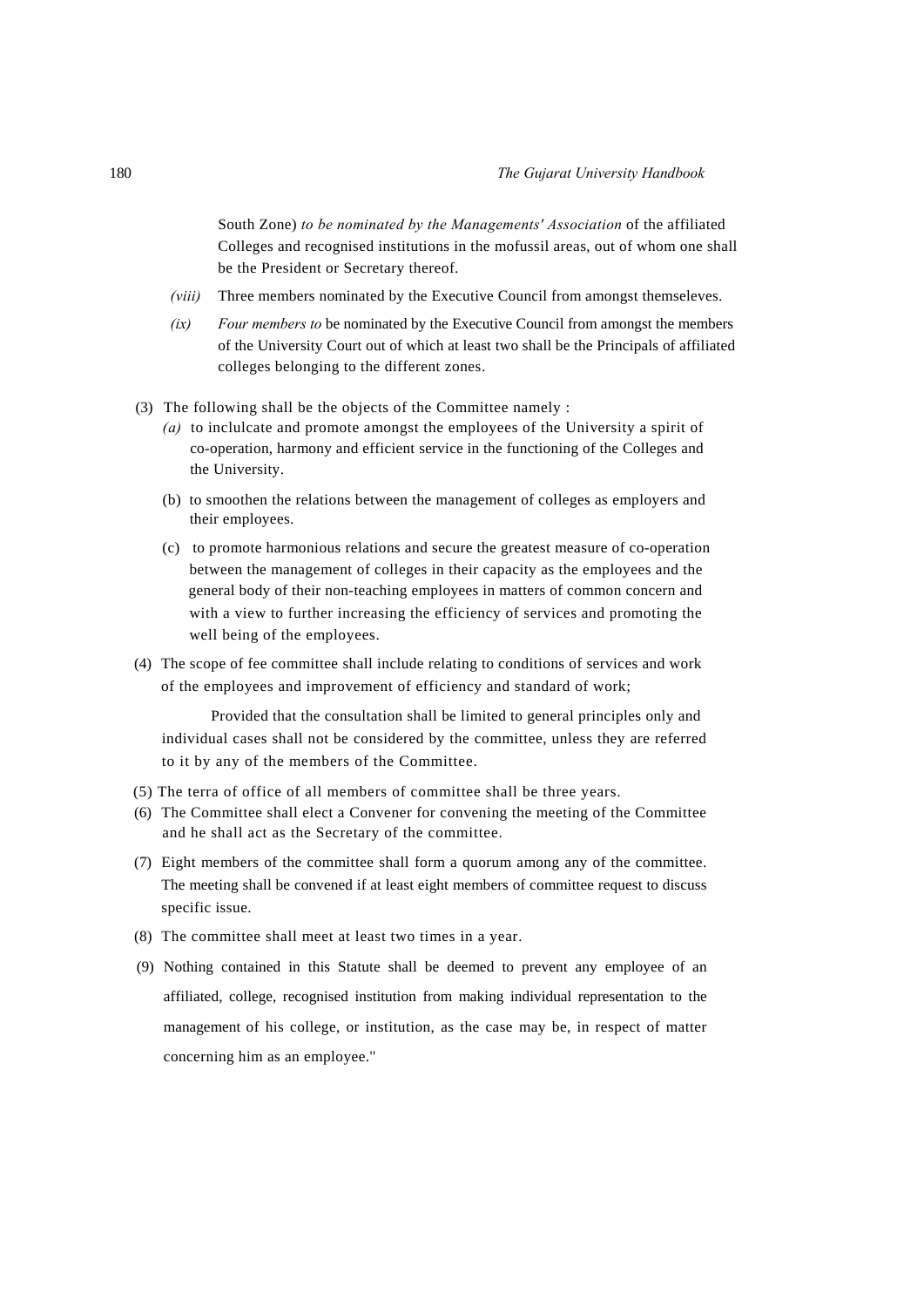South Zone) *to be nominated by the Managements' Association* of the affiliated Colleges and recognised institutions in the mofussil areas, out of whom one shall be the President or Secretary thereof.

*(viii)* Three members nominated by the Executive Council from amongst themseleves.

*(ix)* *Four members to* be nominated by the Executive Council from amongst the members of the University Court out of which at least two shall be the Principals of affiliated colleges belonging to the different zones.

(3) The following shall be the objects of the Committee namely :

*(a)* to inclulcate and promote amongst the employees of the University a spirit of co-operation, harmony and efficient service in the functioning of the Colleges and the University.

(b) to smoothen the relations between the management of colleges as employers and their employees.

(c) to promote harmonious relations and secure the greatest measure of co-operation between the management of colleges in their capacity as the employees and the general body of their non-teaching employees in matters of common concern and with a view to further increasing the efficiency of services and promoting the well being of the employees.

(4) The scope of fee committee shall include relating to conditions of services and work of the employees and improvement of efficiency and standard of work;

Provided that the consultation shall be limited to general principles only and individual cases shall not be considered by the committee, unless they are referred to it by any of the members of the Committee.

(5) The terra of office of all members of committee shall be three years.

(6) The Committee shall elect a Convener for convening the meeting of the Committee and he shall act as the Secretary of the committee.

(7) Eight members of the committee shall form a quorum among any of the committee. The meeting shall be convened if at least eight members of committee request to discuss specific issue.

(8) The committee shall meet at least two times in a year.

(9) Nothing contained in this Statute shall be deemed to prevent any employee of an affiliated, college, recognised institution from making individual representation to the management of his college, or institution, as the case may be, in respect of matter concerning him as an employee."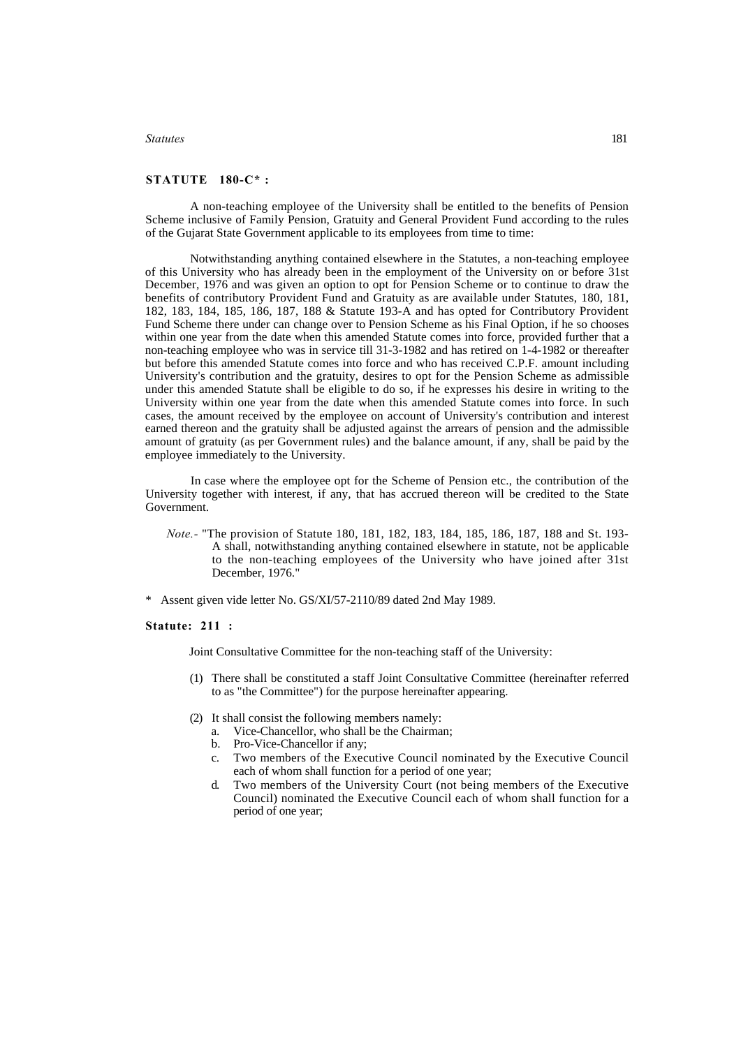## STATUTE 180-C* :

A non-teaching employee of the University shall be entitled to the benefits of Pension Scheme inclusive of Family Pension, Gratuity and General Provident Fund according to the rules of the Gujarat State Government applicable to its employees from time to time:

Notwithstanding anything contained elsewhere in the Statutes, a non-teaching employee of this University who has already been in the employment of the University on or before 31st December, 1976 and was given an option to opt for Pension Scheme or to continue to draw the benefits of contributory Provident Fund and Gratuity as are available under Statutes, 180, 181, 182, 183, 184, 185, 186, 187, 188 & Statute 193-A and has opted for Contributory Provident Fund Scheme there under can change over to Pension Scheme as his Final Option, if he so chooses within one year from the date when this amended Statute comes into force, provided further that a non-teaching employee who was in service till 31-3-1982 and has retired on 1-4-1982 or thereafter but before this amended Statute comes into force and who has received C.P.F. amount including University's contribution and the gratuity, desires to opt for the Pension Scheme as admissible under this amended Statute shall be eligible to do so, if he expresses his desire in writing to the University within one year from the date when this amended Statute comes into force. In such cases, the amount received by the employee on account of University's contribution and interest earned thereon and the gratuity shall be adjusted against the arrears of pension and the admissible amount of gratuity (as per Government rules) and the balance amount, if any, shall be paid by the employee immediately to the University.

In case where the employee opt for the Scheme of Pension etc., the contribution of the University together with interest, if any, that has accrued thereon will be credited to the State Government.

*Note.-* "The provision of Statute 180, 181, 182, 183, 184, 185, 186, 187, 188 and St. 193-A shall, notwithstanding anything contained elsewhere in statute, not be applicable to the non-teaching employees of the University who have joined after 31st December, 1976."

\* Assent given vide letter No. GS/XI/57-2110/89 dated 2nd May 1989.

## Statute: 211 :

Joint Consultative Committee for the non-teaching staff of the University:

(1) There shall be constituted a staff Joint Consultative Committee (hereinafter referred to as "the Committee") for the purpose hereinafter appearing.

(2) It shall consist the following members namely:
   a. Vice-Chancellor, who shall be the Chairman;
   b. Pro-Vice-Chancellor if any;
   c. Two members of the Executive Council nominated by the Executive Council each of whom shall function for a period of one year;
   d. Two members of the University Court (not being members of the Executive Council) nominated the Executive Council each of whom shall function for a period of one year;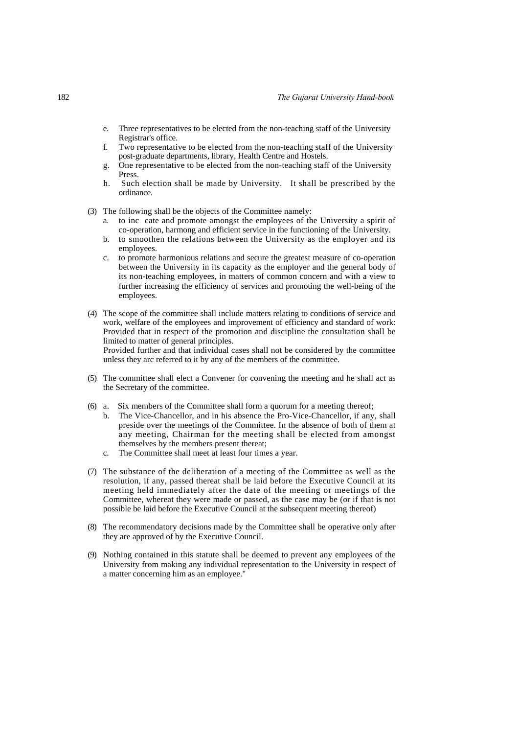e. Three representatives to be elected from the non-teaching staff of the University Registrar's office.
f. Two representative to be elected from the non-teaching staff of the University post-graduate departments, library, Health Centre and Hostels.
g. One representative to be elected from the non-teaching staff of the University Press.
h. Such election shall be made by University. It shall be prescribed by the ordinance.

(3) The following shall be the objects of the Committee namely:
   a. to inc cate and promote amongst the employees of the University a spirit of co-operation, harmong and efficient service in the functioning of the University.
   b. to smoothen the relations between the University as the employer and its employees.
   c. to promote harmonious relations and secure the greatest measure of co-operation between the University in its capacity as the employer and the general body of its non-teaching employees, in matters of common concern and with a view to further increasing the efficiency of services and promoting the well-being of the employees.

(4) The scope of the committee shall include matters relating to conditions of service and work, welfare of the employees and improvement of efficiency and standard of work: Provided that in respect of the promotion and discipline the consultation shall be limited to matter of general principles.
Provided further and that individual cases shall not be considered by the committee unless they arc referred to it by any of the members of the committee.

(5) The committee shall elect a Convener for convening the meeting and he shall act as the Secretary of the committee.

(6) a. Six members of the Committee shall form a quorum for a meeting thereof;
   b. The Vice-Chancellor, and in his absence the Pro-Vice-Chancellor, if any, shall preside over the meetings of the Committee. In the absence of both of them at any meeting, Chairman for the meeting shall be elected from amongst themselves by the members present thereat;
   c. The Committee shall meet at least four times a year.

(7) The substance of the deliberation of a meeting of the Committee as well as the resolution, if any, passed thereat shall be laid before the Executive Council at its meeting held immediately after the date of the meeting or meetings of the Committee, whereat they were made or passed, as the case may be (or if that is not possible be laid before the Executive Council at the subsequent meeting thereof)

(8) The recommendatory decisions made by the Committee shall be operative only after they are approved of by the Executive Council.

(9) Nothing contained in this statute shall be deemed to prevent any employees of the University from making any individual representation to the University in respect of a matter concerning him as an employee."